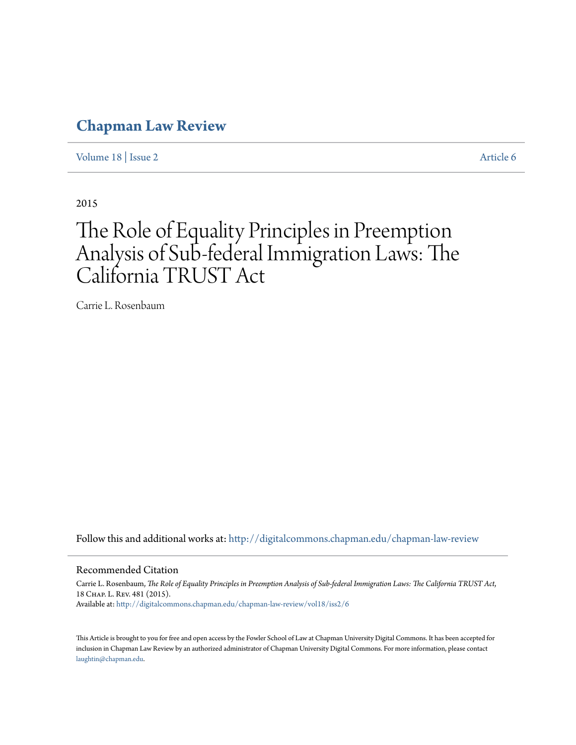# Chapman Law Review

Volume 18 | Issue 2 Article 6

2015

# The Role of Equality Principles in Preemption Analysis of Sub-federal Immigration Laws: The California TRUST Act

Carrie L. Rosenbaum

Follow this and additional works at: http://digitalcommons.chapman.edu/chapman-law-review

## Recommended Citation

Carrie L. Rosenbaum, *The Role of Equality Principles in Preemption Analysis of Sub-federal Immigration Laws: The California TRUST Act*, 18 Chap. L. Rev. 481 (2015).
Available at: http://digitalcommons.chapman.edu/chapman-law-review/vol18/iss2/6

This Article is brought to you for free and open access by the Fowler School of Law at Chapman University Digital Commons. It has been accepted for inclusion in Chapman Law Review by an authorized administrator of Chapman University Digital Commons. For more information, please contact laughtin@chapman.edu.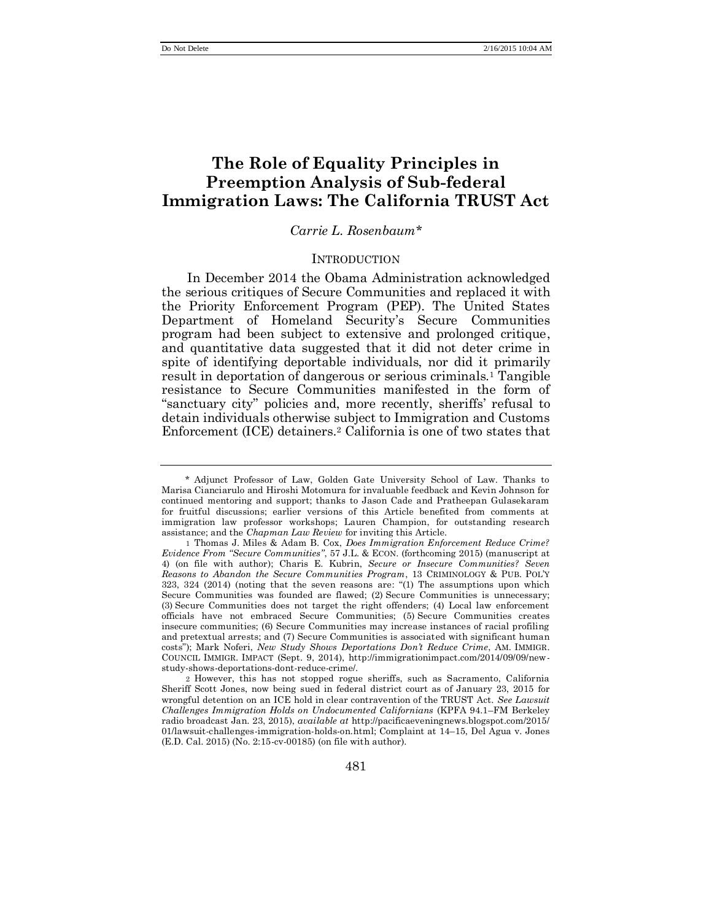# The Role of Equality Principles in Preemption Analysis of Sub-federal Immigration Laws: The California TRUST Act

*Carrie L. Rosenbaum**

## INTRODUCTION

In December 2014 the Obama Administration acknowledged the serious critiques of Secure Communities and replaced it with the Priority Enforcement Program (PEP). The United States Department of Homeland Security's Secure Communities program had been subject to extensive and prolonged critique, and quantitative data suggested that it did not deter crime in spite of identifying deportable individuals, nor did it primarily result in deportation of dangerous or serious criminals.[1] Tangible resistance to Secure Communities manifested in the form of "sanctuary city" policies and, more recently, sheriffs' refusal to detain individuals otherwise subject to Immigration and Customs Enforcement (ICE) detainers.[2] California is one of two states that

---

\* Adjunct Professor of Law, Golden Gate University School of Law. Thanks to Marisa Cianciarulo and Hiroshi Motomura for invaluable feedback and Kevin Johnson for continued mentoring and support; thanks to Jason Cade and Pratheepan Gulasekaram for fruitful discussions; earlier versions of this Article benefited from comments at immigration law professor workshops; Lauren Champion, for outstanding research assistance; and the *Chapman Law Review* for inviting this Article.

1 Thomas J. Miles & Adam B. Cox, *Does Immigration Enforcement Reduce Crime? Evidence From "Secure Communities"*, 57 J.L. & ECON. (forthcoming 2015) (manuscript at 4) (on file with author); Charis E. Kubrin, *Secure or Insecure Communities? Seven Reasons to Abandon the Secure Communities Program*, 13 CRIMINOLOGY & PUB. POL'Y 323, 324 (2014) (noting that the seven reasons are: "(1) The assumptions upon which Secure Communities was founded are flawed; (2) Secure Communities is unnecessary; (3) Secure Communities does not target the right offenders; (4) Local law enforcement officials have not embraced Secure Communities; (5) Secure Communities creates insecure communities; (6) Secure Communities may increase instances of racial profiling and pretextual arrests; and (7) Secure Communities is associated with significant human costs"); Mark Noferi, *New Study Shows Deportations Don't Reduce Crime*, AM. IMMIGR. COUNCIL IMMIGR. IMPACT (Sept. 9, 2014), http://immigrationimpact.com/2014/09/09/new-study-shows-deportations-dont-reduce-crime/.

2 However, this has not stopped rogue sheriffs, such as Sacramento, California Sheriff Scott Jones, now being sued in federal district court as of January 23, 2015 for wrongful detention on an ICE hold in clear contravention of the TRUST Act. *See Lawsuit Challenges Immigration Holds on Undocumented Californians* (KPFA 94.1–FM Berkeley radio broadcast Jan. 23, 2015), *available at* http://pacificaeveningnews.blogspot.com/2015/01/lawsuit-challenges-immigration-holds-on.html; Complaint at 14–15, Del Agua v. Jones (E.D. Cal. 2015) (No. 2:15-cv-00185) (on file with author).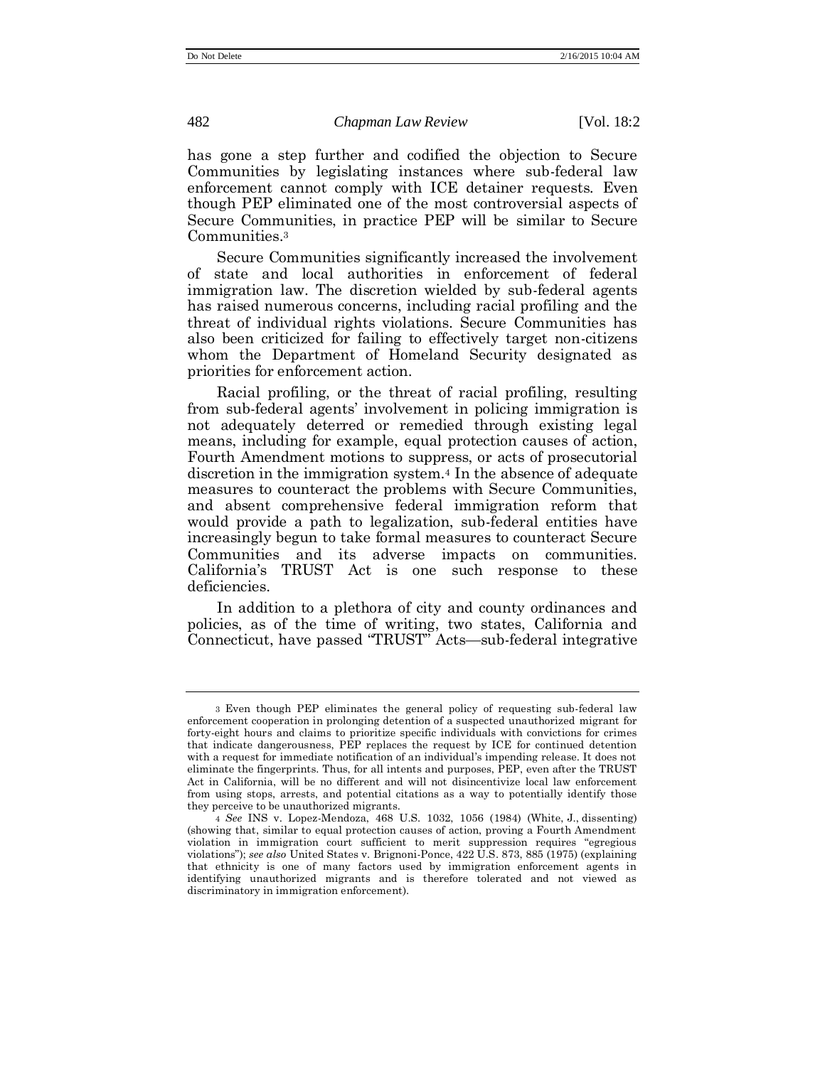has gone a step further and codified the objection to Secure Communities by legislating instances where sub-federal law enforcement cannot comply with ICE detainer requests. Even though PEP eliminated one of the most controversial aspects of Secure Communities, in practice PEP will be similar to Secure Communities.[3]

Secure Communities significantly increased the involvement of state and local authorities in enforcement of federal immigration law. The discretion wielded by sub-federal agents has raised numerous concerns, including racial profiling and the threat of individual rights violations. Secure Communities has also been criticized for failing to effectively target non-citizens whom the Department of Homeland Security designated as priorities for enforcement action.

Racial profiling, or the threat of racial profiling, resulting from sub-federal agents' involvement in policing immigration is not adequately deterred or remedied through existing legal means, including for example, equal protection causes of action, Fourth Amendment motions to suppress, or acts of prosecutorial discretion in the immigration system.[4] In the absence of adequate measures to counteract the problems with Secure Communities, and absent comprehensive federal immigration reform that would provide a path to legalization, sub-federal entities have increasingly begun to take formal measures to counteract Secure Communities and its adverse impacts on communities. California's TRUST Act is one such response to these deficiencies.

In addition to a plethora of city and county ordinances and policies, as of the time of writing, two states, California and Connecticut, have passed "TRUST" Acts—sub-federal integrative

---

[3] Even though PEP eliminates the general policy of requesting sub-federal law enforcement cooperation in prolonging detention of a suspected unauthorized migrant for forty-eight hours and claims to prioritize specific individuals with convictions for crimes that indicate dangerousness, PEP replaces the request by ICE for continued detention with a request for immediate notification of an individual's impending release. It does not eliminate the fingerprints. Thus, for all intents and purposes, PEP, even after the TRUST Act in California, will be no different and will not disincentivize local law enforcement from using stops, arrests, and potential citations as a way to potentially identify those they perceive to be unauthorized migrants.

[4] *See* INS v. Lopez-Mendoza, 468 U.S. 1032, 1056 (1984) (White, J., dissenting) (showing that, similar to equal protection causes of action, proving a Fourth Amendment violation in immigration court sufficient to merit suppression requires "egregious violations"); *see also* United States v. Brignoni-Ponce, 422 U.S. 873, 885 (1975) (explaining that ethnicity is one of many factors used by immigration enforcement agents in identifying unauthorized migrants and is therefore tolerated and not viewed as discriminatory in immigration enforcement).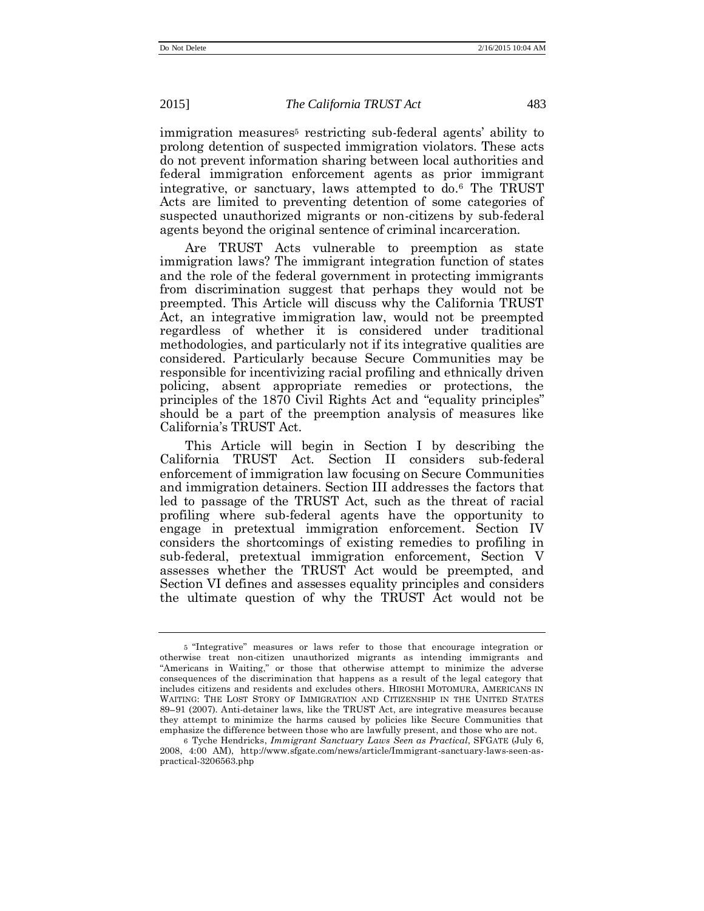immigration measures[5] restricting sub-federal agents' ability to prolong detention of suspected immigration violators. These acts do not prevent information sharing between local authorities and federal immigration enforcement agents as prior immigrant integrative, or sanctuary, laws attempted to do.[6] The TRUST Acts are limited to preventing detention of some categories of suspected unauthorized migrants or non-citizens by sub-federal agents beyond the original sentence of criminal incarceration.

Are TRUST Acts vulnerable to preemption as state immigration laws? The immigrant integration function of states and the role of the federal government in protecting immigrants from discrimination suggest that perhaps they would not be preempted. This Article will discuss why the California TRUST Act, an integrative immigration law, would not be preempted regardless of whether it is considered under traditional methodologies, and particularly not if its integrative qualities are considered. Particularly because Secure Communities may be responsible for incentivizing racial profiling and ethnically driven policing, absent appropriate remedies or protections, the principles of the 1870 Civil Rights Act and "equality principles" should be a part of the preemption analysis of measures like California's TRUST Act.

This Article will begin in Section I by describing the California TRUST Act. Section II considers sub-federal enforcement of immigration law focusing on Secure Communities and immigration detainers. Section III addresses the factors that led to passage of the TRUST Act, such as the threat of racial profiling where sub-federal agents have the opportunity to engage in pretextual immigration enforcement. Section IV considers the shortcomings of existing remedies to profiling in sub-federal, pretextual immigration enforcement, Section V assesses whether the TRUST Act would be preempted, and Section VI defines and assesses equality principles and considers the ultimate question of why the TRUST Act would not be

---

[5] "Integrative" measures or laws refer to those that encourage integration or otherwise treat non-citizen unauthorized migrants as intending immigrants and "Americans in Waiting," or those that otherwise attempt to minimize the adverse consequences of the discrimination that happens as a result of the legal category that includes citizens and residents and excludes others. HIROSHI MOTOMURA, AMERICANS IN WAITING: THE LOST STORY OF IMMIGRATION AND CITIZENSHIP IN THE UNITED STATES 89–91 (2007). Anti-detainer laws, like the TRUST Act, are integrative measures because they attempt to minimize the harms caused by policies like Secure Communities that emphasize the difference between those who are lawfully present, and those who are not.

[6] Tyche Hendricks, *Immigrant Sanctuary Laws Seen as Practical*, SFGATE (July 6, 2008, 4:00 AM), http://www.sfgate.com/news/article/Immigrant-sanctuary-laws-seen-as-practical-3206563.php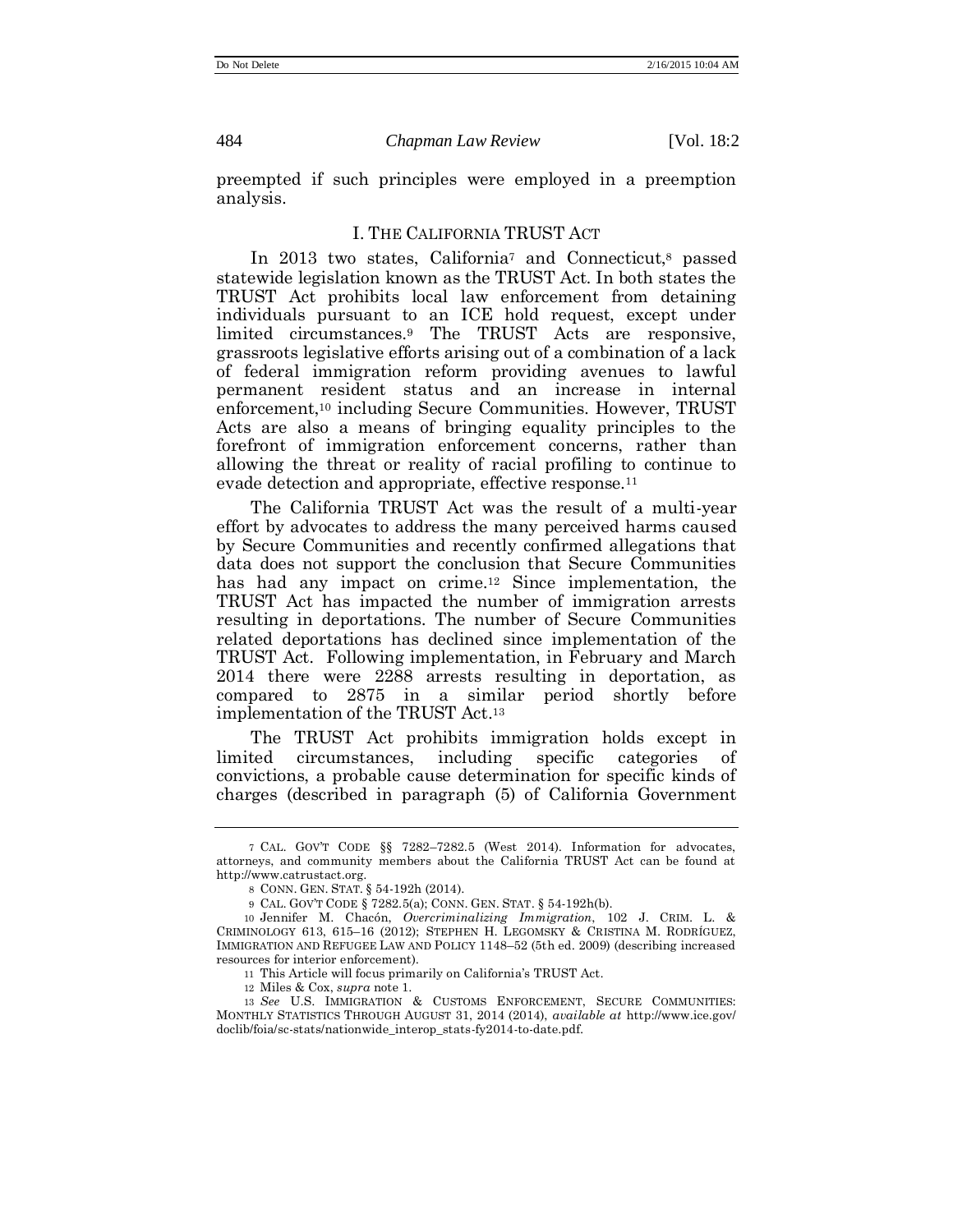preempted if such principles were employed in a preemption analysis.

## I. THE CALIFORNIA TRUST ACT

In 2013 two states, California[7] and Connecticut,[8] passed statewide legislation known as the TRUST Act. In both states the TRUST Act prohibits local law enforcement from detaining individuals pursuant to an ICE hold request, except under limited circumstances.[9] The TRUST Acts are responsive, grassroots legislative efforts arising out of a combination of a lack of federal immigration reform providing avenues to lawful permanent resident status and an increase in internal enforcement,[10] including Secure Communities. However, TRUST Acts are also a means of bringing equality principles to the forefront of immigration enforcement concerns, rather than allowing the threat or reality of racial profiling to continue to evade detection and appropriate, effective response.[11]

The California TRUST Act was the result of a multi-year effort by advocates to address the many perceived harms caused by Secure Communities and recently confirmed allegations that data does not support the conclusion that Secure Communities has had any impact on crime.[12] Since implementation, the TRUST Act has impacted the number of immigration arrests resulting in deportations. The number of Secure Communities related deportations has declined since implementation of the TRUST Act. Following implementation, in February and March 2014 there were 2288 arrests resulting in deportation, as compared to 2875 in a similar period shortly before implementation of the TRUST Act.[13]

The TRUST Act prohibits immigration holds except in limited circumstances, including specific categories of convictions, a probable cause determination for specific kinds of charges (described in paragraph (5) of California Government

---

[7] CAL. GOV'T CODE §§ 7282–7282.5 (West 2014). Information for advocates, attorneys, and community members about the California TRUST Act can be found at http://www.catrustact.org.

[8] CONN. GEN. STAT. § 54-192h (2014).

[9] CAL. GOV'T CODE § 7282.5(a); CONN. GEN. STAT. § 54-192h(b).

[10] Jennifer M. Chacón, *Overcriminalizing Immigration*, 102 J. CRIM. L. & CRIMINOLOGY 613, 615–16 (2012); STEPHEN H. LEGOMSKY & CRISTINA M. RODRÍGUEZ, IMMIGRATION AND REFUGEE LAW AND POLICY 1148–52 (5th ed. 2009) (describing increased resources for interior enforcement).

[11] This Article will focus primarily on California's TRUST Act.

[12] Miles & Cox, *supra* note 1.

[13] *See* U.S. IMMIGRATION & CUSTOMS ENFORCEMENT, SECURE COMMUNITIES: MONTHLY STATISTICS THROUGH AUGUST 31, 2014 (2014), *available at* http://www.ice.gov/doclib/foia/sc-stats/nationwide_interop_stats-fy2014-to-date.pdf.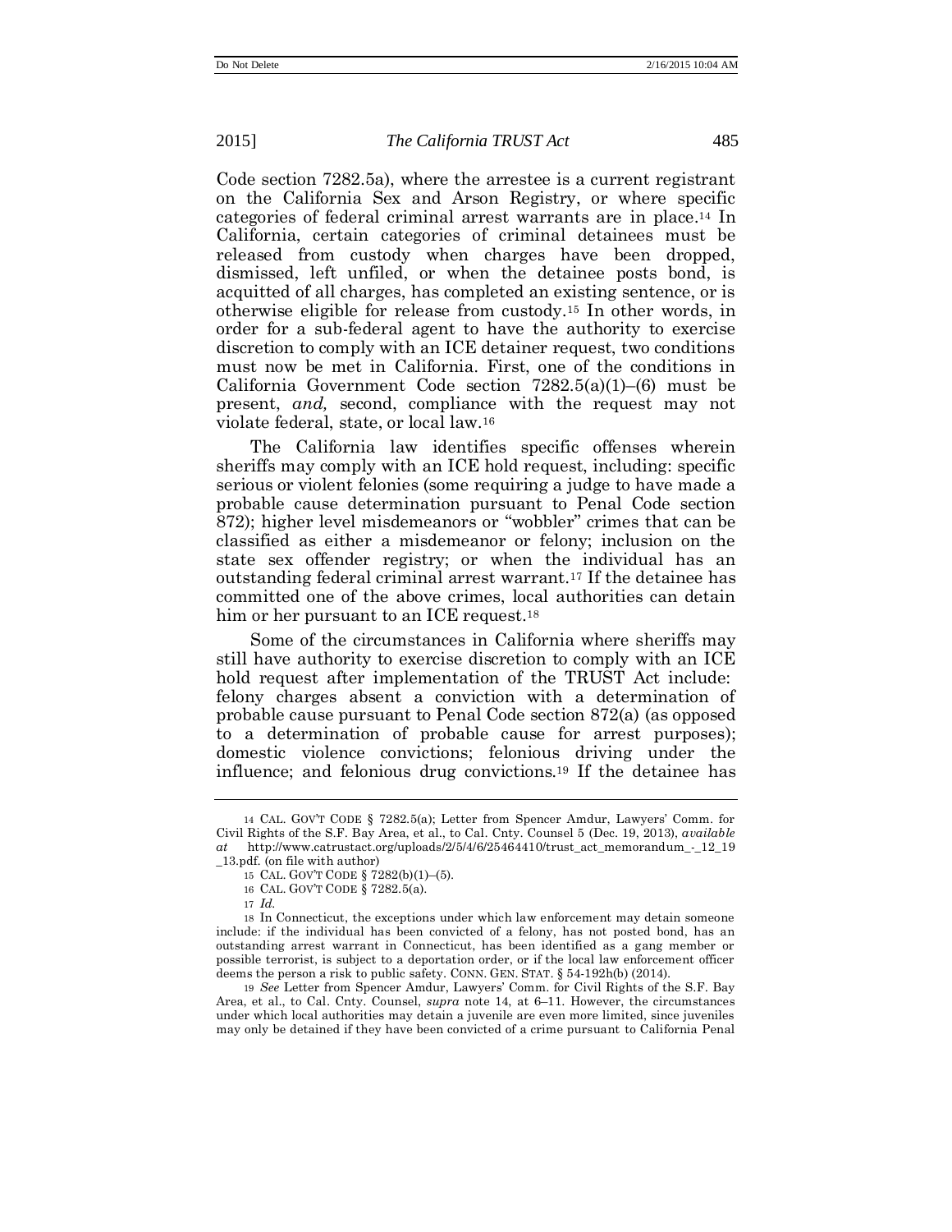Code section 7282.5a), where the arrestee is a current registrant on the California Sex and Arson Registry, or where specific categories of federal criminal arrest warrants are in place.[14] In California, certain categories of criminal detainees must be released from custody when charges have been dropped, dismissed, left unfiled, or when the detainee posts bond, is acquitted of all charges, has completed an existing sentence, or is otherwise eligible for release from custody.[15] In other words, in order for a sub-federal agent to have the authority to exercise discretion to comply with an ICE detainer request, two conditions must now be met in California. First, one of the conditions in California Government Code section 7282.5(a)(1)–(6) must be present, *and,* second, compliance with the request may not violate federal, state, or local law.[16]

The California law identifies specific offenses wherein sheriffs may comply with an ICE hold request, including: specific serious or violent felonies (some requiring a judge to have made a probable cause determination pursuant to Penal Code section 872); higher level misdemeanors or "wobbler" crimes that can be classified as either a misdemeanor or felony; inclusion on the state sex offender registry; or when the individual has an outstanding federal criminal arrest warrant.[17] If the detainee has committed one of the above crimes, local authorities can detain him or her pursuant to an ICE request.[18]

Some of the circumstances in California where sheriffs may still have authority to exercise discretion to comply with an ICE hold request after implementation of the TRUST Act include: felony charges absent a conviction with a determination of probable cause pursuant to Penal Code section 872(a) (as opposed to a determination of probable cause for arrest purposes); domestic violence convictions; felonious driving under the influence; and felonious drug convictions.[19] If the detainee has

---

[14] CAL. GOV'T CODE § 7282.5(a); Letter from Spencer Amdur, Lawyers' Comm. for Civil Rights of the S.F. Bay Area, et al., to Cal. Cnty. Counsel 5 (Dec. 19, 2013), *available at* http://www.catrustact.org/uploads/2/5/4/6/25464410/trust_act_memorandum_-_12_19_13.pdf. (on file with author)

[15] CAL. GOV'T CODE § 7282(b)(1)–(5).

[16] CAL. GOV'T CODE § 7282.5(a).

[17] *Id.*

[18] In Connecticut, the exceptions under which law enforcement may detain someone include: if the individual has been convicted of a felony, has not posted bond, has an outstanding arrest warrant in Connecticut, has been identified as a gang member or possible terrorist, is subject to a deportation order, or if the local law enforcement officer deems the person a risk to public safety. CONN. GEN. STAT. § 54-192h(b) (2014).

[19] *See* Letter from Spencer Amdur, Lawyers' Comm. for Civil Rights of the S.F. Bay Area, et al., to Cal. Cnty. Counsel, *supra* note 14, at 6–11. However, the circumstances under which local authorities may detain a juvenile are even more limited, since juveniles may only be detained if they have been convicted of a crime pursuant to California Penal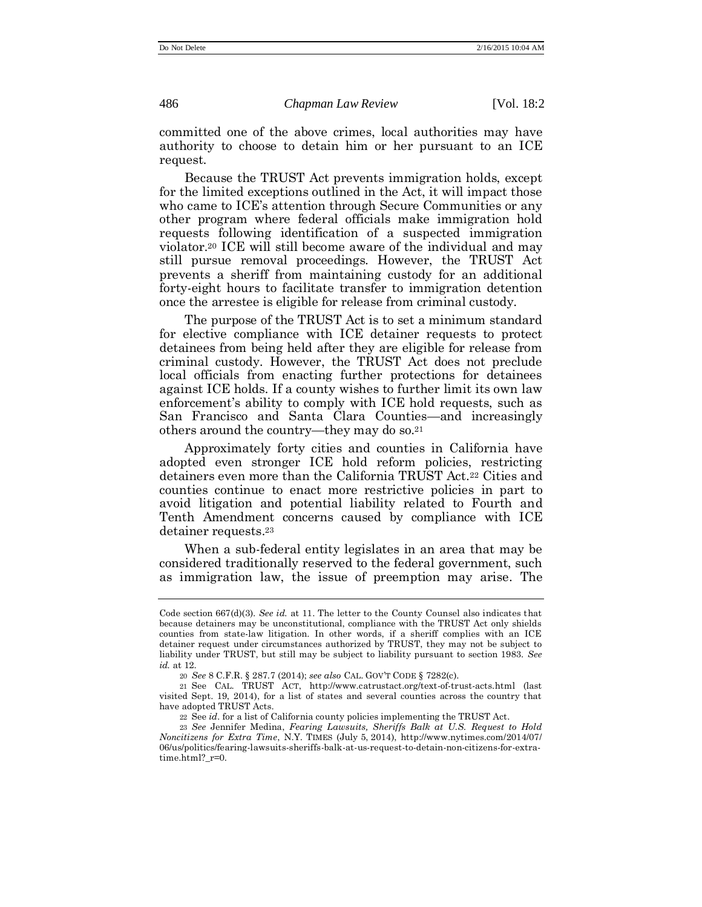committed one of the above crimes, local authorities may have authority to choose to detain him or her pursuant to an ICE request.

Because the TRUST Act prevents immigration holds, except for the limited exceptions outlined in the Act, it will impact those who came to ICE's attention through Secure Communities or any other program where federal officials make immigration hold requests following identification of a suspected immigration violator.[20] ICE will still become aware of the individual and may still pursue removal proceedings. However, the TRUST Act prevents a sheriff from maintaining custody for an additional forty-eight hours to facilitate transfer to immigration detention once the arrestee is eligible for release from criminal custody.

The purpose of the TRUST Act is to set a minimum standard for elective compliance with ICE detainer requests to protect detainees from being held after they are eligible for release from criminal custody. However, the TRUST Act does not preclude local officials from enacting further protections for detainees against ICE holds. If a county wishes to further limit its own law enforcement's ability to comply with ICE hold requests, such as San Francisco and Santa Clara Counties—and increasingly others around the country—they may do so.[21]

Approximately forty cities and counties in California have adopted even stronger ICE hold reform policies, restricting detainers even more than the California TRUST Act.[22] Cities and counties continue to enact more restrictive policies in part to avoid litigation and potential liability related to Fourth and Tenth Amendment concerns caused by compliance with ICE detainer requests.[23]

When a sub-federal entity legislates in an area that may be considered traditionally reserved to the federal government, such as immigration law, the issue of preemption may arise. The

---

Code section 667(d)(3). *See id.* at 11. The letter to the County Counsel also indicates that because detainers may be unconstitutional, compliance with the TRUST Act only shields counties from state-law litigation. In other words, if a sheriff complies with an ICE detainer request under circumstances authorized by TRUST, they may not be subject to liability under TRUST, but still may be subject to liability pursuant to section 1983. *See id.* at 12.

[20] *See* 8 C.F.R. § 287.7 (2014); *see also* CAL. GOV'T CODE § 7282(c).

[21] See CAL. TRUST ACT, http://www.catrustact.org/text-of-trust-acts.html (last visited Sept. 19, 2014), for a list of states and several counties across the country that have adopted TRUST Acts.

[22] See *id*. for a list of California county policies implementing the TRUST Act.

[23] *See* Jennifer Medina, *Fearing Lawsuits, Sheriffs Balk at U.S. Request to Hold Noncitizens for Extra Time*, N.Y. TIMES (July 5, 2014), http://www.nytimes.com/2014/07/06/us/politics/fearing-lawsuits-sheriffs-balk-at-us-request-to-detain-non-citizens-for-extra-time.html?_r=0.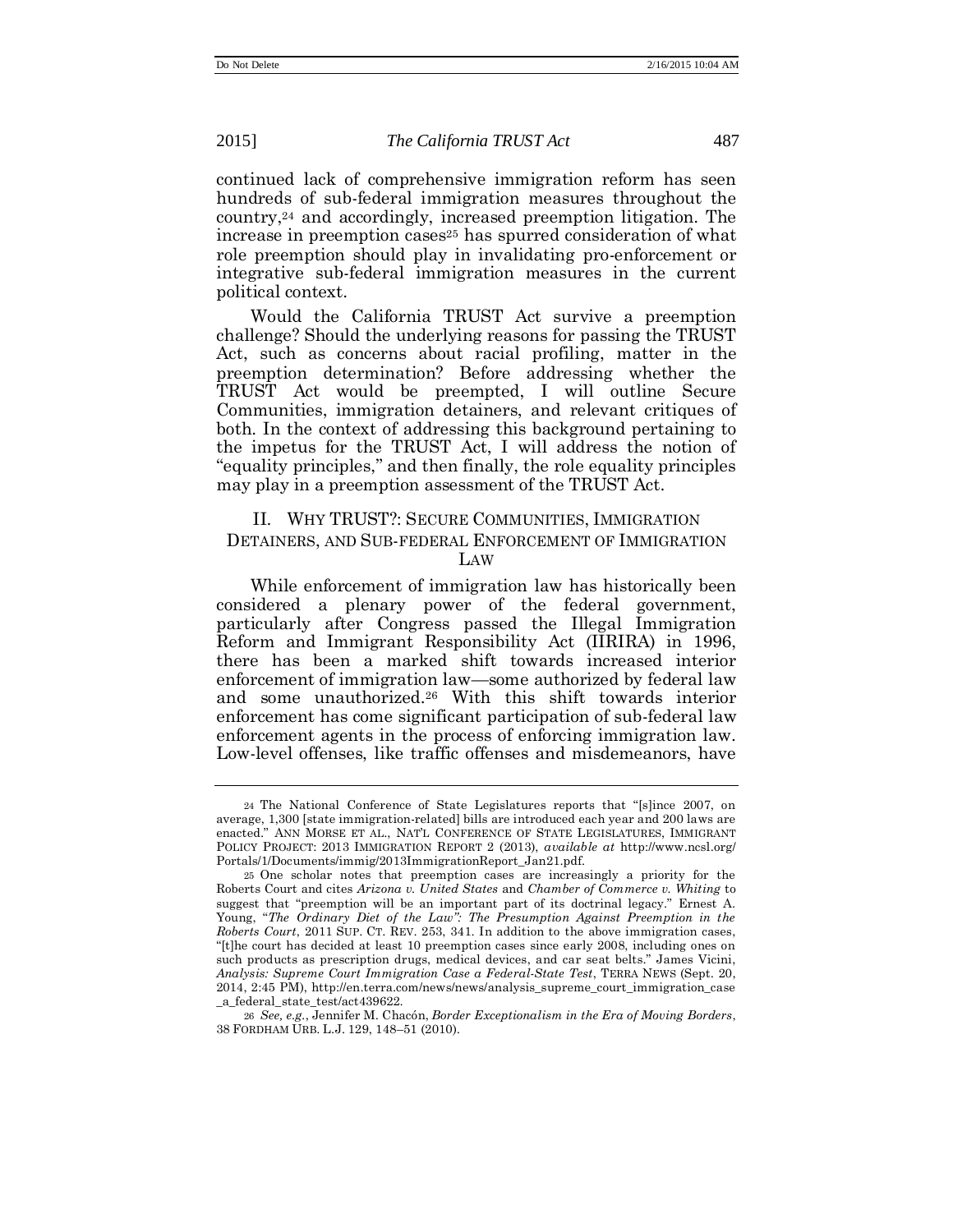continued lack of comprehensive immigration reform has seen hundreds of sub-federal immigration measures throughout the country,[24] and accordingly, increased preemption litigation. The increase in preemption cases[25] has spurred consideration of what role preemption should play in invalidating pro-enforcement or integrative sub-federal immigration measures in the current political context.

Would the California TRUST Act survive a preemption challenge? Should the underlying reasons for passing the TRUST Act, such as concerns about racial profiling, matter in the preemption determination? Before addressing whether the TRUST Act would be preempted, I will outline Secure Communities, immigration detainers, and relevant critiques of both. In the context of addressing this background pertaining to the impetus for the TRUST Act, I will address the notion of "equality principles," and then finally, the role equality principles may play in a preemption assessment of the TRUST Act.

## II. WHY TRUST?: SECURE COMMUNITIES, IMMIGRATION DETAINERS, AND SUB-FEDERAL ENFORCEMENT OF IMMIGRATION LAW

While enforcement of immigration law has historically been considered a plenary power of the federal government, particularly after Congress passed the Illegal Immigration Reform and Immigrant Responsibility Act (IIRIRA) in 1996, there has been a marked shift towards increased interior enforcement of immigration law—some authorized by federal law and some unauthorized.[26] With this shift towards interior enforcement has come significant participation of sub-federal law enforcement agents in the process of enforcing immigration law. Low-level offenses, like traffic offenses and misdemeanors, have

---

24 The National Conference of State Legislatures reports that "[s]ince 2007, on average, 1,300 [state immigration-related] bills are introduced each year and 200 laws are enacted." ANN MORSE ET AL., NAT'L CONFERENCE OF STATE LEGISLATURES, IMMIGRANT POLICY PROJECT: 2013 IMMIGRATION REPORT 2 (2013), *available at* http://www.ncsl.org/Portals/1/Documents/immig/2013ImmigrationReport_Jan21.pdf.

25 One scholar notes that preemption cases are increasingly a priority for the Roberts Court and cites *Arizona v. United States* and *Chamber of Commerce v. Whiting* to suggest that "preemption will be an important part of its doctrinal legacy." Ernest A. Young, "*The Ordinary Diet of the Law": The Presumption Against Preemption in the Roberts Court*, 2011 SUP. CT. REV. 253, 341. In addition to the above immigration cases, "[t]he court has decided at least 10 preemption cases since early 2008, including ones on such products as prescription drugs, medical devices, and car seat belts." James Vicini, *Analysis: Supreme Court Immigration Case a Federal-State Test*, TERRA NEWS (Sept. 20, 2014, 2:45 PM), http://en.terra.com/news/news/analysis_supreme_court_immigration_case_a_federal_state_test/act439622.

26 *See, e.g.*, Jennifer M. Chacón, *Border Exceptionalism in the Era of Moving Borders*, 38 FORDHAM URB. L.J. 129, 148–51 (2010).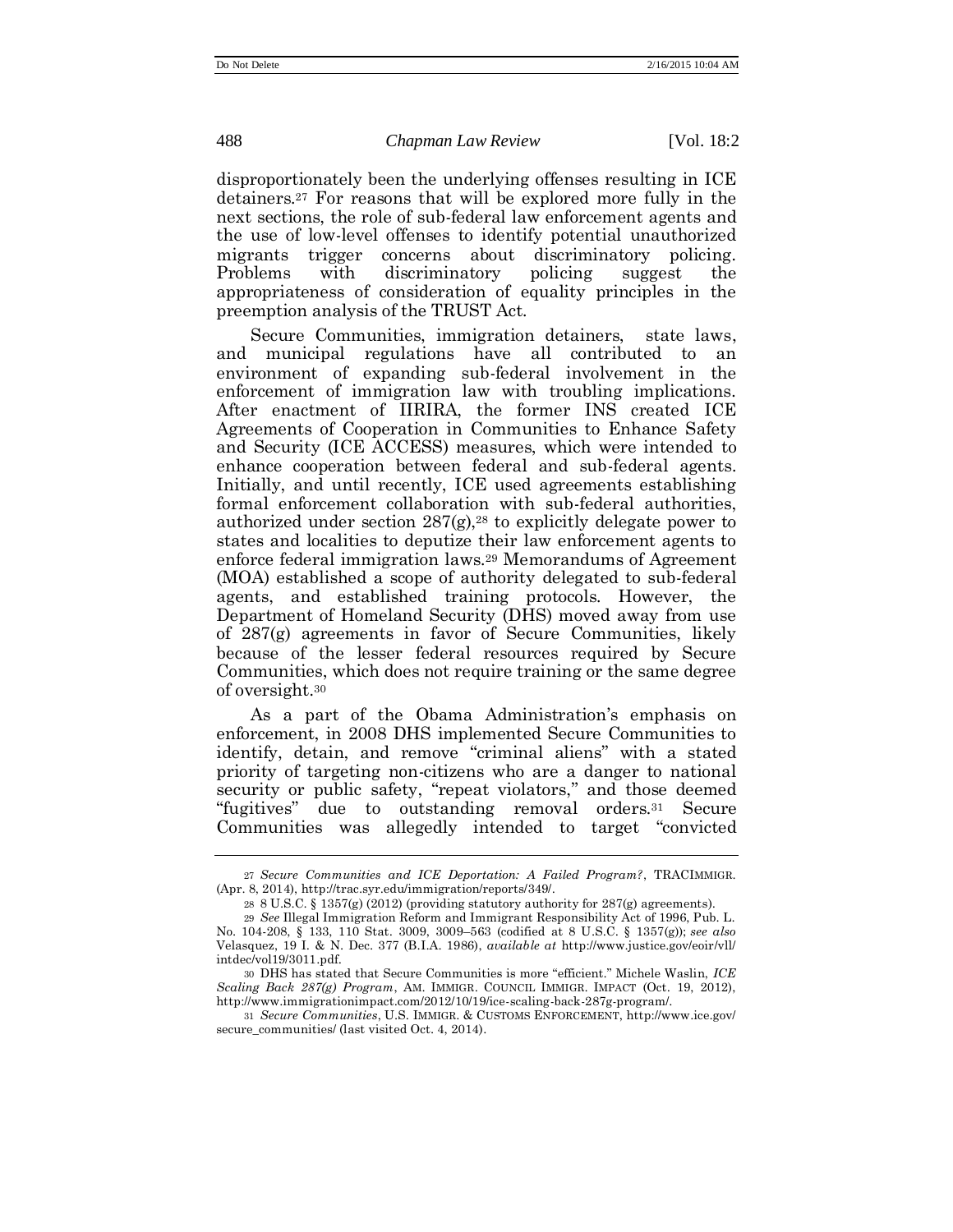disproportionately been the underlying offenses resulting in ICE detainers.[27] For reasons that will be explored more fully in the next sections, the role of sub-federal law enforcement agents and the use of low-level offenses to identify potential unauthorized migrants trigger concerns about discriminatory policing. Problems with discriminatory policing suggest the appropriateness of consideration of equality principles in the preemption analysis of the TRUST Act.

Secure Communities, immigration detainers, state laws, and municipal regulations have all contributed to an environment of expanding sub-federal involvement in the enforcement of immigration law with troubling implications. After enactment of IIRIRA, the former INS created ICE Agreements of Cooperation in Communities to Enhance Safety and Security (ICE ACCESS) measures, which were intended to enhance cooperation between federal and sub-federal agents. Initially, and until recently, ICE used agreements establishing formal enforcement collaboration with sub-federal authorities, authorized under section 287(g),[28] to explicitly delegate power to states and localities to deputize their law enforcement agents to enforce federal immigration laws.[29] Memorandums of Agreement (MOA) established a scope of authority delegated to sub-federal agents, and established training protocols. However, the Department of Homeland Security (DHS) moved away from use of 287(g) agreements in favor of Secure Communities, likely because of the lesser federal resources required by Secure Communities, which does not require training or the same degree of oversight.[30]

As a part of the Obama Administration's emphasis on enforcement, in 2008 DHS implemented Secure Communities to identify, detain, and remove "criminal aliens" with a stated priority of targeting non-citizens who are a danger to national security or public safety, "repeat violators," and those deemed "fugitives" due to outstanding removal orders.[31] Secure Communities was allegedly intended to target "convicted

---

[27] *Secure Communities and ICE Deportation: A Failed Program?*, TRACIMMIGR. (Apr. 8, 2014), http://trac.syr.edu/immigration/reports/349/.

[28] 8 U.S.C. § 1357(g) (2012) (providing statutory authority for 287(g) agreements).

[29] *See* Illegal Immigration Reform and Immigrant Responsibility Act of 1996, Pub. L. No. 104-208, § 133, 110 Stat. 3009, 3009–563 (codified at 8 U.S.C. § 1357(g)); *see also* Velasquez, 19 I. & N. Dec. 377 (B.I.A. 1986), *available at* http://www.justice.gov/eoir/vll/intdec/vol19/3011.pdf.

[30] DHS has stated that Secure Communities is more "efficient." Michele Waslin, *ICE Scaling Back 287(g) Program*, AM. IMMIGR. COUNCIL IMMIGR. IMPACT (Oct. 19, 2012), http://www.immigrationimpact.com/2012/10/19/ice-scaling-back-287g-program/.

[31] *Secure Communities*, U.S. IMMIGR. & CUSTOMS ENFORCEMENT, http://www.ice.gov/secure_communities/ (last visited Oct. 4, 2014).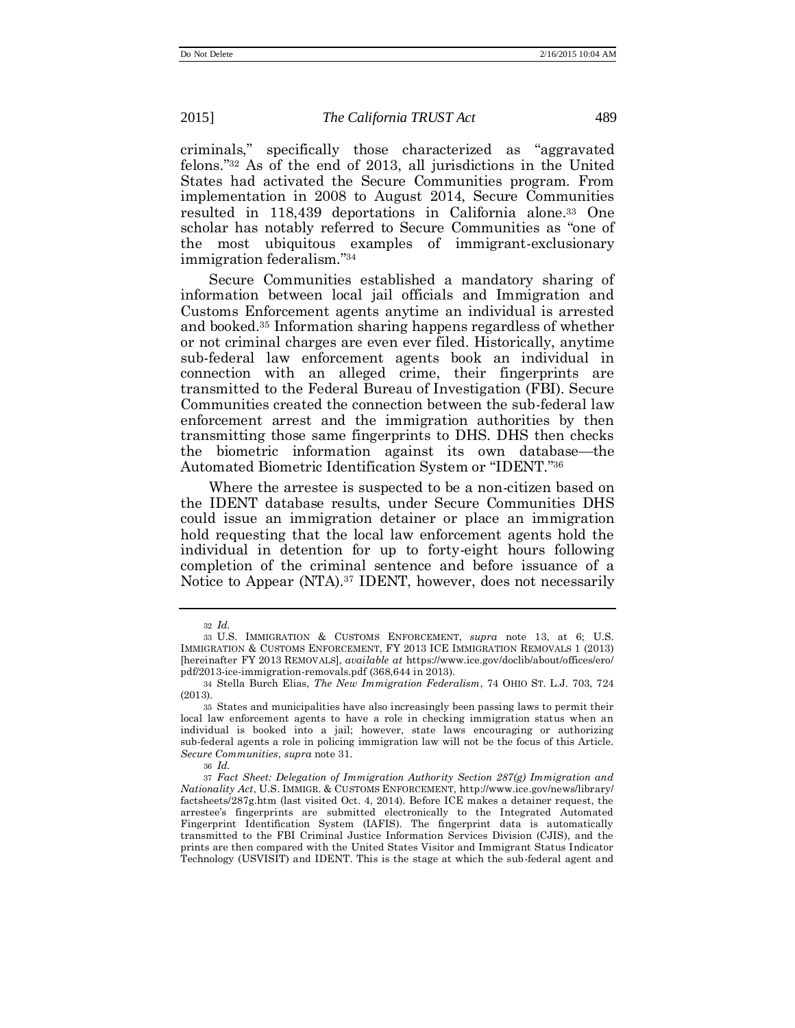criminals," specifically those characterized as "aggravated felons."[32] As of the end of 2013, all jurisdictions in the United States had activated the Secure Communities program. From implementation in 2008 to August 2014, Secure Communities resulted in 118,439 deportations in California alone.[33] One scholar has notably referred to Secure Communities as "one of the most ubiquitous examples of immigrant-exclusionary immigration federalism."[34]

Secure Communities established a mandatory sharing of information between local jail officials and Immigration and Customs Enforcement agents anytime an individual is arrested and booked.[35] Information sharing happens regardless of whether or not criminal charges are even ever filed. Historically, anytime sub-federal law enforcement agents book an individual in connection with an alleged crime, their fingerprints are transmitted to the Federal Bureau of Investigation (FBI). Secure Communities created the connection between the sub-federal law enforcement arrest and the immigration authorities by then transmitting those same fingerprints to DHS. DHS then checks the biometric information against its own database—the Automated Biometric Identification System or "IDENT."[36]

Where the arrestee is suspected to be a non-citizen based on the IDENT database results, under Secure Communities DHS could issue an immigration detainer or place an immigration hold requesting that the local law enforcement agents hold the individual in detention for up to forty-eight hours following completion of the criminal sentence and before issuance of a Notice to Appear (NTA).[37] IDENT, however, does not necessarily

---

32 *Id.*

33 U.S. IMMIGRATION & CUSTOMS ENFORCEMENT, *supra* note 13, at 6; U.S. IMMIGRATION & CUSTOMS ENFORCEMENT, FY 2013 ICE IMMIGRATION REMOVALS 1 (2013) [hereinafter FY 2013 REMOVALS], *available at* https://www.ice.gov/doclib/about/offices/ero/pdf/2013-ice-immigration-removals.pdf (368,644 in 2013).

34 Stella Burch Elias, *The New Immigration Federalism*, 74 OHIO ST. L.J. 703, 724 (2013).

35 States and municipalities have also increasingly been passing laws to permit their local law enforcement agents to have a role in checking immigration status when an individual is booked into a jail; however, state laws encouraging or authorizing sub-federal agents a role in policing immigration law will not be the focus of this Article. *Secure Communities*, *supra* note 31.

36 *Id.*

37 *Fact Sheet: Delegation of Immigration Authority Section 287(g) Immigration and Nationality Act*, U.S. IMMIGR. & CUSTOMS ENFORCEMENT, http://www.ice.gov/news/library/factsheets/287g.htm (last visited Oct. 4, 2014). Before ICE makes a detainer request, the arrestee's fingerprints are submitted electronically to the Integrated Automated Fingerprint Identification System (IAFIS). The fingerprint data is automatically transmitted to the FBI Criminal Justice Information Services Division (CJIS), and the prints are then compared with the United States Visitor and Immigrant Status Indicator Technology (USVISIT) and IDENT. This is the stage at which the sub-federal agent and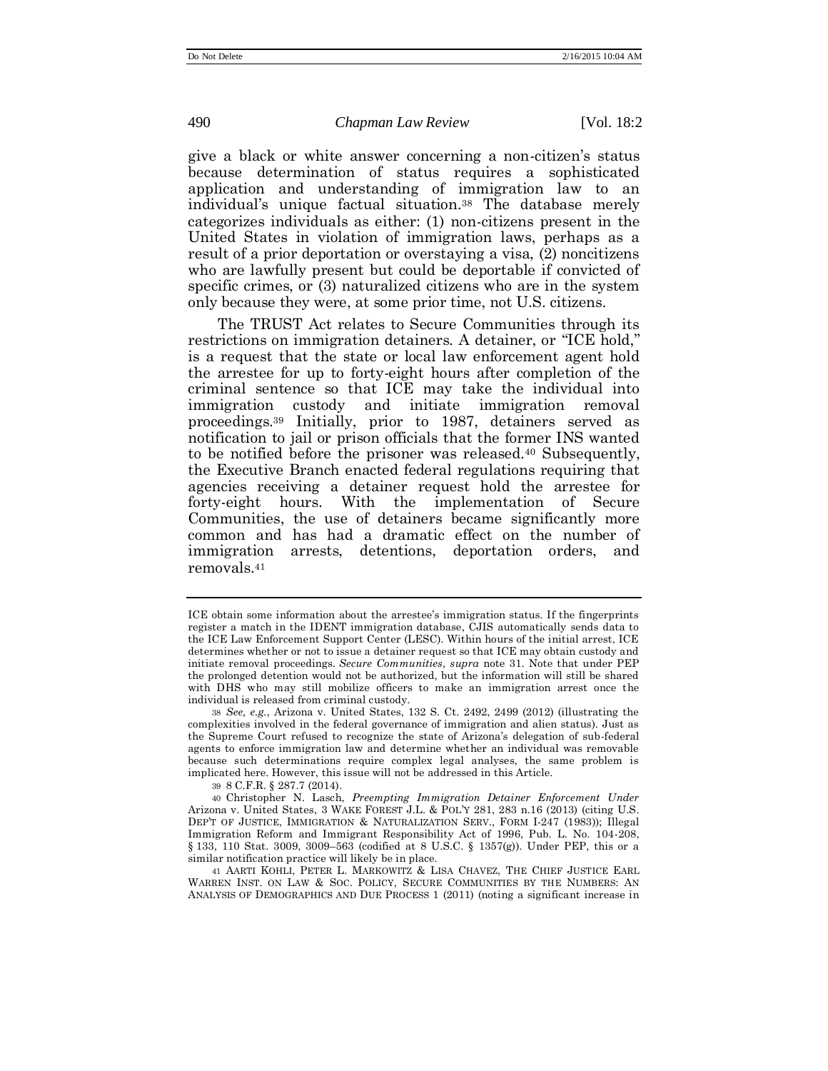give a black or white answer concerning a non-citizen's status because determination of status requires a sophisticated application and understanding of immigration law to an individual's unique factual situation.[38] The database merely categorizes individuals as either: (1) non-citizens present in the United States in violation of immigration laws, perhaps as a result of a prior deportation or overstaying a visa, (2) noncitizens who are lawfully present but could be deportable if convicted of specific crimes, or (3) naturalized citizens who are in the system only because they were, at some prior time, not U.S. citizens.

The TRUST Act relates to Secure Communities through its restrictions on immigration detainers. A detainer, or "ICE hold," is a request that the state or local law enforcement agent hold the arrestee for up to forty-eight hours after completion of the criminal sentence so that ICE may take the individual into immigration custody and initiate immigration removal proceedings.[39] Initially, prior to 1987, detainers served as notification to jail or prison officials that the former INS wanted to be notified before the prisoner was released.[40] Subsequently, the Executive Branch enacted federal regulations requiring that agencies receiving a detainer request hold the arrestee for forty-eight hours. With the implementation of Secure Communities, the use of detainers became significantly more common and has had a dramatic effect on the number of immigration arrests, detentions, deportation orders, and removals.[41]

---

ICE obtain some information about the arrestee's immigration status. If the fingerprints register a match in the IDENT immigration database, CJIS automatically sends data to the ICE Law Enforcement Support Center (LESC). Within hours of the initial arrest, ICE determines whether or not to issue a detainer request so that ICE may obtain custody and initiate removal proceedings. *Secure Communities*, *supra* note 31. Note that under PEP the prolonged detention would not be authorized, but the information will still be shared with DHS who may still mobilize officers to make an immigration arrest once the individual is released from criminal custody.

[38] *See, e.g.*, Arizona v. United States, 132 S. Ct. 2492, 2499 (2012) (illustrating the complexities involved in the federal governance of immigration and alien status). Just as the Supreme Court refused to recognize the state of Arizona's delegation of sub-federal agents to enforce immigration law and determine whether an individual was removable because such determinations require complex legal analyses, the same problem is implicated here. However, this issue will not be addressed in this Article.

[39] 8 C.F.R. § 287.7 (2014).

[40] Christopher N. Lasch, *Preempting Immigration Detainer Enforcement Under* Arizona v. United States, 3 WAKE FOREST J.L. & POL'Y 281, 283 n.16 (2013) (citing U.S. DEP'T OF JUSTICE, IMMIGRATION & NATURALIZATION SERV., FORM I-247 (1983)); Illegal Immigration Reform and Immigrant Responsibility Act of 1996, Pub. L. No. 104-208, § 133, 110 Stat. 3009, 3009–563 (codified at 8 U.S.C. § 1357(g)). Under PEP, this or a similar notification practice will likely be in place.

[41] AARTI KOHLI, PETER L. MARKOWITZ & LISA CHAVEZ, THE CHIEF JUSTICE EARL WARREN INST. ON LAW & SOC. POLICY, SECURE COMMUNITIES BY THE NUMBERS: AN ANALYSIS OF DEMOGRAPHICS AND DUE PROCESS 1 (2011) (noting a significant increase in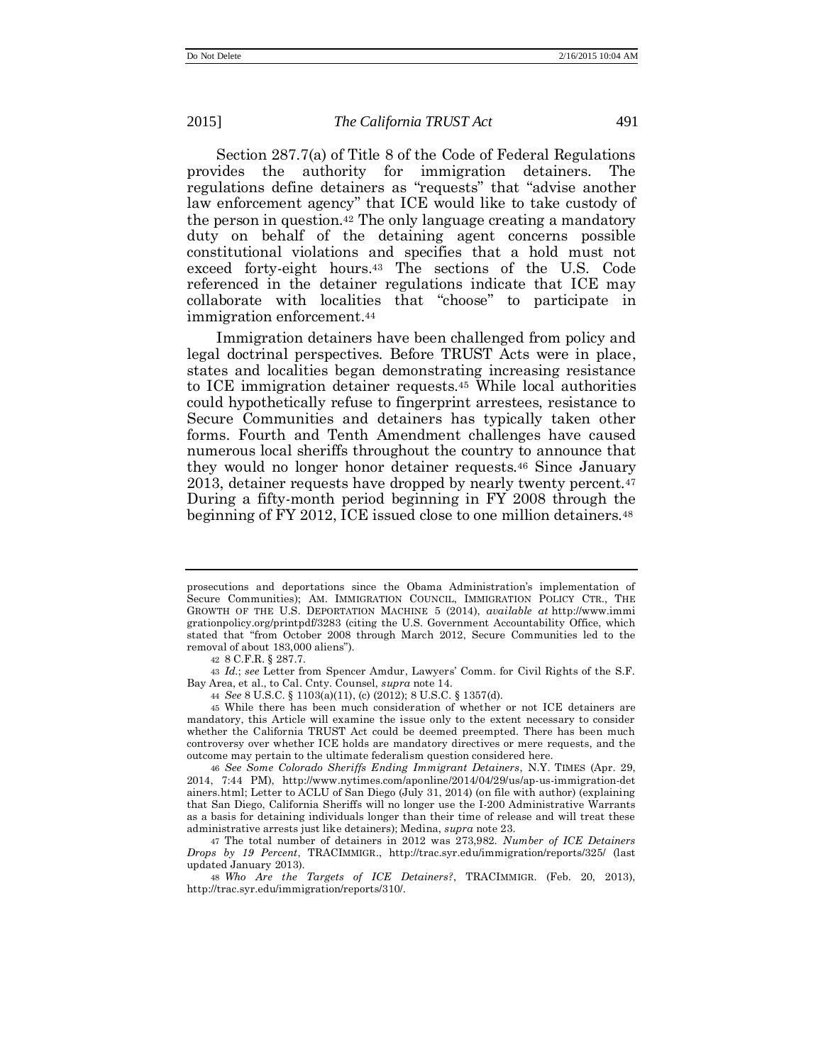Section 287.7(a) of Title 8 of the Code of Federal Regulations provides the authority for immigration detainers. The regulations define detainers as "requests" that "advise another law enforcement agency" that ICE would like to take custody of the person in question.[42] The only language creating a mandatory duty on behalf of the detaining agent concerns possible constitutional violations and specifies that a hold must not exceed forty-eight hours.[43] The sections of the U.S. Code referenced in the detainer regulations indicate that ICE may collaborate with localities that "choose" to participate in immigration enforcement.[44]

Immigration detainers have been challenged from policy and legal doctrinal perspectives. Before TRUST Acts were in place, states and localities began demonstrating increasing resistance to ICE immigration detainer requests.[45] While local authorities could hypothetically refuse to fingerprint arrestees, resistance to Secure Communities and detainers has typically taken other forms. Fourth and Tenth Amendment challenges have caused numerous local sheriffs throughout the country to announce that they would no longer honor detainer requests.[46] Since January 2013, detainer requests have dropped by nearly twenty percent.[47] During a fifty-month period beginning in FY 2008 through the beginning of FY 2012, ICE issued close to one million detainers.[48]

---

prosecutions and deportations since the Obama Administration's implementation of Secure Communities); AM. IMMIGRATION COUNCIL, IMMIGRATION POLICY CTR., THE GROWTH OF THE U.S. DEPORTATION MACHINE 5 (2014), *available at* http://www.immigrationpolicy.org/printpdf/3283 (citing the U.S. Government Accountability Office, which stated that "from October 2008 through March 2012, Secure Communities led to the removal of about 183,000 aliens").

42 8 C.F.R. § 287.7.

43 *Id.*; *see* Letter from Spencer Amdur, Lawyers' Comm. for Civil Rights of the S.F. Bay Area, et al., to Cal. Cnty. Counsel, *supra* note 14.

44 *See* 8 U.S.C. § 1103(a)(11), (c) (2012); 8 U.S.C. § 1357(d).

45 While there has been much consideration of whether or not ICE detainers are mandatory, this Article will examine the issue only to the extent necessary to consider whether the California TRUST Act could be deemed preempted. There has been much controversy over whether ICE holds are mandatory directives or mere requests, and the outcome may pertain to the ultimate federalism question considered here.

46 *See Some Colorado Sheriffs Ending Immigrant Detainers*, N.Y. TIMES (Apr. 29, 2014, 7:44 PM), http://www.nytimes.com/aponline/2014/04/29/us/ap-us-immigration-detainers.html; Letter to ACLU of San Diego (July 31, 2014) (on file with author) (explaining that San Diego, California Sheriffs will no longer use the I-200 Administrative Warrants as a basis for detaining individuals longer than their time of release and will treat these administrative arrests just like detainers); Medina, *supra* note 23.

47 The total number of detainers in 2012 was 273,982. *Number of ICE Detainers Drops by 19 Percent*, TRACIMMIGR., http://trac.syr.edu/immigration/reports/325/ (last updated January 2013).

48 *Who Are the Targets of ICE Detainers?*, TRACIMMIGR. (Feb. 20, 2013), http://trac.syr.edu/immigration/reports/310/.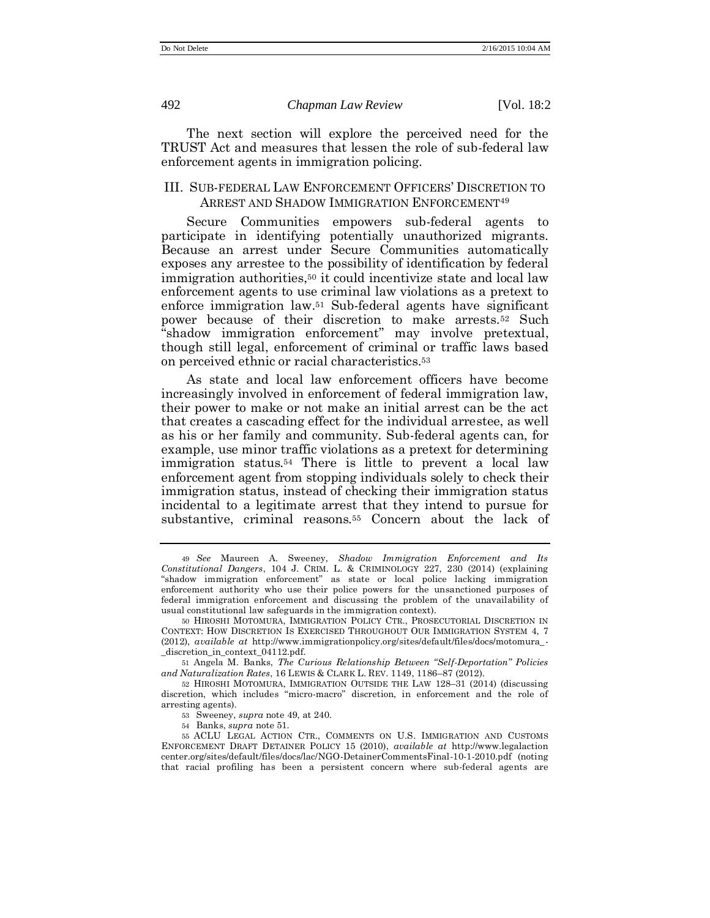The next section will explore the perceived need for the TRUST Act and measures that lessen the role of sub-federal law enforcement agents in immigration policing.

## III. Sub-Federal Law Enforcement Officers' Discretion to Arrest and Shadow Immigration Enforcement[49]

Secure Communities empowers sub-federal agents to participate in identifying potentially unauthorized migrants. Because an arrest under Secure Communities automatically exposes any arrestee to the possibility of identification by federal immigration authorities,[50] it could incentivize state and local law enforcement agents to use criminal law violations as a pretext to enforce immigration law.[51] Sub-federal agents have significant power because of their discretion to make arrests.[52] Such "shadow immigration enforcement" may involve pretextual, though still legal, enforcement of criminal or traffic laws based on perceived ethnic or racial characteristics.[53]

As state and local law enforcement officers have become increasingly involved in enforcement of federal immigration law, their power to make or not make an initial arrest can be the act that creates a cascading effect for the individual arrestee, as well as his or her family and community. Sub-federal agents can, for example, use minor traffic violations as a pretext for determining immigration status.[54] There is little to prevent a local law enforcement agent from stopping individuals solely to check their immigration status, instead of checking their immigration status incidental to a legitimate arrest that they intend to pursue for substantive, criminal reasons.[55] Concern about the lack of

---

[49] *See* Maureen A. Sweeney, *Shadow Immigration Enforcement and Its Constitutional Dangers*, 104 J. Crim. L. & Criminology 227, 230 (2014) (explaining "shadow immigration enforcement" as state or local police lacking immigration enforcement authority who use their police powers for the unsanctioned purposes of federal immigration enforcement and discussing the problem of the unavailability of usual constitutional law safeguards in the immigration context).

[50] Hiroshi Motomura, Immigration Policy Ctr., Prosecutorial Discretion in Context: How Discretion Is Exercised Throughout Our Immigration System 4, 7 (2012), *available at* http://www.immigrationpolicy.org/sites/default/files/docs/motomura_-_discretion_in_context_04112.pdf.

[51] Angela M. Banks, *The Curious Relationship Between "Self-Deportation" Policies and Naturalization Rates*, 16 Lewis & Clark L. Rev. 1149, 1186–87 (2012).

[52] Hiroshi Motomura, Immigration Outside the Law 128–31 (2014) (discussing discretion, which includes "micro-macro" discretion, in enforcement and the role of arresting agents).

[53] Sweeney, *supra* note 49, at 240.

[54] Banks, *supra* note 51.

[55] ACLU Legal Action Ctr., Comments on U.S. Immigration and Customs Enforcement Draft Detainer Policy 15 (2010), *available at* http://www.legalactioncenter.org/sites/default/files/docs/lac/NGO-DetainerCommentsFinal-10-1-2010.pdf (noting that racial profiling has been a persistent concern where sub-federal agents are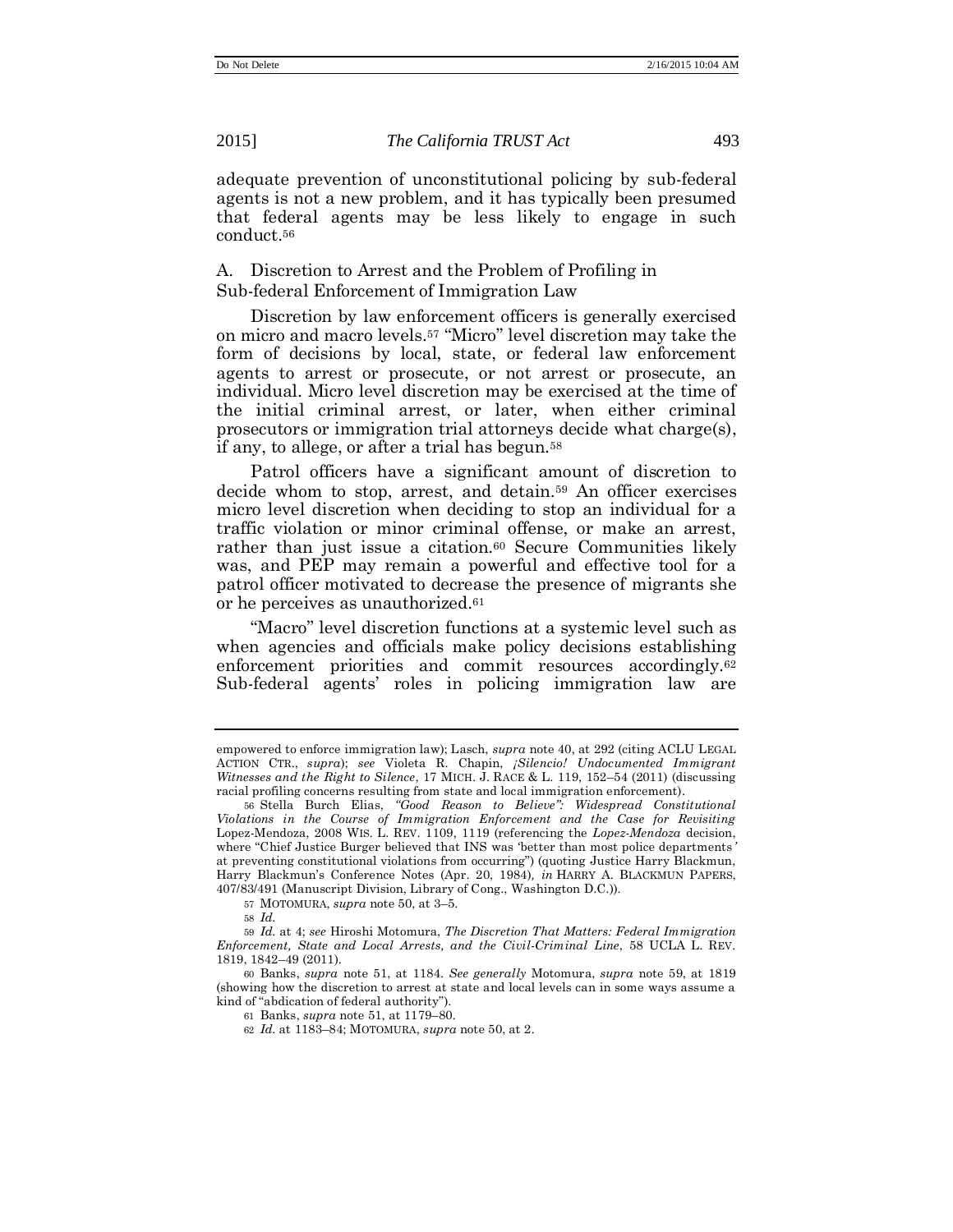adequate prevention of unconstitutional policing by sub-federal agents is not a new problem, and it has typically been presumed that federal agents may be less likely to engage in such conduct.[56]

### A. Discretion to Arrest and the Problem of Profiling in Sub-federal Enforcement of Immigration Law

Discretion by law enforcement officers is generally exercised on micro and macro levels.[57] "Micro" level discretion may take the form of decisions by local, state, or federal law enforcement agents to arrest or prosecute, or not arrest or prosecute, an individual. Micro level discretion may be exercised at the time of the initial criminal arrest, or later, when either criminal prosecutors or immigration trial attorneys decide what charge(s), if any, to allege, or after a trial has begun.[58]

Patrol officers have a significant amount of discretion to decide whom to stop, arrest, and detain.[59] An officer exercises micro level discretion when deciding to stop an individual for a traffic violation or minor criminal offense, or make an arrest, rather than just issue a citation.[60] Secure Communities likely was, and PEP may remain a powerful and effective tool for a patrol officer motivated to decrease the presence of migrants she or he perceives as unauthorized.[61]

"Macro" level discretion functions at a systemic level such as when agencies and officials make policy decisions establishing enforcement priorities and commit resources accordingly.[62] Sub-federal agents' roles in policing immigration law are

---

empowered to enforce immigration law); Lasch, *supra* note 40, at 292 (citing ACLU LEGAL ACTION CTR., *supra*); *see* Violeta R. Chapin, *¡Silencio! Undocumented Immigrant Witnesses and the Right to Silence*, 17 MICH. J. RACE & L. 119, 152–54 (2011) (discussing racial profiling concerns resulting from state and local immigration enforcement).

56 Stella Burch Elias, *"Good Reason to Believe": Widespread Constitutional Violations in the Course of Immigration Enforcement and the Case for Revisiting* Lopez-Mendoza, 2008 WIS. L. REV. 1109, 1119 (referencing the *Lopez-Mendoza* decision, where "Chief Justice Burger believed that INS was 'better than most police departments' at preventing constitutional violations from occurring") (quoting Justice Harry Blackmun, Harry Blackmun's Conference Notes (Apr. 20, 1984), *in* HARRY A. BLACKMUN PAPERS, 407/83/491 (Manuscript Division, Library of Cong., Washington D.C.)).

57 MOTOMURA, *supra* note 50, at 3–5.

58 *Id.*

59 *Id.* at 4; *see* Hiroshi Motomura, *The Discretion That Matters: Federal Immigration Enforcement, State and Local Arrests, and the Civil-Criminal Line*, 58 UCLA L. REV. 1819, 1842–49 (2011).

60 Banks, *supra* note 51, at 1184. *See generally* Motomura, *supra* note 59, at 1819 (showing how the discretion to arrest at state and local levels can in some ways assume a kind of "abdication of federal authority").

61 Banks, *supra* note 51, at 1179–80.

62 *Id.* at 1183–84; MOTOMURA, *supra* note 50, at 2.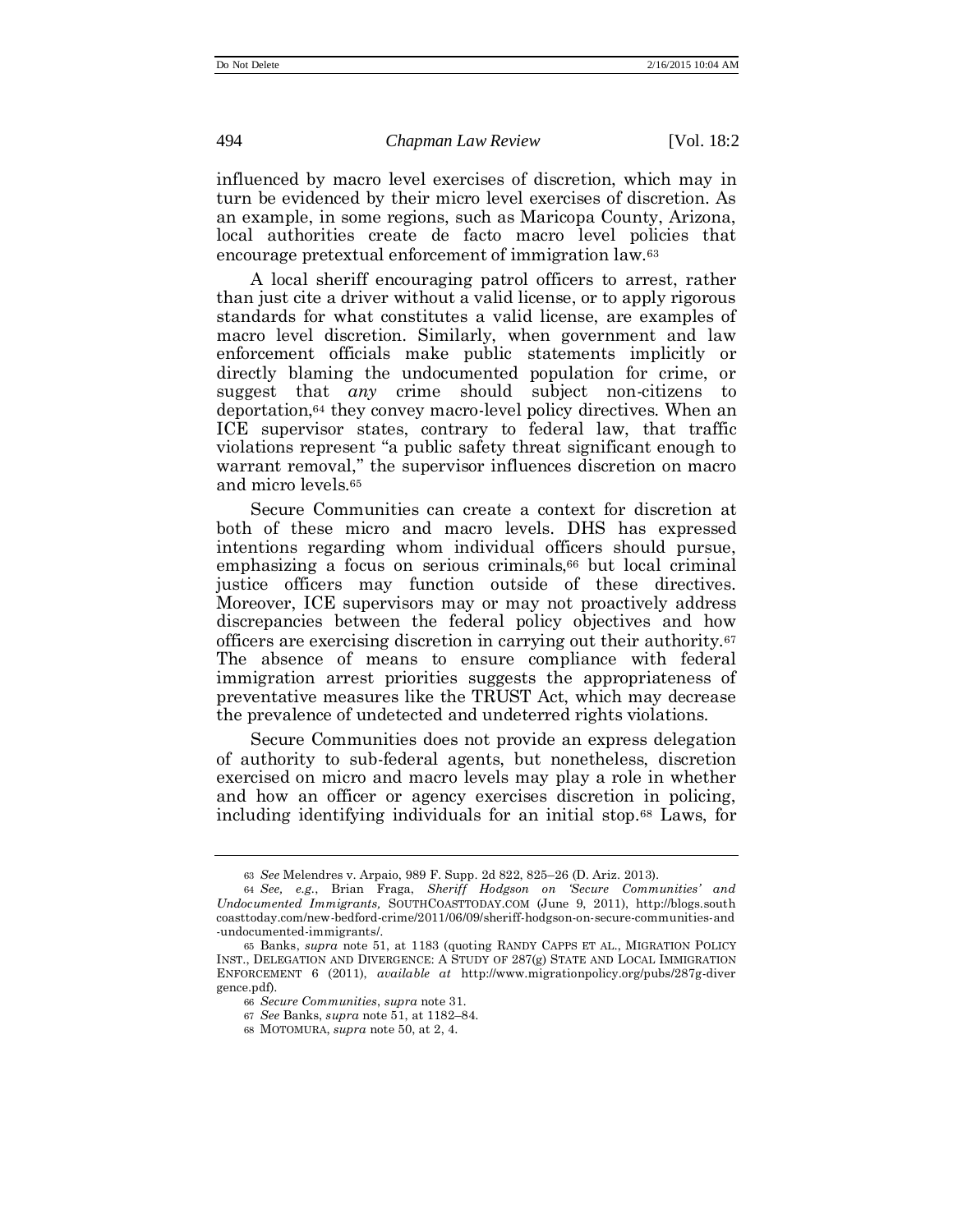influenced by macro level exercises of discretion, which may in turn be evidenced by their micro level exercises of discretion. As an example, in some regions, such as Maricopa County, Arizona, local authorities create de facto macro level policies that encourage pretextual enforcement of immigration law.[63]

A local sheriff encouraging patrol officers to arrest, rather than just cite a driver without a valid license, or to apply rigorous standards for what constitutes a valid license, are examples of macro level discretion. Similarly, when government and law enforcement officials make public statements implicitly or directly blaming the undocumented population for crime, or suggest that *any* crime should subject non-citizens to deportation,[64] they convey macro-level policy directives. When an ICE supervisor states, contrary to federal law, that traffic violations represent "a public safety threat significant enough to warrant removal," the supervisor influences discretion on macro and micro levels.[65]

Secure Communities can create a context for discretion at both of these micro and macro levels. DHS has expressed intentions regarding whom individual officers should pursue, emphasizing a focus on serious criminals,[66] but local criminal justice officers may function outside of these directives. Moreover, ICE supervisors may or may not proactively address discrepancies between the federal policy objectives and how officers are exercising discretion in carrying out their authority.[67] The absence of means to ensure compliance with federal immigration arrest priorities suggests the appropriateness of preventative measures like the TRUST Act, which may decrease the prevalence of undetected and undeterred rights violations.

Secure Communities does not provide an express delegation of authority to sub-federal agents, but nonetheless, discretion exercised on micro and macro levels may play a role in whether and how an officer or agency exercises discretion in policing, including identifying individuals for an initial stop.[68] Laws, for

---

63 *See* Melendres v. Arpaio, 989 F. Supp. 2d 822, 825–26 (D. Ariz. 2013).

64 *See, e.g.*, Brian Fraga, *Sheriff Hodgson on 'Secure Communities' and Undocumented Immigrants,* SOUTHCOASTTODAY.COM (June 9, 2011), http://blogs.southcoasttoday.com/new-bedford-crime/2011/06/09/sheriff-hodgson-on-secure-communities-and-undocumented-immigrants/.

65 Banks, *supra* note 51, at 1183 (quoting RANDY CAPPS ET AL., MIGRATION POLICY INST., DELEGATION AND DIVERGENCE: A STUDY OF 287(g) STATE AND LOCAL IMMIGRATION ENFORCEMENT 6 (2011), *available at* http://www.migrationpolicy.org/pubs/287g-divergence.pdf).

66 *Secure Communities*, *supra* note 31.

67 *See* Banks, *supra* note 51, at 1182–84.

68 MOTOMURA, *supra* note 50, at 2, 4.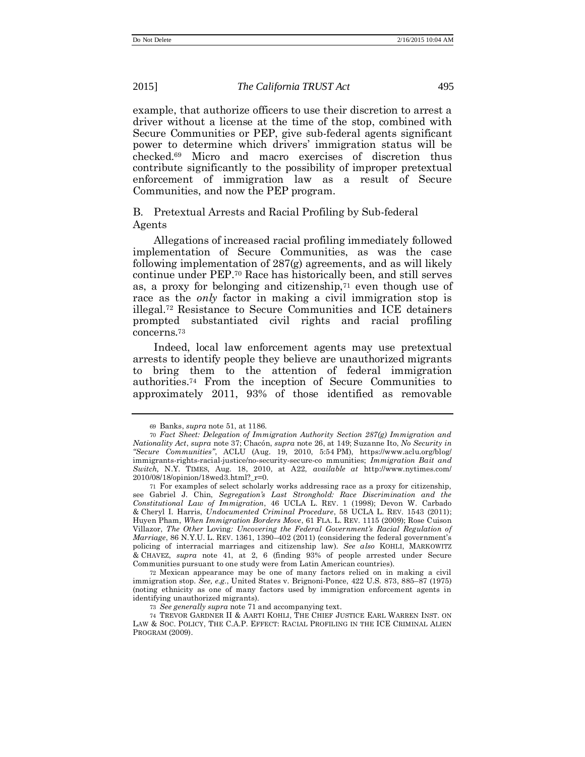example, that authorize officers to use their discretion to arrest a driver without a license at the time of the stop, combined with Secure Communities or PEP, give sub-federal agents significant power to determine which drivers' immigration status will be checked.[69] Micro and macro exercises of discretion thus contribute significantly to the possibility of improper pretextual enforcement of immigration law as a result of Secure Communities, and now the PEP program.

### B. Pretextual Arrests and Racial Profiling by Sub-federal Agents

Allegations of increased racial profiling immediately followed implementation of Secure Communities, as was the case following implementation of 287(g) agreements, and as will likely continue under PEP.[70] Race has historically been, and still serves as, a proxy for belonging and citizenship,[71] even though use of race as the *only* factor in making a civil immigration stop is illegal.[72] Resistance to Secure Communities and ICE detainers prompted substantiated civil rights and racial profiling concerns.[73]

Indeed, local law enforcement agents may use pretextual arrests to identify people they believe are unauthorized migrants to bring them to the attention of federal immigration authorities.[74] From the inception of Secure Communities to approximately 2011, 93% of those identified as removable

---

69 Banks, *supra* note 51, at 1186.

70 *Fact Sheet: Delegation of Immigration Authority Section 287(g) Immigration and Nationality Act*, *supra* note 37; Chacón, *supra* note 26, at 149; Suzanne Ito, *No Security in "Secure Communities"*, ACLU (Aug. 19, 2010, 5:54 PM), https://www.aclu.org/blog/immigrants-rights-racial-justice/no-security-secure-co mmunities; *Immigration Bait and Switch,* N.Y. TIMES, Aug. 18, 2010, at A22, *available at* http://www.nytimes.com/2010/08/18/opinion/18wed3.html?_r=0.

71 For examples of select scholarly works addressing race as a proxy for citizenship, see Gabriel J. Chin, *Segregation's Last Stronghold: Race Discrimination and the Constitutional Law of Immigration*, 46 UCLA L. REV. 1 (1998); Devon W. Carbado & Cheryl I. Harris, *Undocumented Criminal Procedure*, 58 UCLA L. REV. 1543 (2011); Huyen Pham, *When Immigration Borders Move*, 61 FLA. L. REV. 1115 (2009); Rose Cuison Villazor, *The Other* Loving*: Uncovering the Federal Government's Racial Regulation of Marriage*, 86 N.Y.U. L. REV. 1361, 1390–402 (2011) (considering the federal government's policing of interracial marriages and citizenship law). *See also* KOHLI, MARKOWITZ & CHAVEZ, *supra* note 41, at 2, 6 (finding 93% of people arrested under Secure Communities pursuant to one study were from Latin American countries).

72 Mexican appearance may be one of many factors relied on in making a civil immigration stop. *See, e.g.*, United States v. Brignoni-Ponce, 422 U.S. 873, 885–87 (1975) (noting ethnicity as one of many factors used by immigration enforcement agents in identifying unauthorized migrants).

73 *See generally supra* note 71 and accompanying text.

74 TREVOR GARDNER II & AARTI KOHLI, THE CHIEF JUSTICE EARL WARREN INST. ON LAW & SOC. POLICY, THE C.A.P. EFFECT: RACIAL PROFILING IN THE ICE CRIMINAL ALIEN PROGRAM (2009).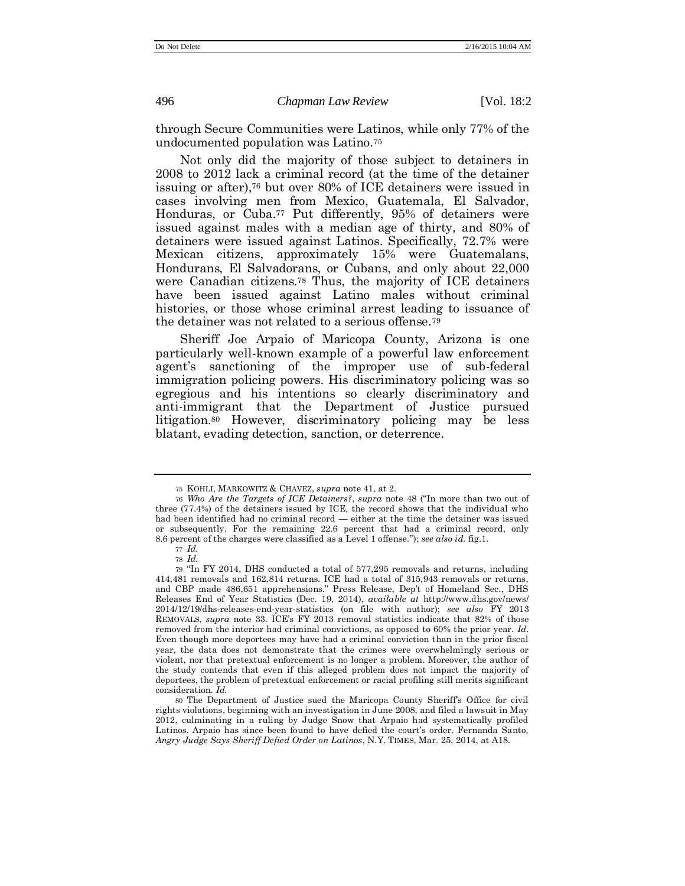through Secure Communities were Latinos, while only 77% of the undocumented population was Latino.[75]

Not only did the majority of those subject to detainers in 2008 to 2012 lack a criminal record (at the time of the detainer issuing or after),[76] but over 80% of ICE detainers were issued in cases involving men from Mexico, Guatemala, El Salvador, Honduras, or Cuba.[77] Put differently, 95% of detainers were issued against males with a median age of thirty, and 80% of detainers were issued against Latinos. Specifically, 72.7% were Mexican citizens, approximately 15% were Guatemalans, Hondurans, El Salvadorans, or Cubans, and only about 22,000 were Canadian citizens.[78] Thus, the majority of ICE detainers have been issued against Latino males without criminal histories, or those whose criminal arrest leading to issuance of the detainer was not related to a serious offense.[79]

Sheriff Joe Arpaio of Maricopa County, Arizona is one particularly well-known example of a powerful law enforcement agent's sanctioning of the improper use of sub-federal immigration policing powers. His discriminatory policing was so egregious and his intentions so clearly discriminatory and anti-immigrant that the Department of Justice pursued litigation.[80] However, discriminatory policing may be less blatant, evading detection, sanction, or deterrence.

---

75 KOHLI, MARKOWITZ & CHAVEZ, *supra* note 41, at 2.

76 *Who Are the Targets of ICE Detainers?*, *supra* note 48 ("In more than two out of three (77.4%) of the detainers issued by ICE, the record shows that the individual who had been identified had no criminal record — either at the time the detainer was issued or subsequently. For the remaining 22.6 percent that had a criminal record, only 8.6 percent of the charges were classified as a Level 1 offense."); *see also id.* fig.1.

77 *Id.*

78 *Id.*

79 "In FY 2014, DHS conducted a total of 577,295 removals and returns, including 414,481 removals and 162,814 returns. ICE had a total of 315,943 removals or returns, and CBP made 486,651 apprehensions." Press Release, Dep't of Homeland Sec., DHS Releases End of Year Statistics (Dec. 19, 2014), *available at* http://www.dhs.gov/news/2014/12/19/dhs-releases-end-year-statistics (on file with author); *see also* FY 2013 REMOVALS, *supra* note 33. ICE's FY 2013 removal statistics indicate that 82% of those removed from the interior had criminal convictions, as opposed to 60% the prior year. *Id.* Even though more deportees may have had a criminal conviction than in the prior fiscal year, the data does not demonstrate that the crimes were overwhelmingly serious or violent, nor that pretextual enforcement is no longer a problem. Moreover, the author of the study contends that even if this alleged problem does not impact the majority of deportees, the problem of pretextual enforcement or racial profiling still merits significant consideration. *Id.*

80 The Department of Justice sued the Maricopa County Sheriff's Office for civil rights violations, beginning with an investigation in June 2008, and filed a lawsuit in May 2012, culminating in a ruling by Judge Snow that Arpaio had systematically profiled Latinos. Arpaio has since been found to have defied the court's order. Fernanda Santo, *Angry Judge Says Sheriff Defied Order on Latinos*, N.Y. TIMES, Mar. 25, 2014, at A18.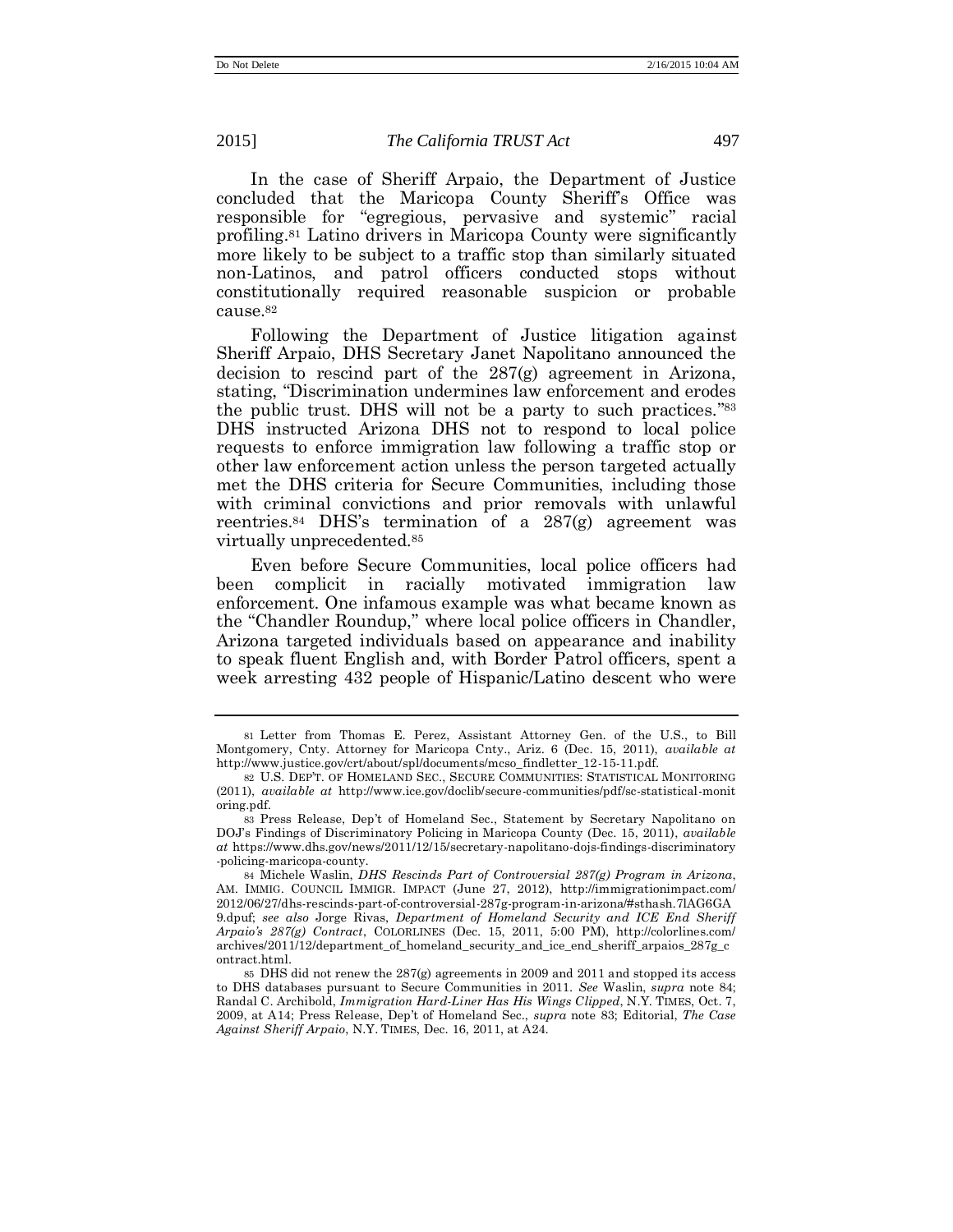In the case of Sheriff Arpaio, the Department of Justice concluded that the Maricopa County Sheriff's Office was responsible for "egregious, pervasive and systemic" racial profiling.[81] Latino drivers in Maricopa County were significantly more likely to be subject to a traffic stop than similarly situated non-Latinos, and patrol officers conducted stops without constitutionally required reasonable suspicion or probable cause.[82]

Following the Department of Justice litigation against Sheriff Arpaio, DHS Secretary Janet Napolitano announced the decision to rescind part of the 287(g) agreement in Arizona, stating, "Discrimination undermines law enforcement and erodes the public trust. DHS will not be a party to such practices."[83] DHS instructed Arizona DHS not to respond to local police requests to enforce immigration law following a traffic stop or other law enforcement action unless the person targeted actually met the DHS criteria for Secure Communities, including those with criminal convictions and prior removals with unlawful reentries.[84] DHS's termination of a 287(g) agreement was virtually unprecedented.[85]

Even before Secure Communities, local police officers had been complicit in racially motivated immigration law enforcement. One infamous example was what became known as the "Chandler Roundup," where local police officers in Chandler, Arizona targeted individuals based on appearance and inability to speak fluent English and, with Border Patrol officers, spent a week arresting 432 people of Hispanic/Latino descent who were

---

81 Letter from Thomas E. Perez, Assistant Attorney Gen. of the U.S., to Bill Montgomery, Cnty. Attorney for Maricopa Cnty., Ariz. 6 (Dec. 15, 2011), *available at* http://www.justice.gov/crt/about/spl/documents/mcso_findletter_12-15-11.pdf.

82 U.S. DEP'T. OF HOMELAND SEC., SECURE COMMUNITIES: STATISTICAL MONITORING (2011), *available at* http://www.ice.gov/doclib/secure-communities/pdf/sc-statistical-monitoring.pdf.

83 Press Release, Dep't of Homeland Sec., Statement by Secretary Napolitano on DOJ's Findings of Discriminatory Policing in Maricopa County (Dec. 15, 2011), *available at* https://www.dhs.gov/news/2011/12/15/secretary-napolitano-dojs-findings-discriminatory-policing-maricopa-county.

84 Michele Waslin, *DHS Rescinds Part of Controversial 287(g) Program in Arizona*, AM. IMMIG. COUNCIL IMMIGR. IMPACT (June 27, 2012), http://immigrationimpact.com/2012/06/27/dhs-rescinds-part-of-controversial-287g-program-in-arizona/#sthash.7lAG6GA9.dpuf; *see also* Jorge Rivas, *Department of Homeland Security and ICE End Sheriff Arpaio's 287(g) Contract*, COLORLINES (Dec. 15, 2011, 5:00 PM), http://colorlines.com/archives/2011/12/department_of_homeland_security_and_ice_end_sheriff_arpaios_287g_contract.html.

85 DHS did not renew the 287(g) agreements in 2009 and 2011 and stopped its access to DHS databases pursuant to Secure Communities in 2011. *See* Waslin, *supra* note 84; Randal C. Archibold, *Immigration Hard-Liner Has His Wings Clipped*, N.Y. TIMES, Oct. 7, 2009, at A14; Press Release, Dep't of Homeland Sec., *supra* note 83; Editorial, *The Case Against Sheriff Arpaio*, N.Y. TIMES, Dec. 16, 2011, at A24.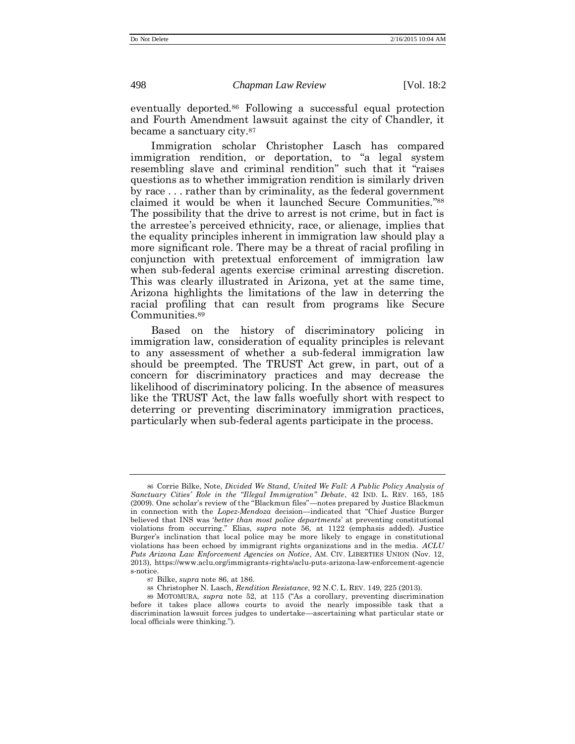eventually deported.[86] Following a successful equal protection and Fourth Amendment lawsuit against the city of Chandler, it became a sanctuary city.[87]

Immigration scholar Christopher Lasch has compared immigration rendition, or deportation, to "a legal system resembling slave and criminal rendition" such that it "raises questions as to whether immigration rendition is similarly driven by race . . . rather than by criminality, as the federal government claimed it would be when it launched Secure Communities."[88] The possibility that the drive to arrest is not crime, but in fact is the arrestee's perceived ethnicity, race, or alienage, implies that the equality principles inherent in immigration law should play a more significant role. There may be a threat of racial profiling in conjunction with pretextual enforcement of immigration law when sub-federal agents exercise criminal arresting discretion. This was clearly illustrated in Arizona, yet at the same time, Arizona highlights the limitations of the law in deterring the racial profiling that can result from programs like Secure Communities.[89]

Based on the history of discriminatory policing in immigration law, consideration of equality principles is relevant to any assessment of whether a sub-federal immigration law should be preempted. The TRUST Act grew, in part, out of a concern for discriminatory practices and may decrease the likelihood of discriminatory policing. In the absence of measures like the TRUST Act, the law falls woefully short with respect to deterring or preventing discriminatory immigration practices, particularly when sub-federal agents participate in the process.

---

86 Corrie Bilke, Note, *Divided We Stand, United We Fall: A Public Policy Analysis of Sanctuary Cities' Role in the "Illegal Immigration" Debate*, 42 IND. L. REV. 165, 185 (2009). One scholar's review of the "Blackmun files"—notes prepared by Justice Blackmun in connection with the *Lopez-Mendoza* decision—indicated that "Chief Justice Burger believed that INS was '*better than most police departments*' at preventing constitutional violations from occurring." Elias, *supra* note 56, at 1122 (emphasis added). Justice Burger's inclination that local police may be more likely to engage in constitutional violations has been echoed by immigrant rights organizations and in the media. *ACLU Puts Arizona Law Enforcement Agencies on Notice*, AM. CIV. LIBERTIES UNION (Nov. 12, 2013), https://www.aclu.org/immigrants-rights/aclu-puts-arizona-law-enforcement-agencies-notice.

87 Bilke, *supra* note 86, at 186.

88 Christopher N. Lasch, *Rendition Resistance*, 92 N.C. L. REV. 149, 225 (2013).

89 MOTOMURA, *supra* note 52, at 115 ("As a corollary, preventing discrimination before it takes place allows courts to avoid the nearly impossible task that a discrimination lawsuit forces judges to undertake—ascertaining what particular state or local officials were thinking.").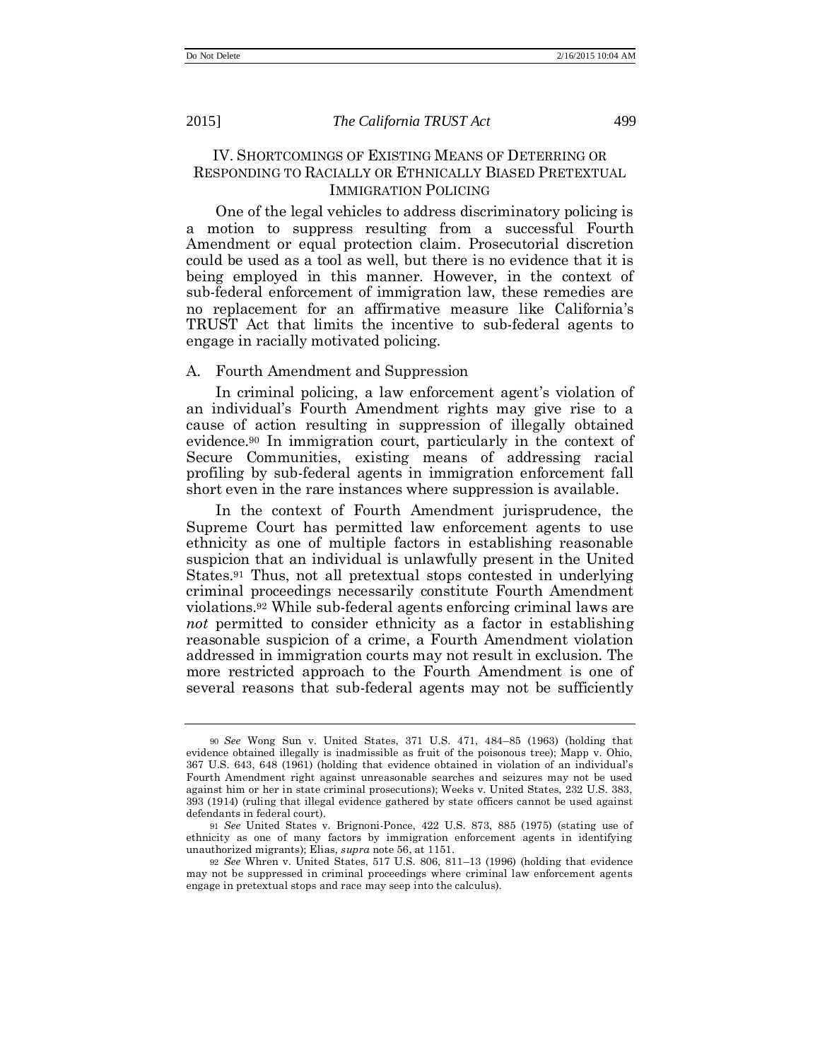## IV. SHORTCOMINGS OF EXISTING MEANS OF DETERRING OR RESPONDING TO RACIALLY OR ETHNICALLY BIASED PRETEXTUAL IMMIGRATION POLICING

One of the legal vehicles to address discriminatory policing is a motion to suppress resulting from a successful Fourth Amendment or equal protection claim. Prosecutorial discretion could be used as a tool as well, but there is no evidence that it is being employed in this manner. However, in the context of sub-federal enforcement of immigration law, these remedies are no replacement for an affirmative measure like California's TRUST Act that limits the incentive to sub-federal agents to engage in racially motivated policing.

### A. Fourth Amendment and Suppression

In criminal policing, a law enforcement agent's violation of an individual's Fourth Amendment rights may give rise to a cause of action resulting in suppression of illegally obtained evidence.[90] In immigration court, particularly in the context of Secure Communities, existing means of addressing racial profiling by sub-federal agents in immigration enforcement fall short even in the rare instances where suppression is available.

In the context of Fourth Amendment jurisprudence, the Supreme Court has permitted law enforcement agents to use ethnicity as one of multiple factors in establishing reasonable suspicion that an individual is unlawfully present in the United States.[91] Thus, not all pretextual stops contested in underlying criminal proceedings necessarily constitute Fourth Amendment violations.[92] While sub-federal agents enforcing criminal laws are *not* permitted to consider ethnicity as a factor in establishing reasonable suspicion of a crime, a Fourth Amendment violation addressed in immigration courts may not result in exclusion. The more restricted approach to the Fourth Amendment is one of several reasons that sub-federal agents may not be sufficiently

---

[90] *See* Wong Sun v. United States, 371 U.S. 471, 484–85 (1963) (holding that evidence obtained illegally is inadmissible as fruit of the poisonous tree); Mapp v. Ohio, 367 U.S. 643, 648 (1961) (holding that evidence obtained in violation of an individual's Fourth Amendment right against unreasonable searches and seizures may not be used against him or her in state criminal prosecutions); Weeks v. United States, 232 U.S. 383, 393 (1914) (ruling that illegal evidence gathered by state officers cannot be used against defendants in federal court).

[91] *See* United States v. Brignoni-Ponce, 422 U.S. 873, 885 (1975) (stating use of ethnicity as one of many factors by immigration enforcement agents in identifying unauthorized migrants); Elias, *supra* note 56, at 1151.

[92] *See* Whren v. United States, 517 U.S. 806, 811–13 (1996) (holding that evidence may not be suppressed in criminal proceedings where criminal law enforcement agents engage in pretextual stops and race may seep into the calculus).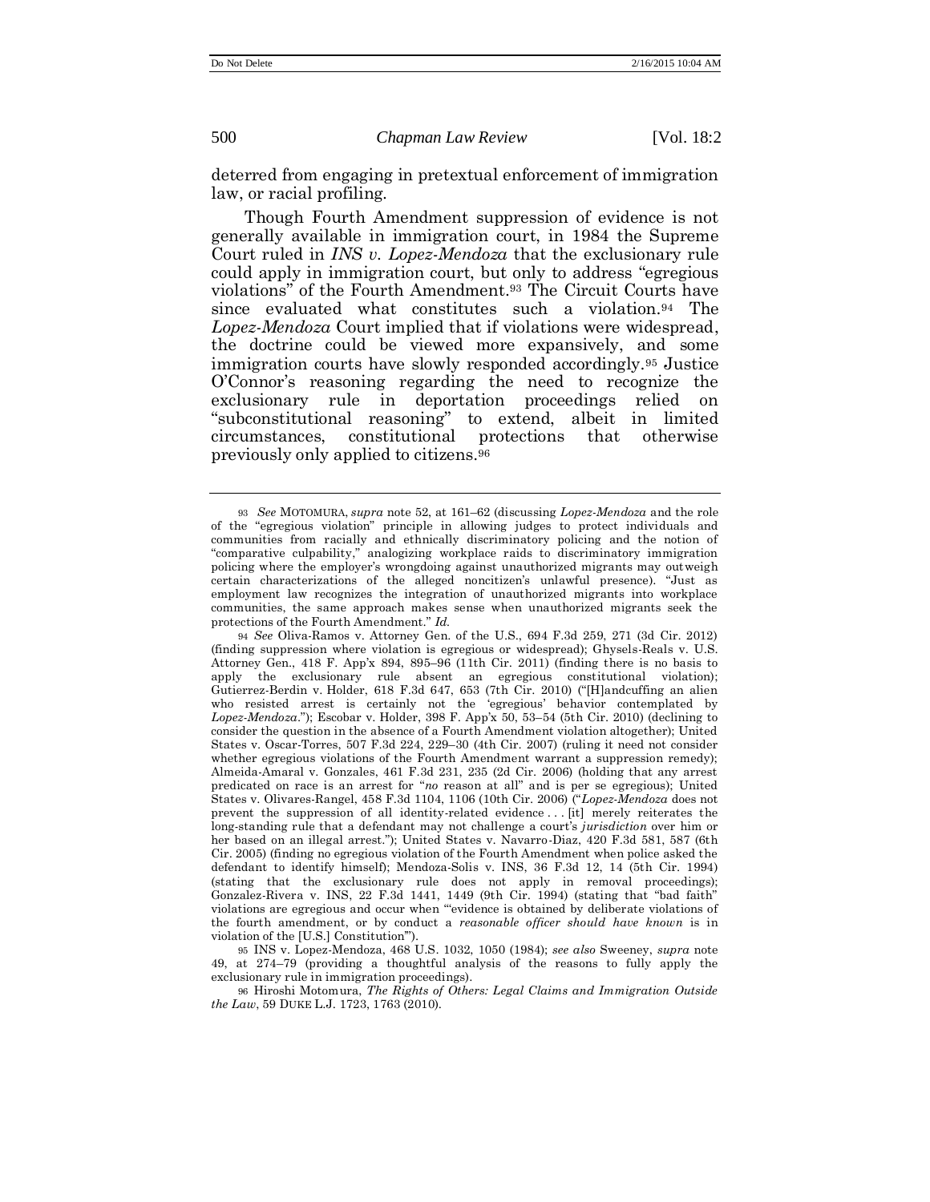deterred from engaging in pretextual enforcement of immigration law, or racial profiling.

Though Fourth Amendment suppression of evidence is not generally available in immigration court, in 1984 the Supreme Court ruled in *INS v. Lopez-Mendoza* that the exclusionary rule could apply in immigration court, but only to address "egregious violations" of the Fourth Amendment.[93] The Circuit Courts have since evaluated what constitutes such a violation.[94] The *Lopez-Mendoza* Court implied that if violations were widespread, the doctrine could be viewed more expansively, and some immigration courts have slowly responded accordingly.[95] Justice O'Connor's reasoning regarding the need to recognize the exclusionary rule in deportation proceedings relied on "subconstitutional reasoning" to extend, albeit in limited circumstances, constitutional protections that otherwise previously only applied to citizens.[96]

---

[93] *See* MOTOMURA, *supra* note 52, at 161–62 (discussing *Lopez-Mendoza* and the role of the "egregious violation" principle in allowing judges to protect individuals and communities from racially and ethnically discriminatory policing and the notion of "comparative culpability," analogizing workplace raids to discriminatory immigration policing where the employer's wrongdoing against unauthorized migrants may outweigh certain characterizations of the alleged noncitizen's unlawful presence). "Just as employment law recognizes the integration of unauthorized migrants into workplace communities, the same approach makes sense when unauthorized migrants seek the protections of the Fourth Amendment." *Id.*

[94] *See* Oliva-Ramos v. Attorney Gen. of the U.S., 694 F.3d 259, 271 (3d Cir. 2012) (finding suppression where violation is egregious or widespread); Ghysels-Reals v. U.S. Attorney Gen., 418 F. App'x 894, 895–96 (11th Cir. 2011) (finding there is no basis to apply the exclusionary rule absent an egregious constitutional violation); Gutierrez-Berdin v. Holder, 618 F.3d 647, 653 (7th Cir. 2010) ("[H]andcuffing an alien who resisted arrest is certainly not the 'egregious' behavior contemplated by *Lopez-Mendoza*."); Escobar v. Holder, 398 F. App'x 50, 53–54 (5th Cir. 2010) (declining to consider the question in the absence of a Fourth Amendment violation altogether); United States v. Oscar-Torres, 507 F.3d 224, 229–30 (4th Cir. 2007) (ruling it need not consider whether egregious violations of the Fourth Amendment warrant a suppression remedy); Almeida-Amaral v. Gonzales, 461 F.3d 231, 235 (2d Cir. 2006) (holding that any arrest predicated on race is an arrest for "*no* reason at all" and is per se egregious); United States v. Olivares-Rangel, 458 F.3d 1104, 1106 (10th Cir. 2006) ("*Lopez-Mendoza* does not prevent the suppression of all identity-related evidence . . . [it] merely reiterates the long-standing rule that a defendant may not challenge a court's *jurisdiction* over him or her based on an illegal arrest."); United States v. Navarro-Diaz, 420 F.3d 581, 587 (6th Cir. 2005) (finding no egregious violation of the Fourth Amendment when police asked the defendant to identify himself); Mendoza-Solis v. INS, 36 F.3d 12, 14 (5th Cir. 1994) (stating that the exclusionary rule does not apply in removal proceedings); Gonzalez-Rivera v. INS, 22 F.3d 1441, 1449 (9th Cir. 1994) (stating that "bad faith" violations are egregious and occur when "'evidence is obtained by deliberate violations of the fourth amendment, or by conduct a *reasonable officer should have known* is in violation of the [U.S.] Constitution'").

[95] INS v. Lopez-Mendoza, 468 U.S. 1032, 1050 (1984); *see also* Sweeney, *supra* note 49, at 274–79 (providing a thoughtful analysis of the reasons to fully apply the exclusionary rule in immigration proceedings).

[96] Hiroshi Motomura, *The Rights of Others: Legal Claims and Immigration Outside the Law*, 59 DUKE L.J. 1723, 1763 (2010).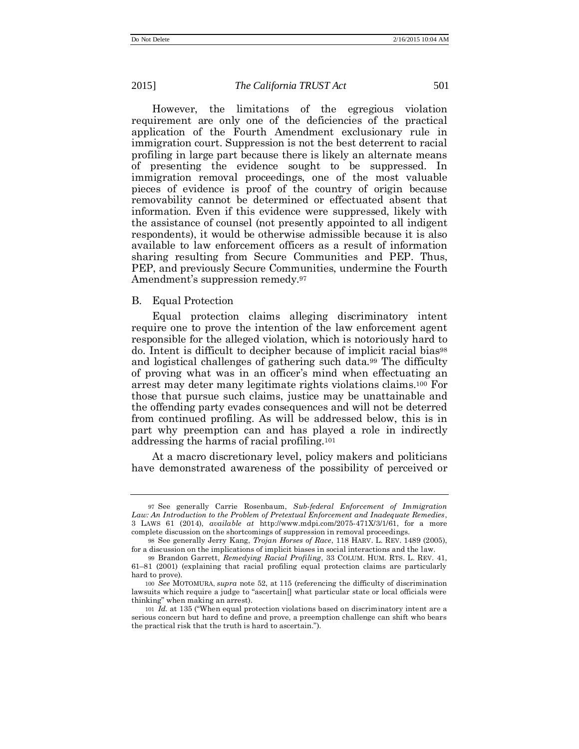However, the limitations of the egregious violation requirement are only one of the deficiencies of the practical application of the Fourth Amendment exclusionary rule in immigration court. Suppression is not the best deterrent to racial profiling in large part because there is likely an alternate means of presenting the evidence sought to be suppressed. In immigration removal proceedings, one of the most valuable pieces of evidence is proof of the country of origin because removability cannot be determined or effectuated absent that information. Even if this evidence were suppressed, likely with the assistance of counsel (not presently appointed to all indigent respondents), it would be otherwise admissible because it is also available to law enforcement officers as a result of information sharing resulting from Secure Communities and PEP. Thus, PEP, and previously Secure Communities, undermine the Fourth Amendment's suppression remedy.[97]

### B. Equal Protection

Equal protection claims alleging discriminatory intent require one to prove the intention of the law enforcement agent responsible for the alleged violation, which is notoriously hard to do. Intent is difficult to decipher because of implicit racial bias[98] and logistical challenges of gathering such data.[99] The difficulty of proving what was in an officer's mind when effectuating an arrest may deter many legitimate rights violations claims.[100] For those that pursue such claims, justice may be unattainable and the offending party evades consequences and will not be deterred from continued profiling. As will be addressed below, this is in part why preemption can and has played a role in indirectly addressing the harms of racial profiling.[101]

At a macro discretionary level, policy makers and politicians have demonstrated awareness of the possibility of perceived or

---

[97] See generally Carrie Rosenbaum, *Sub-federal Enforcement of Immigration Law: An Introduction to the Problem of Pretextual Enforcement and Inadequate Remedies*, 3 LAWS 61 (2014), *available at* http://www.mdpi.com/2075-471X/3/1/61, for a more complete discussion on the shortcomings of suppression in removal proceedings.

[98] See generally Jerry Kang, *Trojan Horses of Race*, 118 HARV. L. REV. 1489 (2005), for a discussion on the implications of implicit biases in social interactions and the law.

[99] Brandon Garrett, *Remedying Racial Profiling*, 33 COLUM. HUM. RTS. L. REV. 41, 61–81 (2001) (explaining that racial profiling equal protection claims are particularly hard to prove).

[100] *See* MOTOMURA, *supra* note 52, at 115 (referencing the difficulty of discrimination lawsuits which require a judge to "ascertain[] what particular state or local officials were thinking" when making an arrest).

[101] *Id.* at 135 ("When equal protection violations based on discriminatory intent are a serious concern but hard to define and prove, a preemption challenge can shift who bears the practical risk that the truth is hard to ascertain.").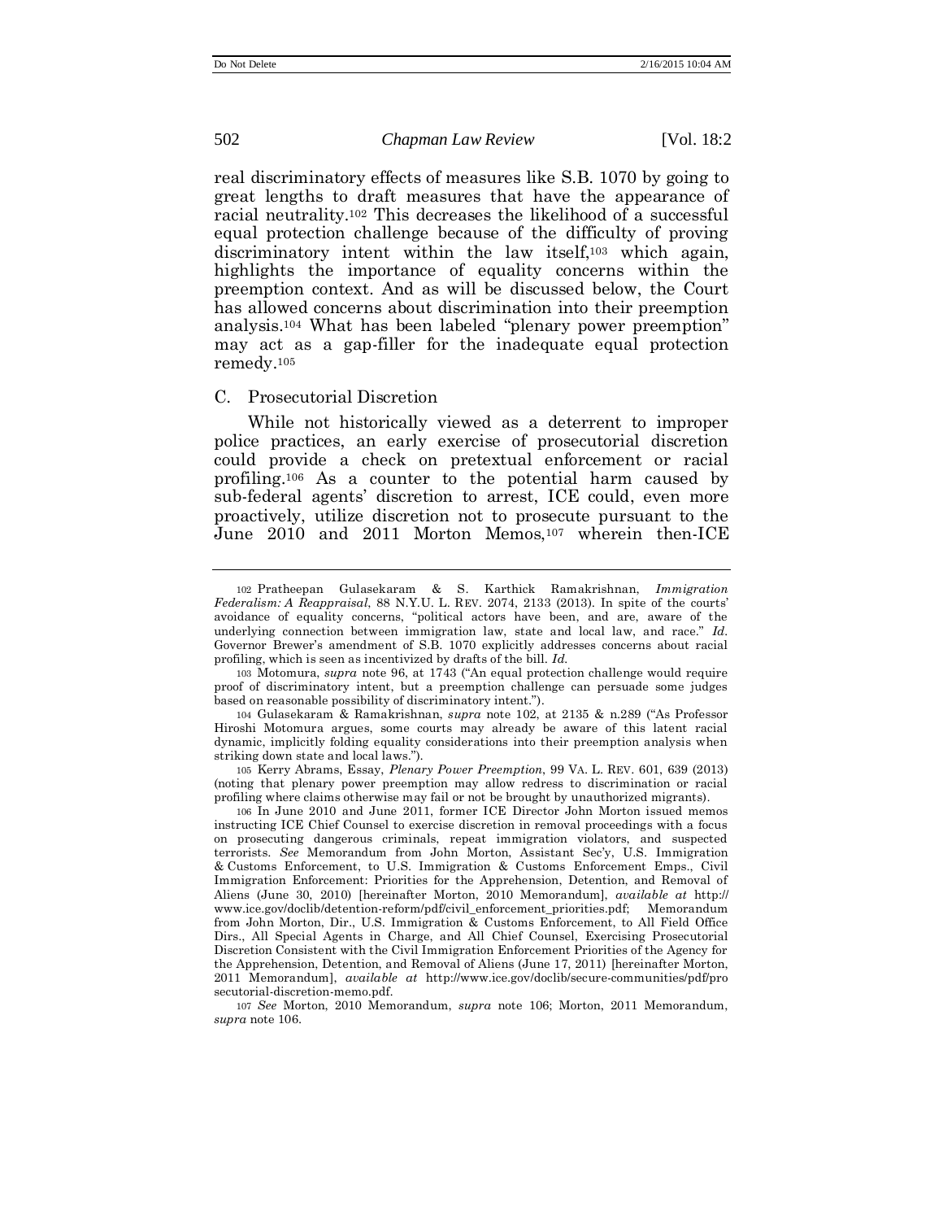real discriminatory effects of measures like S.B. 1070 by going to great lengths to draft measures that have the appearance of racial neutrality.[102] This decreases the likelihood of a successful equal protection challenge because of the difficulty of proving discriminatory intent within the law itself,[103] which again, highlights the importance of equality concerns within the preemption context. And as will be discussed below, the Court has allowed concerns about discrimination into their preemption analysis.[104] What has been labeled "plenary power preemption" may act as a gap-filler for the inadequate equal protection remedy.[105]

### C. Prosecutorial Discretion

While not historically viewed as a deterrent to improper police practices, an early exercise of prosecutorial discretion could provide a check on pretextual enforcement or racial profiling.[106] As a counter to the potential harm caused by sub-federal agents' discretion to arrest, ICE could, even more proactively, utilize discretion not to prosecute pursuant to the June 2010 and 2011 Morton Memos,[107] wherein then-ICE

---

[102] Pratheepan Gulasekaram & S. Karthick Ramakrishnan, *Immigration Federalism: A Reappraisal*, 88 N.Y.U. L. REV. 2074, 2133 (2013). In spite of the courts' avoidance of equality concerns, "political actors have been, and are, aware of the underlying connection between immigration law, state and local law, and race." *Id.* Governor Brewer's amendment of S.B. 1070 explicitly addresses concerns about racial profiling, which is seen as incentivized by drafts of the bill. *Id.*

[103] Motomura, *supra* note 96, at 1743 ("An equal protection challenge would require proof of discriminatory intent, but a preemption challenge can persuade some judges based on reasonable possibility of discriminatory intent.").

[104] Gulasekaram & Ramakrishnan, *supra* note 102, at 2135 & n.289 ("As Professor Hiroshi Motomura argues, some courts may already be aware of this latent racial dynamic, implicitly folding equality considerations into their preemption analysis when striking down state and local laws.").

[105] Kerry Abrams, Essay, *Plenary Power Preemption*, 99 VA. L. REV. 601, 639 (2013) (noting that plenary power preemption may allow redress to discrimination or racial profiling where claims otherwise may fail or not be brought by unauthorized migrants).

[106] In June 2010 and June 2011, former ICE Director John Morton issued memos instructing ICE Chief Counsel to exercise discretion in removal proceedings with a focus on prosecuting dangerous criminals, repeat immigration violators, and suspected terrorists. *See* Memorandum from John Morton, Assistant Sec'y, U.S. Immigration & Customs Enforcement, to U.S. Immigration & Customs Enforcement Emps., Civil Immigration Enforcement: Priorities for the Apprehension, Detention, and Removal of Aliens (June 30, 2010) [hereinafter Morton, 2010 Memorandum], *available at* http://www.ice.gov/doclib/detention-reform/pdf/civil_enforcement_priorities.pdf; Memorandum from John Morton, Dir., U.S. Immigration & Customs Enforcement, to All Field Office Dirs., All Special Agents in Charge, and All Chief Counsel, Exercising Prosecutorial Discretion Consistent with the Civil Immigration Enforcement Priorities of the Agency for the Apprehension, Detention, and Removal of Aliens (June 17, 2011) [hereinafter Morton, 2011 Memorandum], *available at* http://www.ice.gov/doclib/secure-communities/pdf/prosecutorial-discretion-memo.pdf.

[107] *See* Morton, 2010 Memorandum, *supra* note 106; Morton, 2011 Memorandum, *supra* note 106.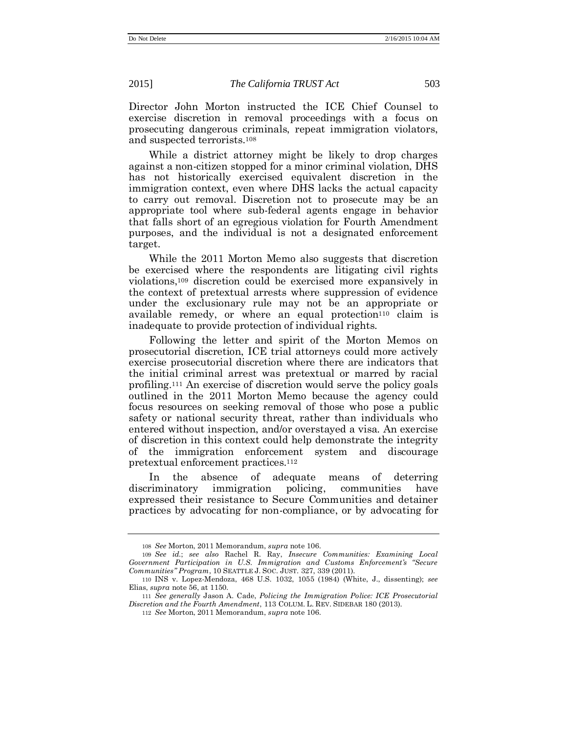Director John Morton instructed the ICE Chief Counsel to exercise discretion in removal proceedings with a focus on prosecuting dangerous criminals, repeat immigration violators, and suspected terrorists.[108]

While a district attorney might be likely to drop charges against a non-citizen stopped for a minor criminal violation, DHS has not historically exercised equivalent discretion in the immigration context, even where DHS lacks the actual capacity to carry out removal. Discretion not to prosecute may be an appropriate tool where sub-federal agents engage in behavior that falls short of an egregious violation for Fourth Amendment purposes, and the individual is not a designated enforcement target.

While the 2011 Morton Memo also suggests that discretion be exercised where the respondents are litigating civil rights violations,[109] discretion could be exercised more expansively in the context of pretextual arrests where suppression of evidence under the exclusionary rule may not be an appropriate or available remedy, or where an equal protection[110] claim is inadequate to provide protection of individual rights.

Following the letter and spirit of the Morton Memos on prosecutorial discretion, ICE trial attorneys could more actively exercise prosecutorial discretion where there are indicators that the initial criminal arrest was pretextual or marred by racial profiling.[111] An exercise of discretion would serve the policy goals outlined in the 2011 Morton Memo because the agency could focus resources on seeking removal of those who pose a public safety or national security threat, rather than individuals who entered without inspection, and/or overstayed a visa. An exercise of discretion in this context could help demonstrate the integrity of the immigration enforcement system and discourage pretextual enforcement practices.[112]

In the absence of adequate means of deterring discriminatory immigration policing, communities have expressed their resistance to Secure Communities and detainer practices by advocating for non-compliance, or by advocating for

---

[108] *See* Morton, 2011 Memorandum, *supra* note 106.

[109] *See id.*; *see also* Rachel R. Ray, *Insecure Communities: Examining Local Government Participation in U.S. Immigration and Customs Enforcement's "Secure Communities" Program*, 10 SEATTLE J. SOC. JUST. 327, 339 (2011).

[110] INS v. Lopez-Mendoza, 468 U.S. 1032, 1055 (1984) (White, J., dissenting); *see* Elias, *supra* note 56, at 1150.

[111] *See generally* Jason A. Cade, *Policing the Immigration Police: ICE Prosecutorial Discretion and the Fourth Amendment*, 113 COLUM. L. REV. SIDEBAR 180 (2013).

[112] *See* Morton, 2011 Memorandum, *supra* note 106.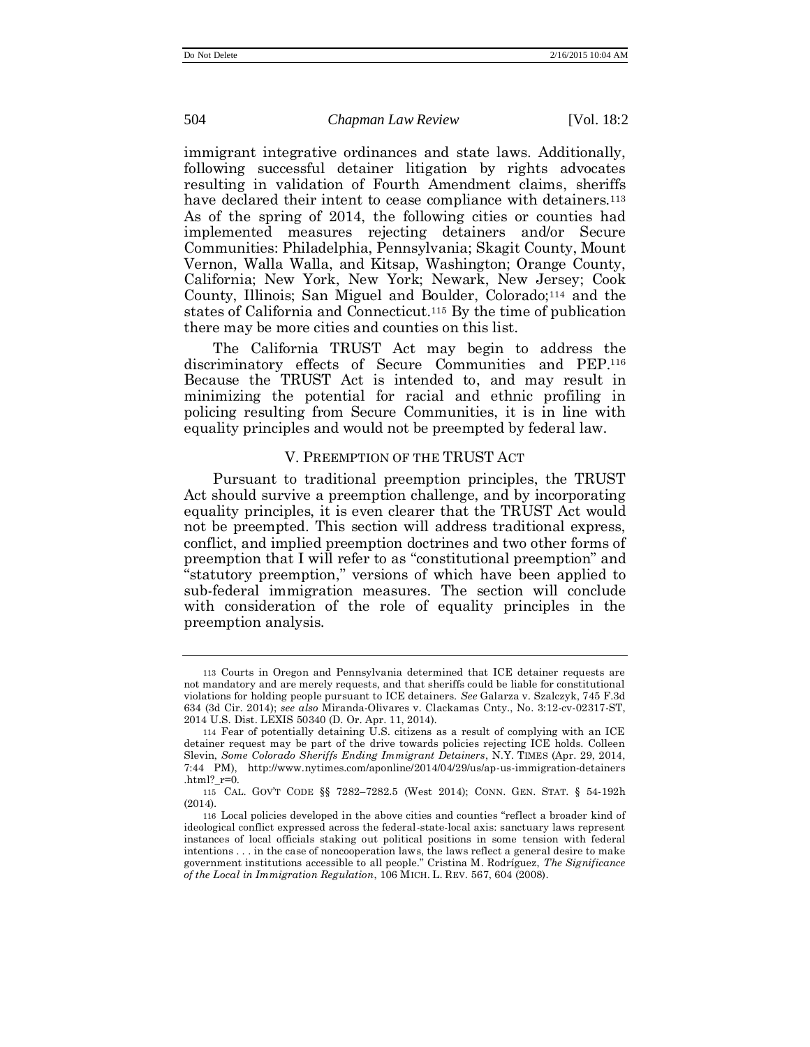immigrant integrative ordinances and state laws. Additionally, following successful detainer litigation by rights advocates resulting in validation of Fourth Amendment claims, sheriffs have declared their intent to cease compliance with detainers.[113] As of the spring of 2014, the following cities or counties had implemented measures rejecting detainers and/or Secure Communities: Philadelphia, Pennsylvania; Skagit County, Mount Vernon, Walla Walla, and Kitsap, Washington; Orange County, California; New York, New York; Newark, New Jersey; Cook County, Illinois; San Miguel and Boulder, Colorado;[114] and the states of California and Connecticut.[115] By the time of publication there may be more cities and counties on this list.

The California TRUST Act may begin to address the discriminatory effects of Secure Communities and PEP.[116] Because the TRUST Act is intended to, and may result in minimizing the potential for racial and ethnic profiling in policing resulting from Secure Communities, it is in line with equality principles and would not be preempted by federal law.

## V. PREEMPTION OF THE TRUST ACT

Pursuant to traditional preemption principles, the TRUST Act should survive a preemption challenge, and by incorporating equality principles, it is even clearer that the TRUST Act would not be preempted. This section will address traditional express, conflict, and implied preemption doctrines and two other forms of preemption that I will refer to as "constitutional preemption" and "statutory preemption," versions of which have been applied to sub-federal immigration measures. The section will conclude with consideration of the role of equality principles in the preemption analysis.

---

113 Courts in Oregon and Pennsylvania determined that ICE detainer requests are not mandatory and are merely requests, and that sheriffs could be liable for constitutional violations for holding people pursuant to ICE detainers. *See* Galarza v. Szalczyk, 745 F.3d 634 (3d Cir. 2014); *see also* Miranda-Olivares v. Clackamas Cnty., No. 3:12-cv-02317-ST, 2014 U.S. Dist. LEXIS 50340 (D. Or. Apr. 11, 2014).

114 Fear of potentially detaining U.S. citizens as a result of complying with an ICE detainer request may be part of the drive towards policies rejecting ICE holds. Colleen Slevin, *Some Colorado Sheriffs Ending Immigrant Detainers*, N.Y. TIMES (Apr. 29, 2014, 7:44 PM), http://www.nytimes.com/aponline/2014/04/29/us/ap-us-immigration-detainers.html?_r=0.

115 CAL. GOV'T CODE §§ 7282–7282.5 (West 2014); CONN. GEN. STAT. § 54-192h (2014).

116 Local policies developed in the above cities and counties "reflect a broader kind of ideological conflict expressed across the federal-state-local axis: sanctuary laws represent instances of local officials staking out political positions in some tension with federal intentions . . . in the case of noncooperation laws, the laws reflect a general desire to make government institutions accessible to all people." Cristina M. Rodríguez, *The Significance of the Local in Immigration Regulation*, 106 MICH. L. REV. 567, 604 (2008).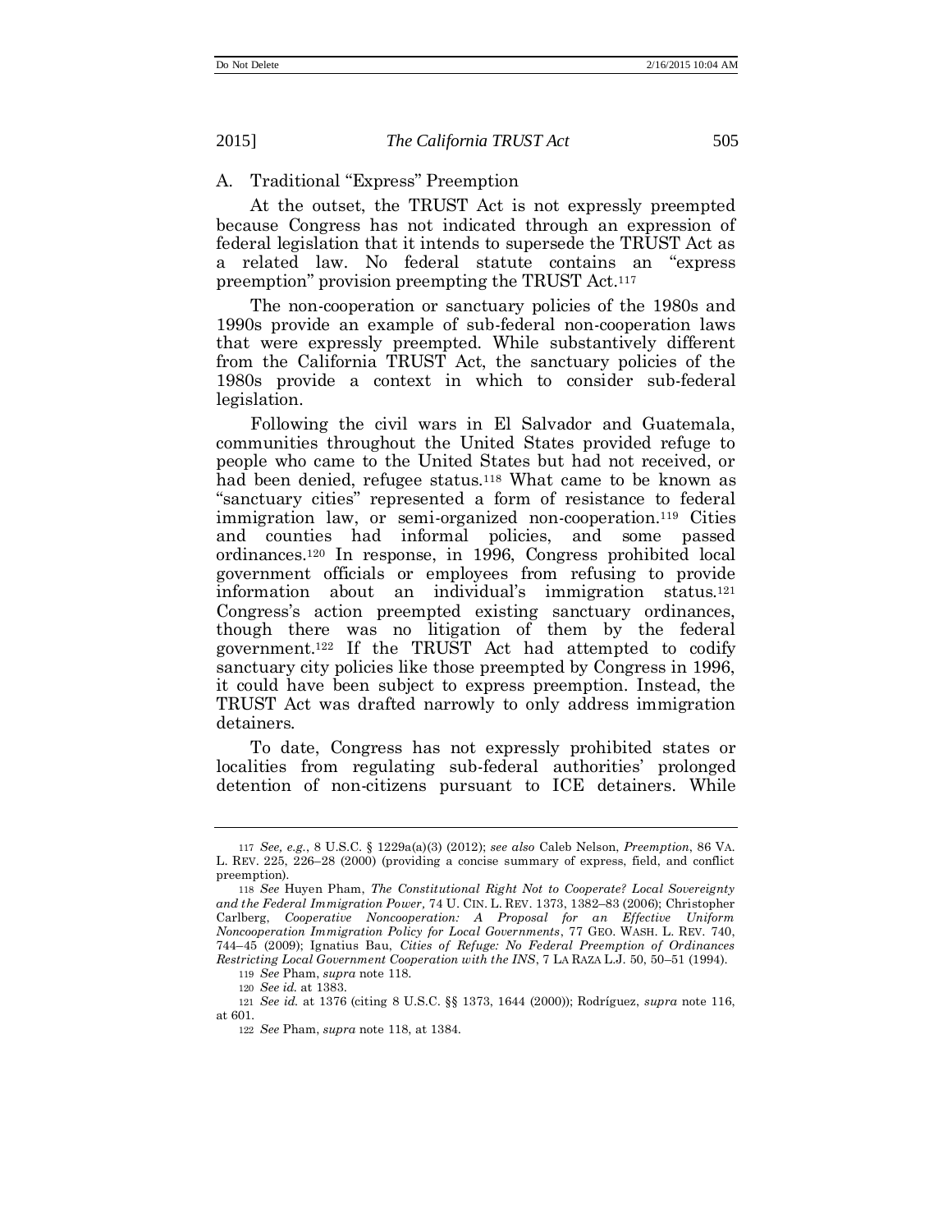### A. Traditional "Express" Preemption

At the outset, the TRUST Act is not expressly preempted because Congress has not indicated through an expression of federal legislation that it intends to supersede the TRUST Act as a related law. No federal statute contains an "express preemption" provision preempting the TRUST Act.[117]

The non-cooperation or sanctuary policies of the 1980s and 1990s provide an example of sub-federal non-cooperation laws that were expressly preempted. While substantively different from the California TRUST Act, the sanctuary policies of the 1980s provide a context in which to consider sub-federal legislation.

Following the civil wars in El Salvador and Guatemala, communities throughout the United States provided refuge to people who came to the United States but had not received, or had been denied, refugee status.[118] What came to be known as "sanctuary cities" represented a form of resistance to federal immigration law, or semi-organized non-cooperation.[119] Cities and counties had informal policies, and some passed ordinances.[120] In response, in 1996, Congress prohibited local government officials or employees from refusing to provide information about an individual's immigration status.[121] Congress's action preempted existing sanctuary ordinances, though there was no litigation of them by the federal government.[122] If the TRUST Act had attempted to codify sanctuary city policies like those preempted by Congress in 1996, it could have been subject to express preemption. Instead, the TRUST Act was drafted narrowly to only address immigration detainers.

To date, Congress has not expressly prohibited states or localities from regulating sub-federal authorities' prolonged detention of non-citizens pursuant to ICE detainers. While

---

117 *See, e.g.*, 8 U.S.C. § 1229a(a)(3) (2012); *see also* Caleb Nelson, *Preemption*, 86 VA. L. REV. 225, 226–28 (2000) (providing a concise summary of express, field, and conflict preemption).

118 *See* Huyen Pham, *The Constitutional Right Not to Cooperate? Local Sovereignty and the Federal Immigration Power*, 74 U. CIN. L. REV. 1373, 1382–83 (2006); Christopher Carlberg, *Cooperative Noncooperation: A Proposal for an Effective Uniform Noncooperation Immigration Policy for Local Governments*, 77 GEO. WASH. L. REV. 740, 744–45 (2009); Ignatius Bau, *Cities of Refuge: No Federal Preemption of Ordinances Restricting Local Government Cooperation with the INS*, 7 LA RAZA L.J. 50, 50–51 (1994).

119 *See* Pham, *supra* note 118.

120 *See id.* at 1383.

121 *See id.* at 1376 (citing 8 U.S.C. §§ 1373, 1644 (2000)); Rodríguez, *supra* note 116, at 601.

122 *See* Pham, *supra* note 118, at 1384.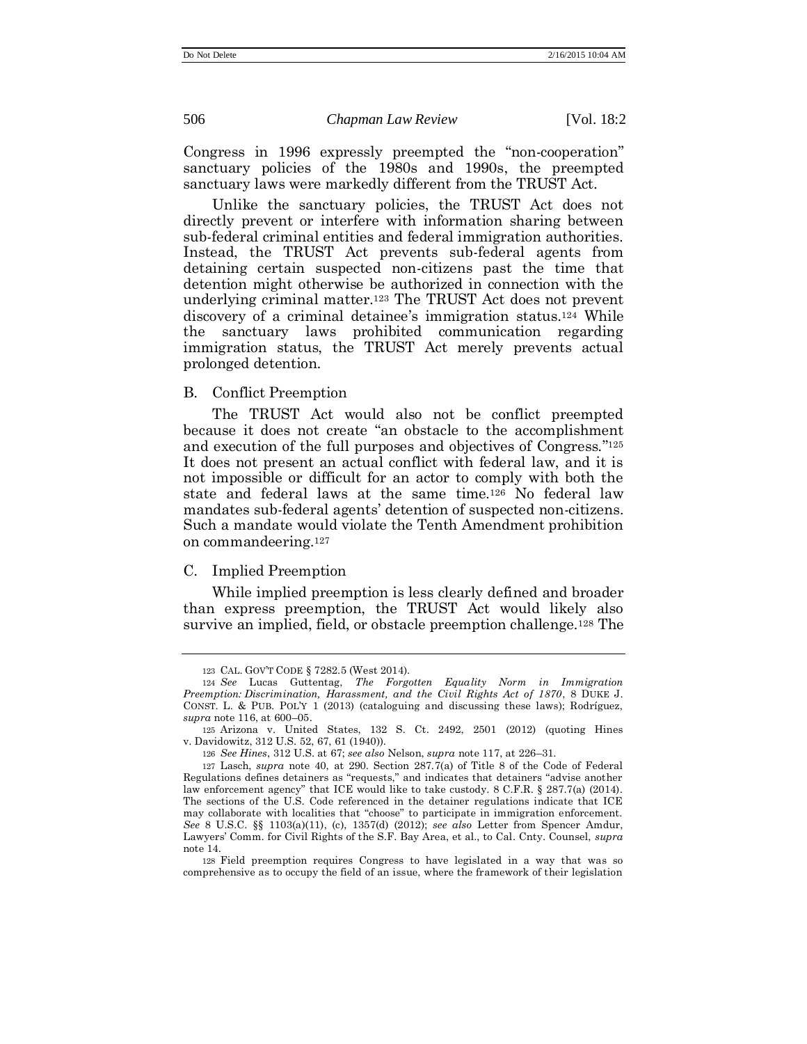Congress in 1996 expressly preempted the "non-cooperation" sanctuary policies of the 1980s and 1990s, the preempted sanctuary laws were markedly different from the TRUST Act.

Unlike the sanctuary policies, the TRUST Act does not directly prevent or interfere with information sharing between sub-federal criminal entities and federal immigration authorities. Instead, the TRUST Act prevents sub-federal agents from detaining certain suspected non-citizens past the time that detention might otherwise be authorized in connection with the underlying criminal matter.[123] The TRUST Act does not prevent discovery of a criminal detainee's immigration status.[124] While the sanctuary laws prohibited communication regarding immigration status, the TRUST Act merely prevents actual prolonged detention.

### B. Conflict Preemption

The TRUST Act would also not be conflict preempted because it does not create "an obstacle to the accomplishment and execution of the full purposes and objectives of Congress."[125] It does not present an actual conflict with federal law, and it is not impossible or difficult for an actor to comply with both the state and federal laws at the same time.[126] No federal law mandates sub-federal agents' detention of suspected non-citizens. Such a mandate would violate the Tenth Amendment prohibition on commandeering.[127]

### C. Implied Preemption

While implied preemption is less clearly defined and broader than express preemption, the TRUST Act would likely also survive an implied, field, or obstacle preemption challenge.[128] The

---

123 CAL. GOV'T CODE § 7282.5 (West 2014).

124 *See* Lucas Guttentag, *The Forgotten Equality Norm in Immigration Preemption: Discrimination, Harassment, and the Civil Rights Act of 1870*, 8 DUKE J. CONST. L. & PUB. POL'Y 1 (2013) (cataloguing and discussing these laws); Rodríguez, *supra* note 116, at 600–05.

125 Arizona v. United States, 132 S. Ct. 2492, 2501 (2012) (quoting Hines v. Davidowitz, 312 U.S. 52, 67, 61 (1940)).

126 *See Hines*, 312 U.S. at 67; *see also* Nelson, *supra* note 117, at 226–31.

127 Lasch, *supra* note 40, at 290. Section 287.7(a) of Title 8 of the Code of Federal Regulations defines detainers as "requests," and indicates that detainers "advise another law enforcement agency" that ICE would like to take custody. 8 C.F.R. § 287.7(a) (2014). The sections of the U.S. Code referenced in the detainer regulations indicate that ICE may collaborate with localities that "choose" to participate in immigration enforcement. *See* 8 U.S.C. §§ 1103(a)(11), (c), 1357(d) (2012); *see also* Letter from Spencer Amdur, Lawyers' Comm. for Civil Rights of the S.F. Bay Area, et al., to Cal. Cnty. Counsel, *supra* note 14.

128 Field preemption requires Congress to have legislated in a way that was so comprehensive as to occupy the field of an issue, where the framework of their legislation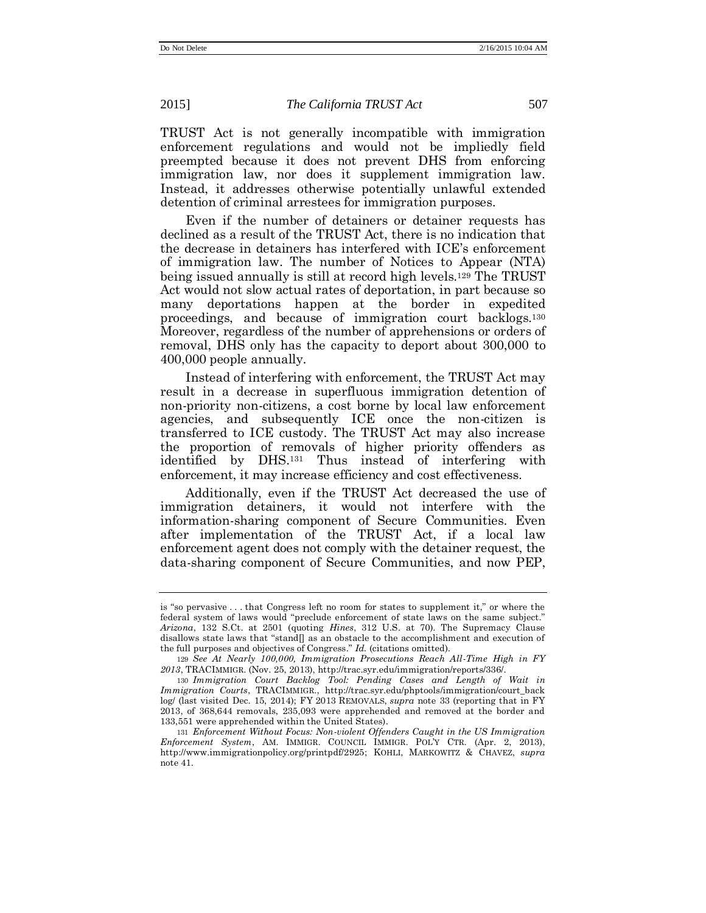TRUST Act is not generally incompatible with immigration enforcement regulations and would not be impliedly field preempted because it does not prevent DHS from enforcing immigration law, nor does it supplement immigration law. Instead, it addresses otherwise potentially unlawful extended detention of criminal arrestees for immigration purposes.

Even if the number of detainers or detainer requests has declined as a result of the TRUST Act, there is no indication that the decrease in detainers has interfered with ICE's enforcement of immigration law. The number of Notices to Appear (NTA) being issued annually is still at record high levels.[129] The TRUST Act would not slow actual rates of deportation, in part because so many deportations happen at the border in expedited proceedings, and because of immigration court backlogs.[130] Moreover, regardless of the number of apprehensions or orders of removal, DHS only has the capacity to deport about 300,000 to 400,000 people annually.

Instead of interfering with enforcement, the TRUST Act may result in a decrease in superfluous immigration detention of non-priority non-citizens, a cost borne by local law enforcement agencies, and subsequently ICE once the non-citizen is transferred to ICE custody. The TRUST Act may also increase the proportion of removals of higher priority offenders as identified by DHS.[131] Thus instead of interfering with enforcement, it may increase efficiency and cost effectiveness.

Additionally, even if the TRUST Act decreased the use of immigration detainers, it would not interfere with the information-sharing component of Secure Communities. Even after implementation of the TRUST Act, if a local law enforcement agent does not comply with the detainer request, the data-sharing component of Secure Communities, and now PEP,

---

is "so pervasive . . . that Congress left no room for states to supplement it," or where the federal system of laws would "preclude enforcement of state laws on the same subject." *Arizona*, 132 S.Ct. at 2501 (quoting *Hines*, 312 U.S. at 70). The Supremacy Clause disallows state laws that "stand[] as an obstacle to the accomplishment and execution of the full purposes and objectives of Congress." *Id.* (citations omitted).

129 *See At Nearly 100,000, Immigration Prosecutions Reach All-Time High in FY 2013*, TRACIMMIGR. (Nov. 25, 2013), http://trac.syr.edu/immigration/reports/336/.

130 *Immigration Court Backlog Tool: Pending Cases and Length of Wait in Immigration Courts*, TRACIMMIGR., http://trac.syr.edu/phptools/immigration/court_backlog/ (last visited Dec. 15, 2014); FY 2013 REMOVALS, *supra* note 33 (reporting that in FY 2013, of 368,644 removals, 235,093 were apprehended and removed at the border and 133,551 were apprehended within the United States).

131 *Enforcement Without Focus: Non-violent Offenders Caught in the US Immigration Enforcement System*, AM. IMMIGR. COUNCIL IMMIGR. POL'Y CTR. (Apr. 2, 2013), http://www.immigrationpolicy.org/printpdf/2925; KOHLI, MARKOWITZ & CHAVEZ, *supra* note 41.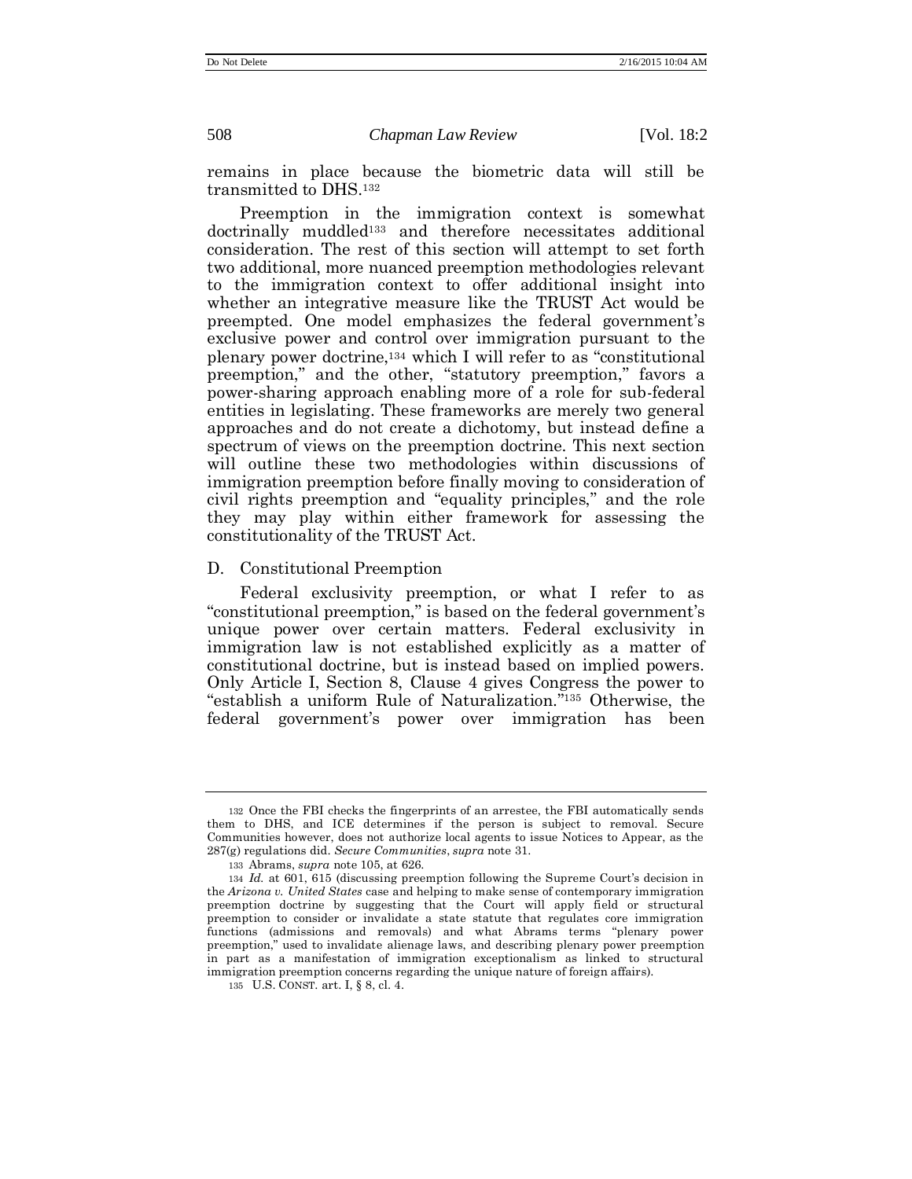remains in place because the biometric data will still be transmitted to DHS.[132]

Preemption in the immigration context is somewhat doctrinally muddled[133] and therefore necessitates additional consideration. The rest of this section will attempt to set forth two additional, more nuanced preemption methodologies relevant to the immigration context to offer additional insight into whether an integrative measure like the TRUST Act would be preempted. One model emphasizes the federal government's exclusive power and control over immigration pursuant to the plenary power doctrine,[134] which I will refer to as "constitutional preemption," and the other, "statutory preemption," favors a power-sharing approach enabling more of a role for sub-federal entities in legislating. These frameworks are merely two general approaches and do not create a dichotomy, but instead define a spectrum of views on the preemption doctrine. This next section will outline these two methodologies within discussions of immigration preemption before finally moving to consideration of civil rights preemption and "equality principles," and the role they may play within either framework for assessing the constitutionality of the TRUST Act.

## D. Constitutional Preemption

Federal exclusivity preemption, or what I refer to as "constitutional preemption," is based on the federal government's unique power over certain matters. Federal exclusivity in immigration law is not established explicitly as a matter of constitutional doctrine, but is instead based on implied powers. Only Article I, Section 8, Clause 4 gives Congress the power to "establish a uniform Rule of Naturalization."[135] Otherwise, the federal government's power over immigration has been

---

[132] Once the FBI checks the fingerprints of an arrestee, the FBI automatically sends them to DHS, and ICE determines if the person is subject to removal. Secure Communities however, does not authorize local agents to issue Notices to Appear, as the 287(g) regulations did. *Secure Communities*, *supra* note 31.

[133] Abrams, *supra* note 105, at 626.

[134] *Id.* at 601, 615 (discussing preemption following the Supreme Court's decision in the *Arizona v. United States* case and helping to make sense of contemporary immigration preemption doctrine by suggesting that the Court will apply field or structural preemption to consider or invalidate a state statute that regulates core immigration functions (admissions and removals) and what Abrams terms "plenary power preemption," used to invalidate alienage laws, and describing plenary power preemption in part as a manifestation of immigration exceptionalism as linked to structural immigration preemption concerns regarding the unique nature of foreign affairs).

[135] U.S. CONST. art. I, § 8, cl. 4.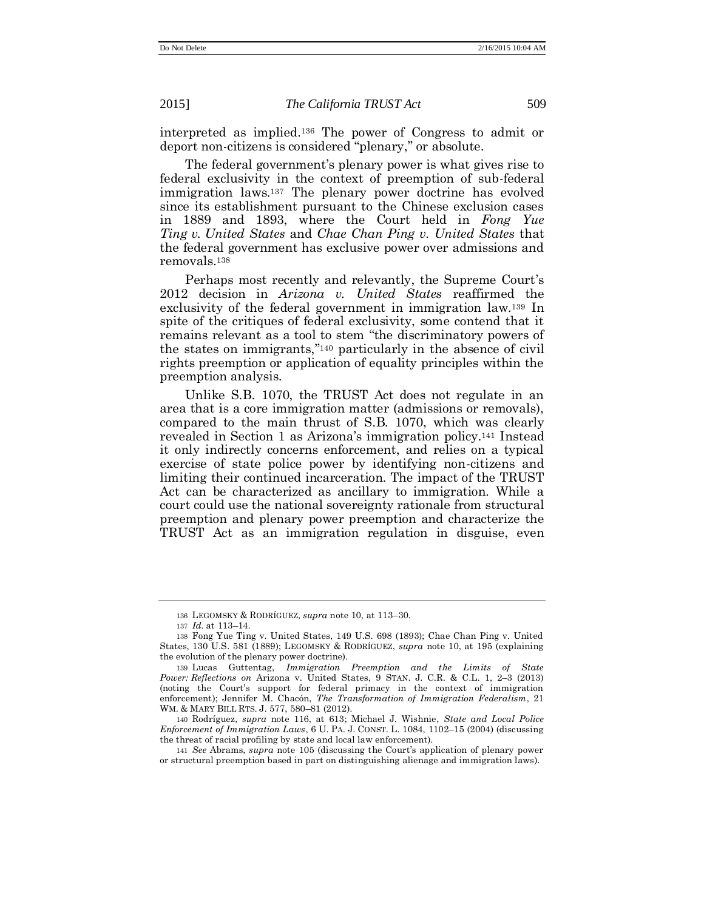interpreted as implied.[136] The power of Congress to admit or deport non-citizens is considered "plenary," or absolute.

The federal government's plenary power is what gives rise to federal exclusivity in the context of preemption of sub-federal immigration laws.[137] The plenary power doctrine has evolved since its establishment pursuant to the Chinese exclusion cases in 1889 and 1893, where the Court held in *Fong Yue Ting v. United States* and *Chae Chan Ping v. United States* that the federal government has exclusive power over admissions and removals.[138]

Perhaps most recently and relevantly, the Supreme Court's 2012 decision in *Arizona v. United States* reaffirmed the exclusivity of the federal government in immigration law.[139] In spite of the critiques of federal exclusivity, some contend that it remains relevant as a tool to stem "the discriminatory powers of the states on immigrants,"[140] particularly in the absence of civil rights preemption or application of equality principles within the preemption analysis.

Unlike S.B. 1070, the TRUST Act does not regulate in an area that is a core immigration matter (admissions or removals), compared to the main thrust of S.B. 1070, which was clearly revealed in Section 1 as Arizona's immigration policy.[141] Instead it only indirectly concerns enforcement, and relies on a typical exercise of state police power by identifying non-citizens and limiting their continued incarceration. The impact of the TRUST Act can be characterized as ancillary to immigration. While a court could use the national sovereignty rationale from structural preemption and plenary power preemption and characterize the TRUST Act as an immigration regulation in disguise, even

---

136 LEGOMSKY & RODRÍGUEZ, *supra* note 10, at 113–30.

137 *Id.* at 113–14.

138 Fong Yue Ting v. United States, 149 U.S. 698 (1893); Chae Chan Ping v. United States, 130 U.S. 581 (1889); LEGOMSKY & RODRÍGUEZ, *supra* note 10, at 195 (explaining the evolution of the plenary power doctrine).

139 Lucas Guttentag, *Immigration Preemption and the Limits of State Power: Reflections on* Arizona v. United States, 9 STAN. J. C.R. & C.L. 1, 2–3 (2013) (noting the Court's support for federal primacy in the context of immigration enforcement); Jennifer M. Chacón, *The Transformation of Immigration Federalism*, 21 WM. & MARY BILL RTS. J. 577, 580–81 (2012).

140 Rodríguez, *supra* note 116, at 613; Michael J. Wishnie, *State and Local Police Enforcement of Immigration Laws*, 6 U. PA. J. CONST. L. 1084, 1102–15 (2004) (discussing the threat of racial profiling by state and local law enforcement).

141 *See* Abrams, *supra* note 105 (discussing the Court's application of plenary power or structural preemption based in part on distinguishing alienage and immigration laws).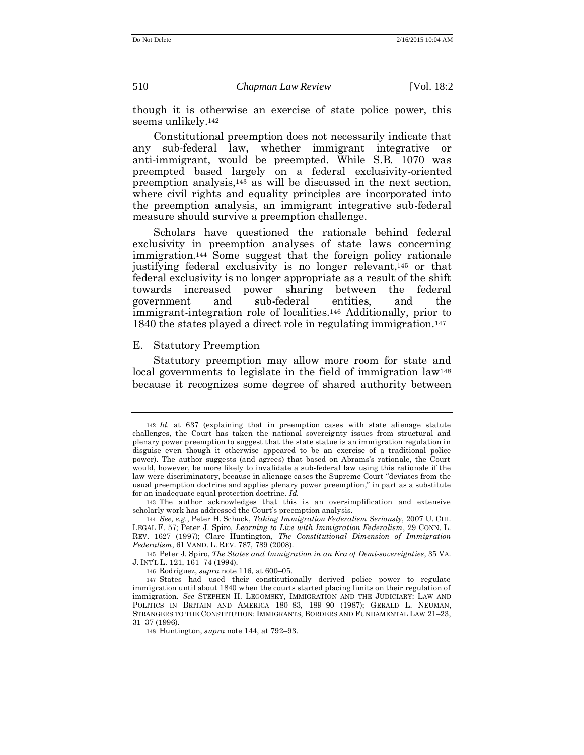though it is otherwise an exercise of state police power, this seems unlikely.[142]

Constitutional preemption does not necessarily indicate that any sub-federal law, whether immigrant integrative or anti-immigrant, would be preempted. While S.B. 1070 was preempted based largely on a federal exclusivity-oriented preemption analysis,[143] as will be discussed in the next section, where civil rights and equality principles are incorporated into the preemption analysis, an immigrant integrative sub-federal measure should survive a preemption challenge.

Scholars have questioned the rationale behind federal exclusivity in preemption analyses of state laws concerning immigration.[144] Some suggest that the foreign policy rationale justifying federal exclusivity is no longer relevant,[145] or that federal exclusivity is no longer appropriate as a result of the shift towards increased power sharing between the federal government and sub-federal entities, and the immigrant-integration role of localities.[146] Additionally, prior to 1840 the states played a direct role in regulating immigration.[147]

### E. Statutory Preemption

Statutory preemption may allow more room for state and local governments to legislate in the field of immigration law[148] because it recognizes some degree of shared authority between

---

[142] *Id.* at 637 (explaining that in preemption cases with state alienage statute challenges, the Court has taken the national sovereignty issues from structural and plenary power preemption to suggest that the state statue is an immigration regulation in disguise even though it otherwise appeared to be an exercise of a traditional police power). The author suggests (and agrees) that based on Abrams's rationale, the Court would, however, be more likely to invalidate a sub-federal law using this rationale if the law were discriminatory, because in alienage cases the Supreme Court "deviates from the usual preemption doctrine and applies plenary power preemption," in part as a substitute for an inadequate equal protection doctrine. *Id.*

[143] The author acknowledges that this is an oversimplification and extensive scholarly work has addressed the Court's preemption analysis.

[144] *See, e.g.*, Peter H. Schuck, *Taking Immigration Federalism Seriously*, 2007 U. CHI. LEGAL F. 57; Peter J. Spiro, *Learning to Live with Immigration Federalism*, 29 CONN. L. REV. 1627 (1997); Clare Huntington, *The Constitutional Dimension of Immigration Federalism*, 61 VAND. L. REV. 787, 789 (2008).

[145] Peter J. Spiro, *The States and Immigration in an Era of Demi-sovereignties*, 35 VA. J. INT'L L. 121, 161–74 (1994).

[146] Rodríguez, *supra* note 116, at 600–05.

[147] States had used their constitutionally derived police power to regulate immigration until about 1840 when the courts started placing limits on their regulation of immigration. *See* STEPHEN H. LEGOMSKY, IMMIGRATION AND THE JUDICIARY: LAW AND POLITICS IN BRITAIN AND AMERICA 180–83, 189–90 (1987); GERALD L. NEUMAN, STRANGERS TO THE CONSTITUTION: IMMIGRANTS, BORDERS AND FUNDAMENTAL LAW 21–23, 31–37 (1996).

[148] Huntington, *supra* note 144, at 792–93.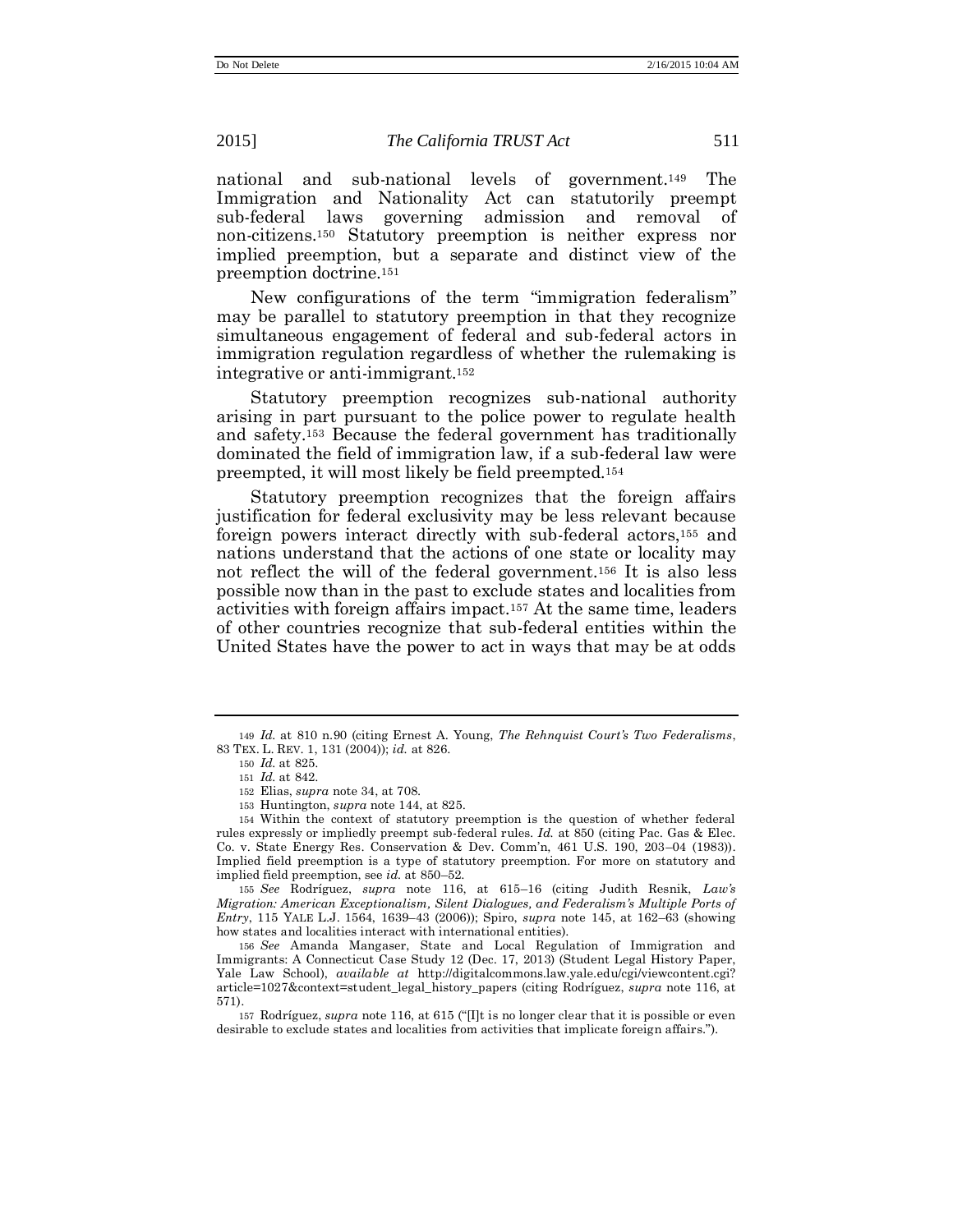national and sub-national levels of government.[149] The Immigration and Nationality Act can statutorily preempt sub-federal laws governing admission and removal of non-citizens.[150] Statutory preemption is neither express nor implied preemption, but a separate and distinct view of the preemption doctrine.[151]

New configurations of the term "immigration federalism" may be parallel to statutory preemption in that they recognize simultaneous engagement of federal and sub-federal actors in immigration regulation regardless of whether the rulemaking is integrative or anti-immigrant.[152]

Statutory preemption recognizes sub-national authority arising in part pursuant to the police power to regulate health and safety.[153] Because the federal government has traditionally dominated the field of immigration law, if a sub-federal law were preempted, it will most likely be field preempted.[154]

Statutory preemption recognizes that the foreign affairs justification for federal exclusivity may be less relevant because foreign powers interact directly with sub-federal actors,[155] and nations understand that the actions of one state or locality may not reflect the will of the federal government.[156] It is also less possible now than in the past to exclude states and localities from activities with foreign affairs impact.[157] At the same time, leaders of other countries recognize that sub-federal entities within the United States have the power to act in ways that may be at odds

---

149 *Id.* at 810 n.90 (citing Ernest A. Young, *The Rehnquist Court's Two Federalisms*, 83 TEX. L. REV. 1, 131 (2004)); *id.* at 826.

150 *Id.* at 825.

151 *Id.* at 842.

152 Elias, *supra* note 34, at 708.

153 Huntington, *supra* note 144, at 825.

154 Within the context of statutory preemption is the question of whether federal rules expressly or impliedly preempt sub-federal rules. *Id.* at 850 (citing Pac. Gas & Elec. Co. v. State Energy Res. Conservation & Dev. Comm'n, 461 U.S. 190, 203–04 (1983)). Implied field preemption is a type of statutory preemption. For more on statutory and implied field preemption, see *id.* at 850–52.

155 *See* Rodríguez, *supra* note 116, at 615–16 (citing Judith Resnik, *Law's Migration: American Exceptionalism, Silent Dialogues, and Federalism's Multiple Ports of Entry*, 115 YALE L.J. 1564, 1639–43 (2006)); Spiro, *supra* note 145, at 162–63 (showing how states and localities interact with international entities).

156 *See* Amanda Mangaser, State and Local Regulation of Immigration and Immigrants: A Connecticut Case Study 12 (Dec. 17, 2013) (Student Legal History Paper, Yale Law School), *available at* http://digitalcommons.law.yale.edu/cgi/viewcontent.cgi?article=1027&context=student_legal_history_papers (citing Rodríguez, *supra* note 116, at 571).

157 Rodríguez, *supra* note 116, at 615 ("[I]t is no longer clear that it is possible or even desirable to exclude states and localities from activities that implicate foreign affairs.").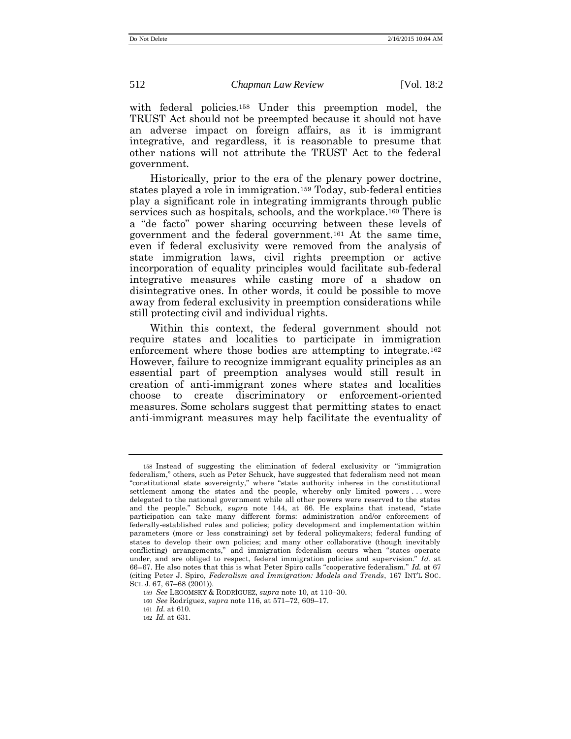with federal policies.[158] Under this preemption model, the TRUST Act should not be preempted because it should not have an adverse impact on foreign affairs, as it is immigrant integrative, and regardless, it is reasonable to presume that other nations will not attribute the TRUST Act to the federal government.

Historically, prior to the era of the plenary power doctrine, states played a role in immigration.[159] Today, sub-federal entities play a significant role in integrating immigrants through public services such as hospitals, schools, and the workplace.[160] There is a "de facto" power sharing occurring between these levels of government and the federal government.[161] At the same time, even if federal exclusivity were removed from the analysis of state immigration laws, civil rights preemption or active incorporation of equality principles would facilitate sub-federal integrative measures while casting more of a shadow on disintegrative ones. In other words, it could be possible to move away from federal exclusivity in preemption considerations while still protecting civil and individual rights.

Within this context, the federal government should not require states and localities to participate in immigration enforcement where those bodies are attempting to integrate.[162] However, failure to recognize immigrant equality principles as an essential part of preemption analyses would still result in creation of anti-immigrant zones where states and localities choose to create discriminatory or enforcement-oriented measures. Some scholars suggest that permitting states to enact anti-immigrant measures may help facilitate the eventuality of

---

158 Instead of suggesting the elimination of federal exclusivity or "immigration federalism," others, such as Peter Schuck, have suggested that federalism need not mean "constitutional state sovereignty," where "state authority inheres in the constitutional settlement among the states and the people, whereby only limited powers . . . were delegated to the national government while all other powers were reserved to the states and the people." Schuck, *supra* note 144, at 66. He explains that instead, "state participation can take many different forms: administration and/or enforcement of federally-established rules and policies; policy development and implementation within parameters (more or less constraining) set by federal policymakers; federal funding of states to develop their own policies; and many other collaborative (though inevitably conflicting) arrangements," and immigration federalism occurs when "states operate under, and are obliged to respect, federal immigration policies and supervision." *Id.* at 66–67. He also notes that this is what Peter Spiro calls "cooperative federalism." *Id.* at 67 (citing Peter J. Spiro, *Federalism and Immigration: Models and Trends*, 167 INT'L SOC. SCI. J. 67, 67–68 (2001)).

159 *See* LEGOMSKY & RODRÍGUEZ, *supra* note 10, at 110–30.

160 *See* Rodríguez, *supra* note 116, at 571–72, 609–17.

161 *Id.* at 610.

162 *Id.* at 631.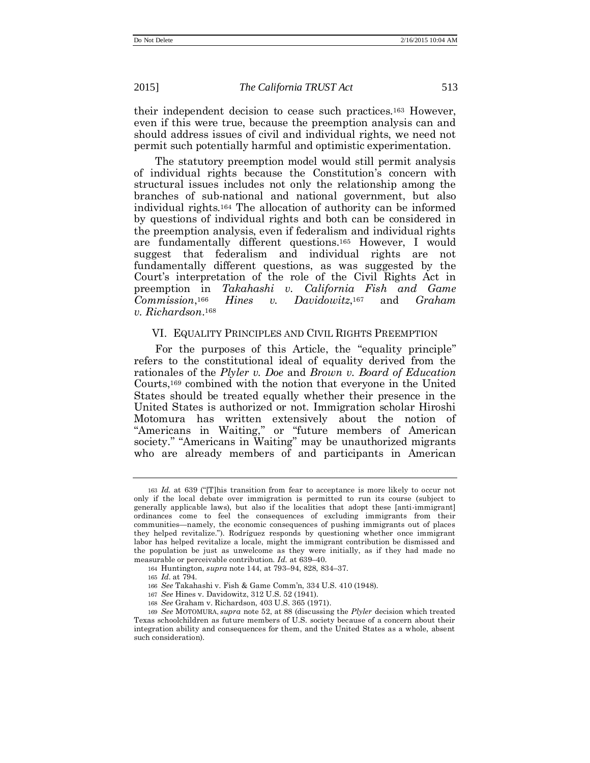their independent decision to cease such practices.[163] However, even if this were true, because the preemption analysis can and should address issues of civil and individual rights, we need not permit such potentially harmful and optimistic experimentation.

The statutory preemption model would still permit analysis of individual rights because the Constitution's concern with structural issues includes not only the relationship among the branches of sub-national and national government, but also individual rights.[164] The allocation of authority can be informed by questions of individual rights and both can be considered in the preemption analysis, even if federalism and individual rights are fundamentally different questions.[165] However, I would suggest that federalism and individual rights are not fundamentally different questions, as was suggested by the Court's interpretation of the role of the Civil Rights Act in preemption in *Takahashi v. California Fish and Game Commission*,[166] *Hines v. Davidowitz*,[167] and *Graham v. Richardson*.[168]

## VI. Equality Principles and Civil Rights Preemption

For the purposes of this Article, the "equality principle" refers to the constitutional ideal of equality derived from the rationales of the *Plyler v. Doe* and *Brown v. Board of Education* Courts,[169] combined with the notion that everyone in the United States should be treated equally whether their presence in the United States is authorized or not. Immigration scholar Hiroshi Motomura has written extensively about the notion of "Americans in Waiting," or "future members of American society." "Americans in Waiting" may be unauthorized migrants who are already members of and participants in American

---

[163] *Id.* at 639 ("[T]his transition from fear to acceptance is more likely to occur not only if the local debate over immigration is permitted to run its course (subject to generally applicable laws), but also if the localities that adopt these [anti-immigrant] ordinances come to feel the consequences of excluding immigrants from their communities—namely, the economic consequences of pushing immigrants out of places they helped revitalize."). Rodríguez responds by questioning whether once immigrant labor has helped revitalize a locale, might the immigrant contribution be dismissed and the population be just as unwelcome as they were initially, as if they had made no measurable or perceivable contribution. *Id.* at 639–40.

[164] Huntington, *supra* note 144, at 793–94, 828, 834–37.

[165] *Id.* at 794.

[166] *See* Takahashi v. Fish & Game Comm'n, 334 U.S. 410 (1948).

[167] *See* Hines v. Davidowitz, 312 U.S. 52 (1941).

[168] *See* Graham v. Richardson, 403 U.S. 365 (1971).

[169] *See* MOTOMURA, *supra* note 52, at 88 (discussing the *Plyler* decision which treated Texas schoolchildren as future members of U.S. society because of a concern about their integration ability and consequences for them, and the United States as a whole, absent such consideration).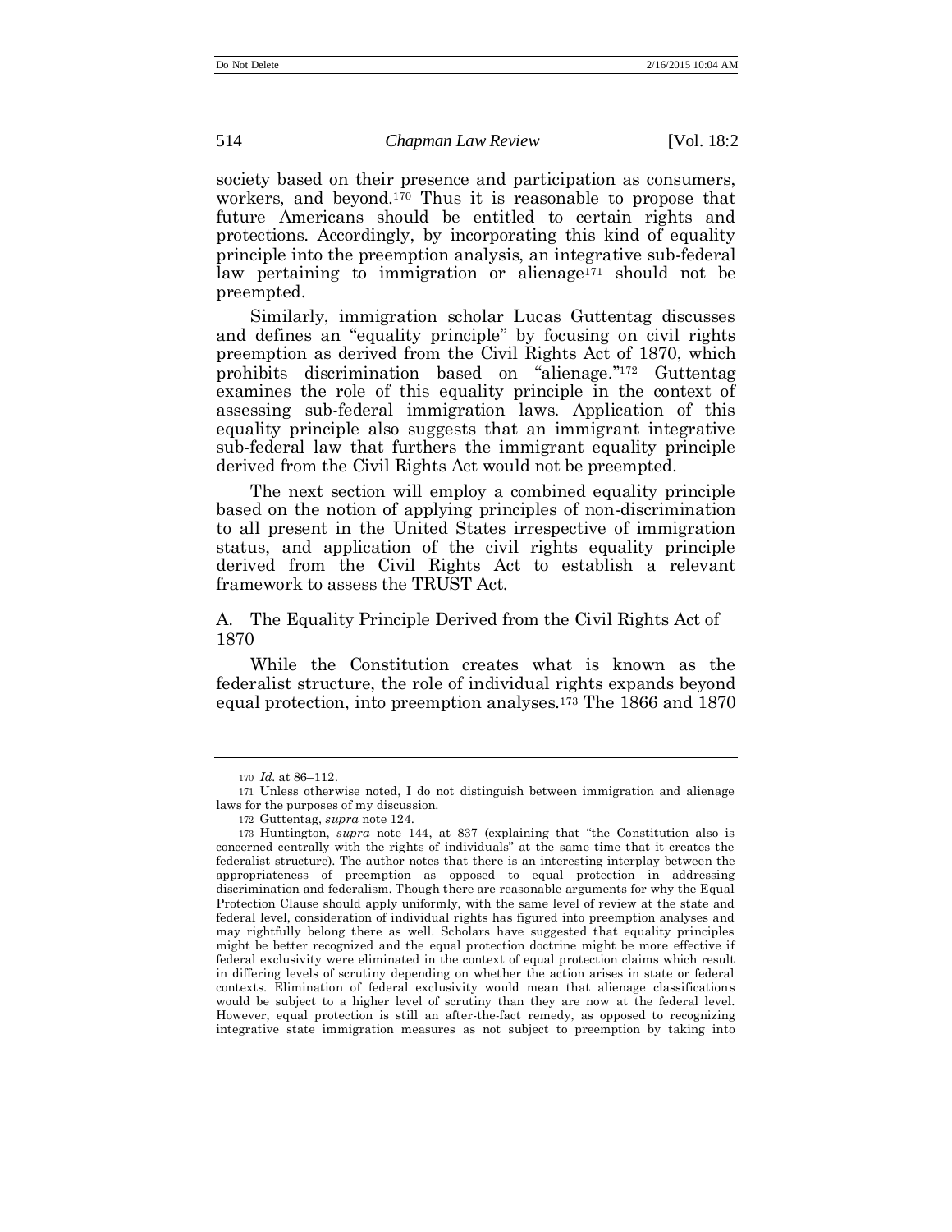society based on their presence and participation as consumers, workers, and beyond.[170] Thus it is reasonable to propose that future Americans should be entitled to certain rights and protections. Accordingly, by incorporating this kind of equality principle into the preemption analysis, an integrative sub-federal law pertaining to immigration or alienage[171] should not be preempted.

Similarly, immigration scholar Lucas Guttentag discusses and defines an "equality principle" by focusing on civil rights preemption as derived from the Civil Rights Act of 1870, which prohibits discrimination based on "alienage."[172] Guttentag examines the role of this equality principle in the context of assessing sub-federal immigration laws. Application of this equality principle also suggests that an immigrant integrative sub-federal law that furthers the immigrant equality principle derived from the Civil Rights Act would not be preempted.

The next section will employ a combined equality principle based on the notion of applying principles of non-discrimination to all present in the United States irrespective of immigration status, and application of the civil rights equality principle derived from the Civil Rights Act to establish a relevant framework to assess the TRUST Act.

## A. The Equality Principle Derived from the Civil Rights Act of 1870

While the Constitution creates what is known as the federalist structure, the role of individual rights expands beyond equal protection, into preemption analyses.[173] The 1866 and 1870

---

170 *Id.* at 86–112.

171 Unless otherwise noted, I do not distinguish between immigration and alienage laws for the purposes of my discussion.

172 Guttentag, *supra* note 124.

173 Huntington, *supra* note 144, at 837 (explaining that "the Constitution also is concerned centrally with the rights of individuals" at the same time that it creates the federalist structure). The author notes that there is an interesting interplay between the appropriateness of preemption as opposed to equal protection in addressing discrimination and federalism. Though there are reasonable arguments for why the Equal Protection Clause should apply uniformly, with the same level of review at the state and federal level, consideration of individual rights has figured into preemption analyses and may rightfully belong there as well. Scholars have suggested that equality principles might be better recognized and the equal protection doctrine might be more effective if federal exclusivity were eliminated in the context of equal protection claims which result in differing levels of scrutiny depending on whether the action arises in state or federal contexts. Elimination of federal exclusivity would mean that alienage classifications would be subject to a higher level of scrutiny than they are now at the federal level. However, equal protection is still an after-the-fact remedy, as opposed to recognizing integrative state immigration measures as not subject to preemption by taking into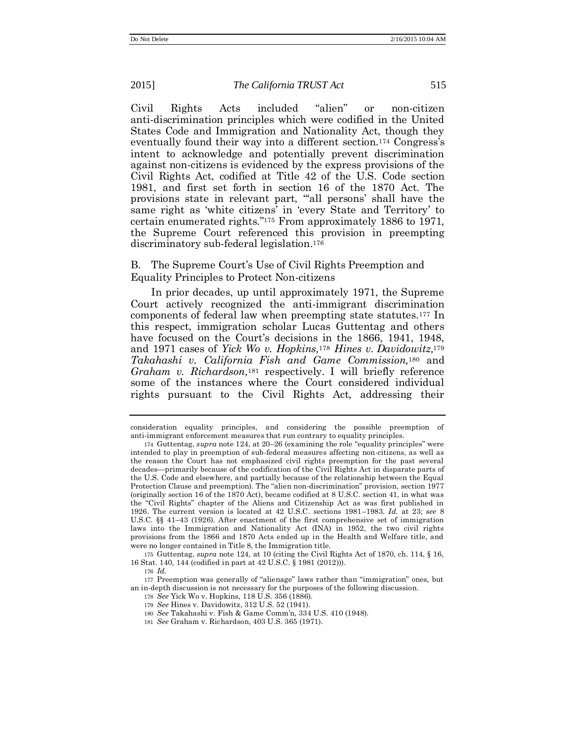Civil Rights Acts included "alien" or non-citizen anti-discrimination principles which were codified in the United States Code and Immigration and Nationality Act, though they eventually found their way into a different section.[174] Congress's intent to acknowledge and potentially prevent discrimination against non-citizens is evidenced by the express provisions of the Civil Rights Act, codified at Title 42 of the U.S. Code section 1981, and first set forth in section 16 of the 1870 Act. The provisions state in relevant part, "'all persons' shall have the same right as 'white citizens' in 'every State and Territory' to certain enumerated rights."[175] From approximately 1886 to 1971, the Supreme Court referenced this provision in preempting discriminatory sub-federal legislation.[176]

## B. The Supreme Court's Use of Civil Rights Preemption and Equality Principles to Protect Non-citizens

In prior decades, up until approximately 1971, the Supreme Court actively recognized the anti-immigrant discrimination components of federal law when preempting state statutes.[177] In this respect, immigration scholar Lucas Guttentag and others have focused on the Court's decisions in the 1866, 1941, 1948, and 1971 cases of *Yick Wo v. Hopkins,*[178] *Hines v. Davidowitz,*[179] *Takahashi v. California Fish and Game Commission,*[180] and *Graham v. Richardson,*[181] respectively. I will briefly reference some of the instances where the Court considered individual rights pursuant to the Civil Rights Act, addressing their

---

consideration equality principles, and considering the possible preemption of anti-immigrant enforcement measures that run contrary to equality principles.

174 Guttentag, *supra* note 124, at 20–26 (examining the role "equality principles" were intended to play in preemption of sub-federal measures affecting non-citizens, as well as the reason the Court has not emphasized civil rights preemption for the past several decades—primarily because of the codification of the Civil Rights Act in disparate parts of the U.S. Code and elsewhere, and partially because of the relationship between the Equal Protection Clause and preemption). The "alien non-discrimination" provision, section 1977 (originally section 16 of the 1870 Act), became codified at 8 U.S.C. section 41, in what was the "Civil Rights" chapter of the Aliens and Citizenship Act as was first published in 1926. The current version is located at 42 U.S.C. sections 1981–1983. *Id.* at 23; *see* 8 U.S.C. §§ 41–43 (1926). After enactment of the first comprehensive set of immigration laws into the Immigration and Nationality Act (INA) in 1952, the two civil rights provisions from the 1866 and 1870 Acts ended up in the Health and Welfare title, and were no longer contained in Title 8, the Immigration title.

175 Guttentag, *supra* note 124, at 10 (citing the Civil Rights Act of 1870, ch. 114, § 16, 16 Stat. 140, 144 (codified in part at 42 U.S.C. § 1981 (2012))).

176 *Id.*

177 Preemption was generally of "alienage" laws rather than "immigration" ones, but an in-depth discussion is not necessary for the purposes of the following discussion.

178 *See* Yick Wo v. Hopkins, 118 U.S. 356 (1886).

179 *See* Hines v. Davidowitz, 312 U.S. 52 (1941).

180 *See* Takahashi v. Fish & Game Comm'n, 334 U.S. 410 (1948).

181 *See* Graham v. Richardson, 403 U.S. 365 (1971).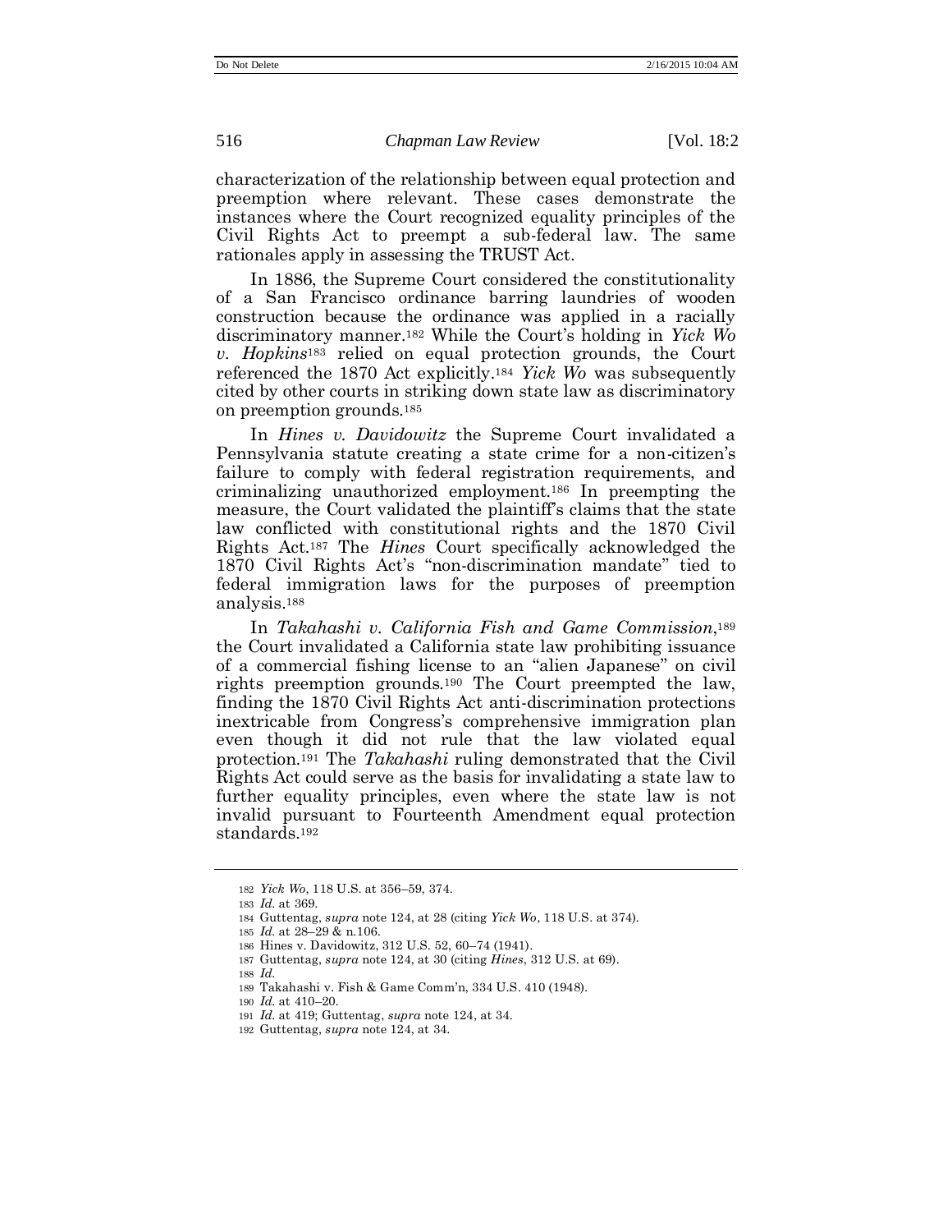characterization of the relationship between equal protection and preemption where relevant. These cases demonstrate the instances where the Court recognized equality principles of the Civil Rights Act to preempt a sub-federal law. The same rationales apply in assessing the TRUST Act.

In 1886, the Supreme Court considered the constitutionality of a San Francisco ordinance barring laundries of wooden construction because the ordinance was applied in a racially discriminatory manner.[182] While the Court's holding in *Yick Wo v. Hopkins*[183] relied on equal protection grounds, the Court referenced the 1870 Act explicitly.[184] *Yick Wo* was subsequently cited by other courts in striking down state law as discriminatory on preemption grounds.[185]

In *Hines v. Davidowitz* the Supreme Court invalidated a Pennsylvania statute creating a state crime for a non-citizen's failure to comply with federal registration requirements, and criminalizing unauthorized employment.[186] In preempting the measure, the Court validated the plaintiff's claims that the state law conflicted with constitutional rights and the 1870 Civil Rights Act.[187] The *Hines* Court specifically acknowledged the 1870 Civil Rights Act's "non-discrimination mandate" tied to federal immigration laws for the purposes of preemption analysis.[188]

In *Takahashi v. California Fish and Game Commission*,[189] the Court invalidated a California state law prohibiting issuance of a commercial fishing license to an "alien Japanese" on civil rights preemption grounds.[190] The Court preempted the law, finding the 1870 Civil Rights Act anti-discrimination protections inextricable from Congress's comprehensive immigration plan even though it did not rule that the law violated equal protection.[191] The *Takahashi* ruling demonstrated that the Civil Rights Act could serve as the basis for invalidating a state law to further equality principles, even where the state law is not invalid pursuant to Fourteenth Amendment equal protection standards.[192]

---

182 *Yick Wo*, 118 U.S. at 356–59, 374.

183 *Id.* at 369.

184 Guttentag, *supra* note 124, at 28 (citing *Yick Wo*, 118 U.S. at 374).

185 *Id.* at 28–29 & n.106.

186 Hines v. Davidowitz, 312 U.S. 52, 60–74 (1941).

187 Guttentag, *supra* note 124, at 30 (citing *Hines*, 312 U.S. at 69).

188 *Id.*

189 Takahashi v. Fish & Game Comm'n, 334 U.S. 410 (1948).

190 *Id.* at 410–20.

191 *Id.* at 419; Guttentag, *supra* note 124, at 34.

192 Guttentag, *supra* note 124, at 34.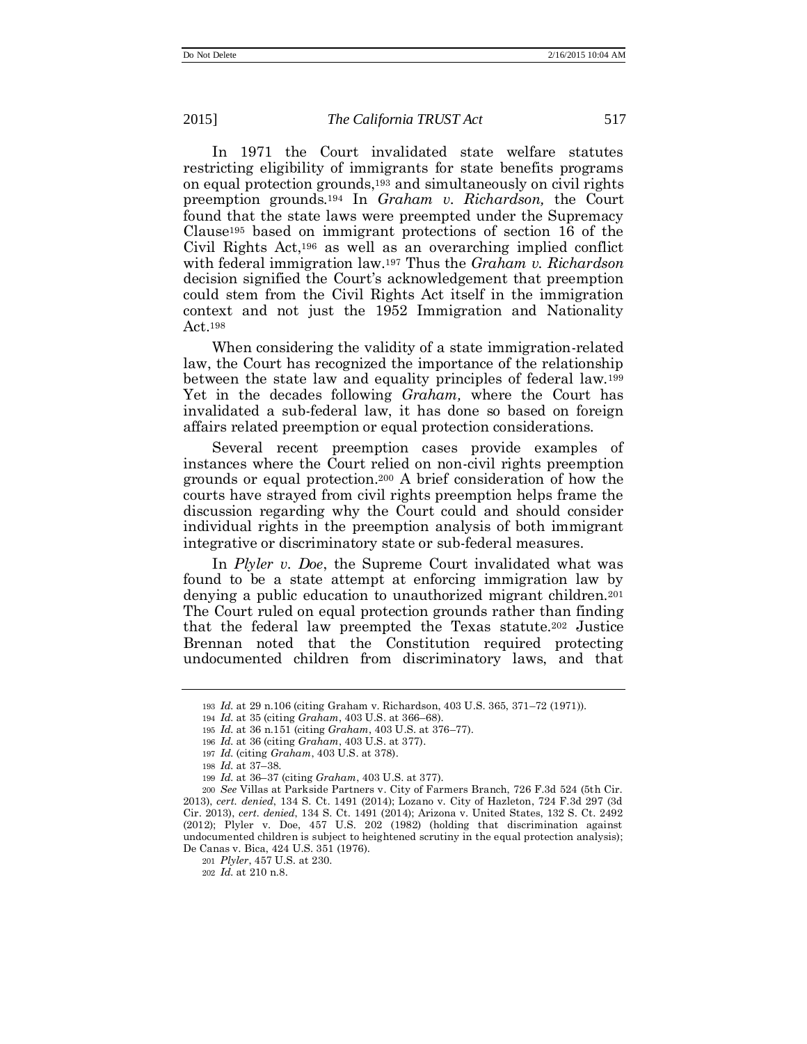In 1971 the Court invalidated state welfare statutes restricting eligibility of immigrants for state benefits programs on equal protection grounds,[193] and simultaneously on civil rights preemption grounds.[194] In *Graham v. Richardson,* the Court found that the state laws were preempted under the Supremacy Clause[195] based on immigrant protections of section 16 of the Civil Rights Act,[196] as well as an overarching implied conflict with federal immigration law.[197] Thus the *Graham v. Richardson* decision signified the Court's acknowledgement that preemption could stem from the Civil Rights Act itself in the immigration context and not just the 1952 Immigration and Nationality Act.[198]

When considering the validity of a state immigration-related law, the Court has recognized the importance of the relationship between the state law and equality principles of federal law.[199] Yet in the decades following *Graham,* where the Court has invalidated a sub-federal law, it has done so based on foreign affairs related preemption or equal protection considerations.

Several recent preemption cases provide examples of instances where the Court relied on non-civil rights preemption grounds or equal protection.[200] A brief consideration of how the courts have strayed from civil rights preemption helps frame the discussion regarding why the Court could and should consider individual rights in the preemption analysis of both immigrant integrative or discriminatory state or sub-federal measures.

In *Plyler v. Doe*, the Supreme Court invalidated what was found to be a state attempt at enforcing immigration law by denying a public education to unauthorized migrant children.[201] The Court ruled on equal protection grounds rather than finding that the federal law preempted the Texas statute.[202] Justice Brennan noted that the Constitution required protecting undocumented children from discriminatory laws, and that

---

193 *Id.* at 29 n.106 (citing Graham v. Richardson, 403 U.S. 365, 371–72 (1971)).

194 *Id.* at 35 (citing *Graham*, 403 U.S. at 366–68).

195 *Id.* at 36 n.151 (citing *Graham*, 403 U.S. at 376–77).

196 *Id.* at 36 (citing *Graham*, 403 U.S. at 377).

197 *Id.* (citing *Graham*, 403 U.S. at 378).

198 *Id.* at 37–38.

199 *Id.* at 36–37 (citing *Graham*, 403 U.S. at 377).

200 *See* Villas at Parkside Partners v. City of Farmers Branch, 726 F.3d 524 (5th Cir. 2013), *cert. denied*, 134 S. Ct. 1491 (2014); Lozano v. City of Hazleton, 724 F.3d 297 (3d Cir. 2013), *cert. denied*, 134 S. Ct. 1491 (2014); Arizona v. United States, 132 S. Ct. 2492 (2012); Plyler v. Doe, 457 U.S. 202 (1982) (holding that discrimination against undocumented children is subject to heightened scrutiny in the equal protection analysis); De Canas v. Bica, 424 U.S. 351 (1976).

201 *Plyler*, 457 U.S. at 230.

202 *Id.* at 210 n.8.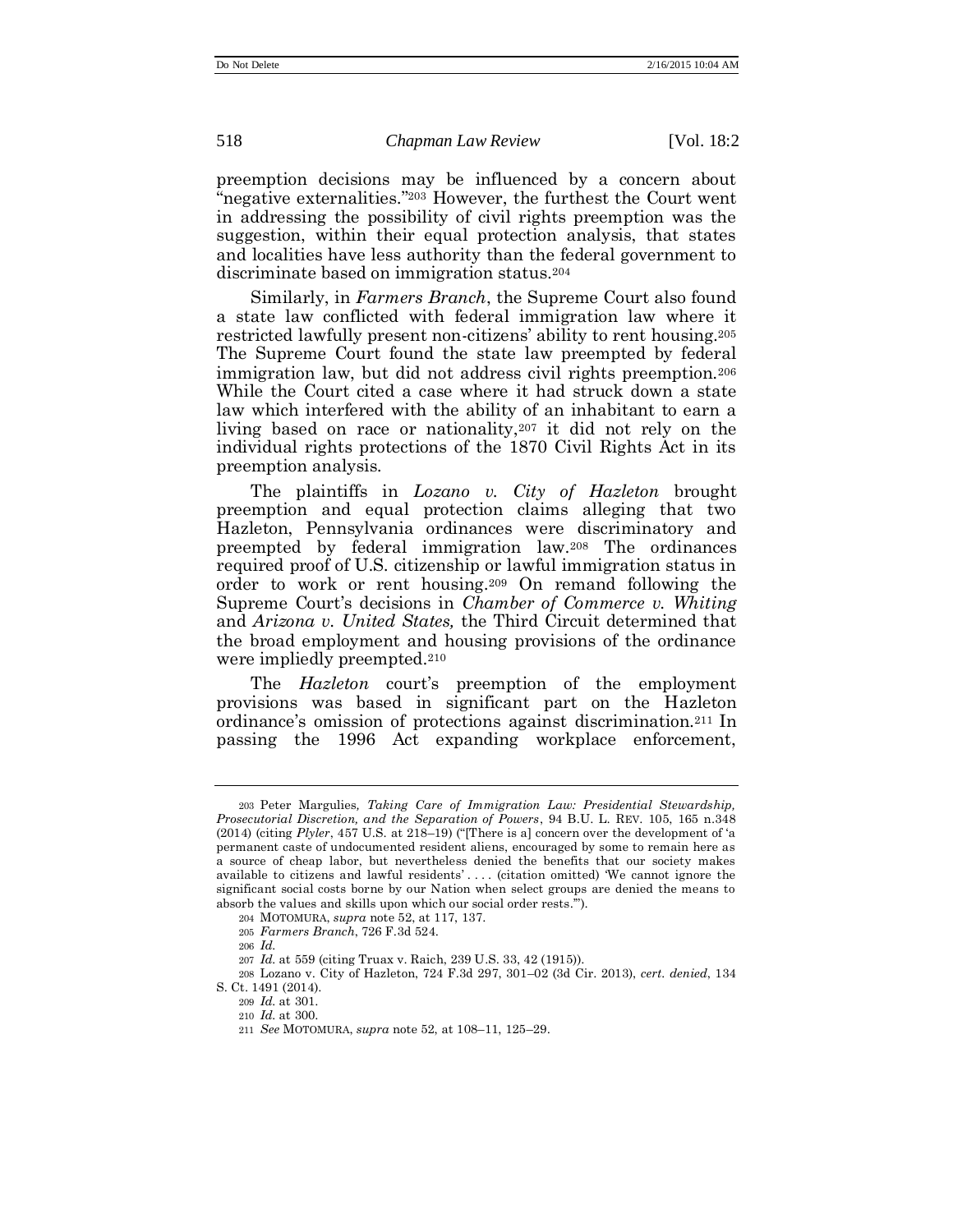preemption decisions may be influenced by a concern about "negative externalities."[203] However, the furthest the Court went in addressing the possibility of civil rights preemption was the suggestion, within their equal protection analysis, that states and localities have less authority than the federal government to discriminate based on immigration status.[204]

Similarly, in *Farmers Branch*, the Supreme Court also found a state law conflicted with federal immigration law where it restricted lawfully present non-citizens' ability to rent housing.[205] The Supreme Court found the state law preempted by federal immigration law, but did not address civil rights preemption.[206] While the Court cited a case where it had struck down a state law which interfered with the ability of an inhabitant to earn a living based on race or nationality,[207] it did not rely on the individual rights protections of the 1870 Civil Rights Act in its preemption analysis.

The plaintiffs in *Lozano v. City of Hazleton* brought preemption and equal protection claims alleging that two Hazleton, Pennsylvania ordinances were discriminatory and preempted by federal immigration law.[208] The ordinances required proof of U.S. citizenship or lawful immigration status in order to work or rent housing.[209] On remand following the Supreme Court's decisions in *Chamber of Commerce v. Whiting* and *Arizona v. United States,* the Third Circuit determined that the broad employment and housing provisions of the ordinance were impliedly preempted.[210]

The *Hazleton* court's preemption of the employment provisions was based in significant part on the Hazleton ordinance's omission of protections against discrimination.[211] In passing the 1996 Act expanding workplace enforcement,

---

[203] Peter Margulies*, Taking Care of Immigration Law: Presidential Stewardship, Prosecutorial Discretion, and the Separation of Powers*, 94 B.U. L. REV. 105, 165 n.348 (2014) (citing *Plyler*, 457 U.S. at 218–19) ("[There is a] concern over the development of 'a permanent caste of undocumented resident aliens, encouraged by some to remain here as a source of cheap labor, but nevertheless denied the benefits that our society makes available to citizens and lawful residents' . . . . (citation omitted) 'We cannot ignore the significant social costs borne by our Nation when select groups are denied the means to absorb the values and skills upon which our social order rests.'").

[204] MOTOMURA, *supra* note 52, at 117, 137.

[205] *Farmers Branch*, 726 F.3d 524.

[206] *Id.*

[207] *Id.* at 559 (citing Truax v. Raich, 239 U.S. 33, 42 (1915)).

[208] Lozano v. City of Hazleton, 724 F.3d 297, 301–02 (3d Cir. 2013), *cert. denied*, 134 S. Ct. 1491 (2014).

[209] *Id.* at 301.

[210] *Id.* at 300.

[211] *See* MOTOMURA, *supra* note 52, at 108–11, 125–29.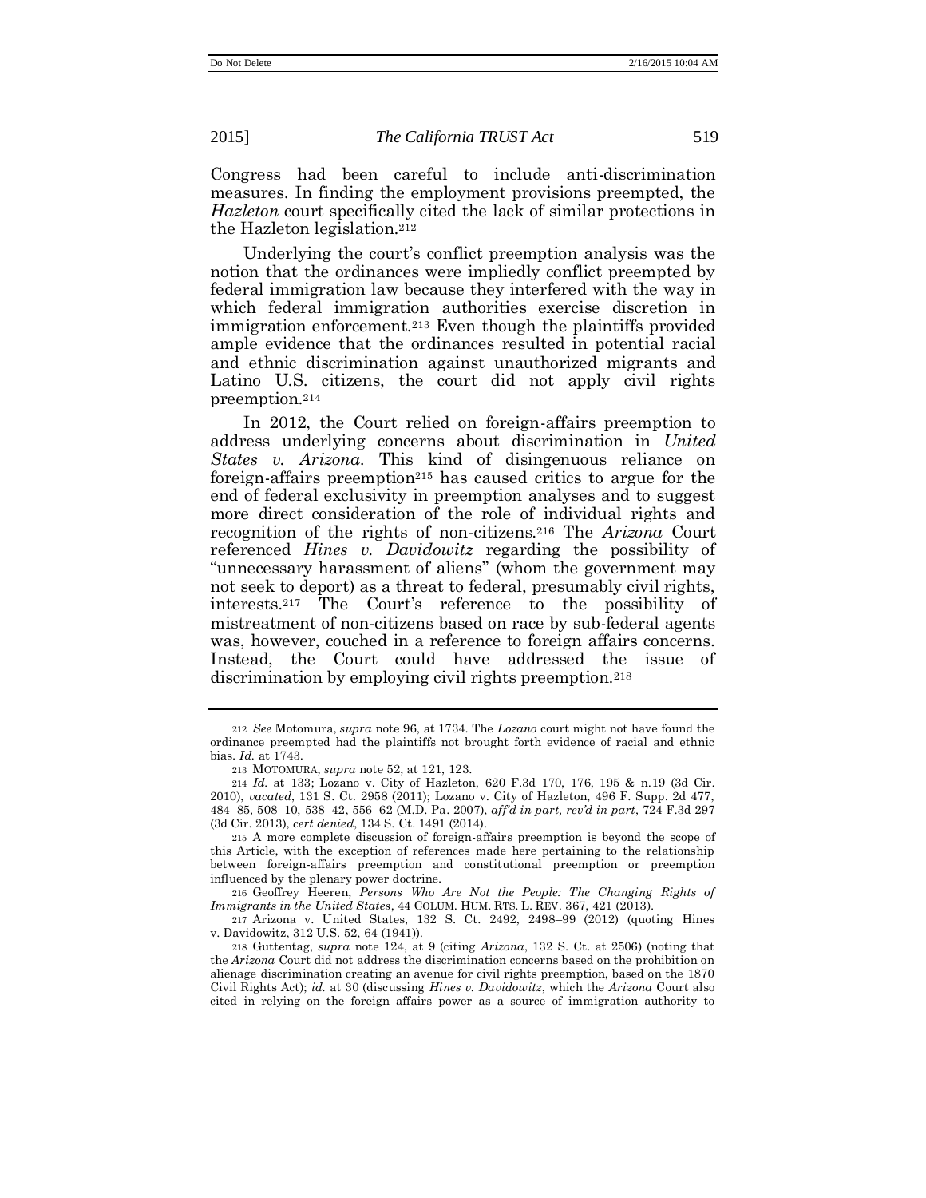Congress had been careful to include anti-discrimination measures. In finding the employment provisions preempted, the *Hazleton* court specifically cited the lack of similar protections in the Hazleton legislation.[212]

Underlying the court's conflict preemption analysis was the notion that the ordinances were impliedly conflict preempted by federal immigration law because they interfered with the way in which federal immigration authorities exercise discretion in immigration enforcement.[213] Even though the plaintiffs provided ample evidence that the ordinances resulted in potential racial and ethnic discrimination against unauthorized migrants and Latino U.S. citizens, the court did not apply civil rights preemption.[214]

In 2012, the Court relied on foreign-affairs preemption to address underlying concerns about discrimination in *United States v. Arizona*. This kind of disingenuous reliance on foreign-affairs preemption[215] has caused critics to argue for the end of federal exclusivity in preemption analyses and to suggest more direct consideration of the role of individual rights and recognition of the rights of non-citizens.[216] The *Arizona* Court referenced *Hines v. Davidowitz* regarding the possibility of "unnecessary harassment of aliens" (whom the government may not seek to deport) as a threat to federal, presumably civil rights, interests.[217] The Court's reference to the possibility of mistreatment of non-citizens based on race by sub-federal agents was, however, couched in a reference to foreign affairs concerns. Instead, the Court could have addressed the issue of discrimination by employing civil rights preemption.[218]

---

212 *See* Motomura, *supra* note 96, at 1734. The *Lozano* court might not have found the ordinance preempted had the plaintiffs not brought forth evidence of racial and ethnic bias. *Id.* at 1743.

213 MOTOMURA, *supra* note 52, at 121, 123.

214 *Id.* at 133; Lozano v. City of Hazleton, 620 F.3d 170, 176, 195 & n.19 (3d Cir. 2010), *vacated*, 131 S. Ct. 2958 (2011); Lozano v. City of Hazleton, 496 F. Supp. 2d 477, 484–85, 508–10, 538–42, 556–62 (M.D. Pa. 2007), *aff'd in part, rev'd in part*, 724 F.3d 297 (3d Cir. 2013), *cert denied*, 134 S. Ct. 1491 (2014).

215 A more complete discussion of foreign-affairs preemption is beyond the scope of this Article, with the exception of references made here pertaining to the relationship between foreign-affairs preemption and constitutional preemption or preemption influenced by the plenary power doctrine.

216 Geoffrey Heeren, *Persons Who Are Not the People: The Changing Rights of Immigrants in the United States*, 44 COLUM. HUM. RTS. L. REV. 367, 421 (2013).

217 Arizona v. United States, 132 S. Ct. 2492, 2498–99 (2012) (quoting Hines v. Davidowitz, 312 U.S. 52, 64 (1941)).

218 Guttentag, *supra* note 124, at 9 (citing *Arizona*, 132 S. Ct. at 2506) (noting that the *Arizona* Court did not address the discrimination concerns based on the prohibition on alienage discrimination creating an avenue for civil rights preemption, based on the 1870 Civil Rights Act); *id.* at 30 (discussing *Hines v. Davidowitz*, which the *Arizona* Court also cited in relying on the foreign affairs power as a source of immigration authority to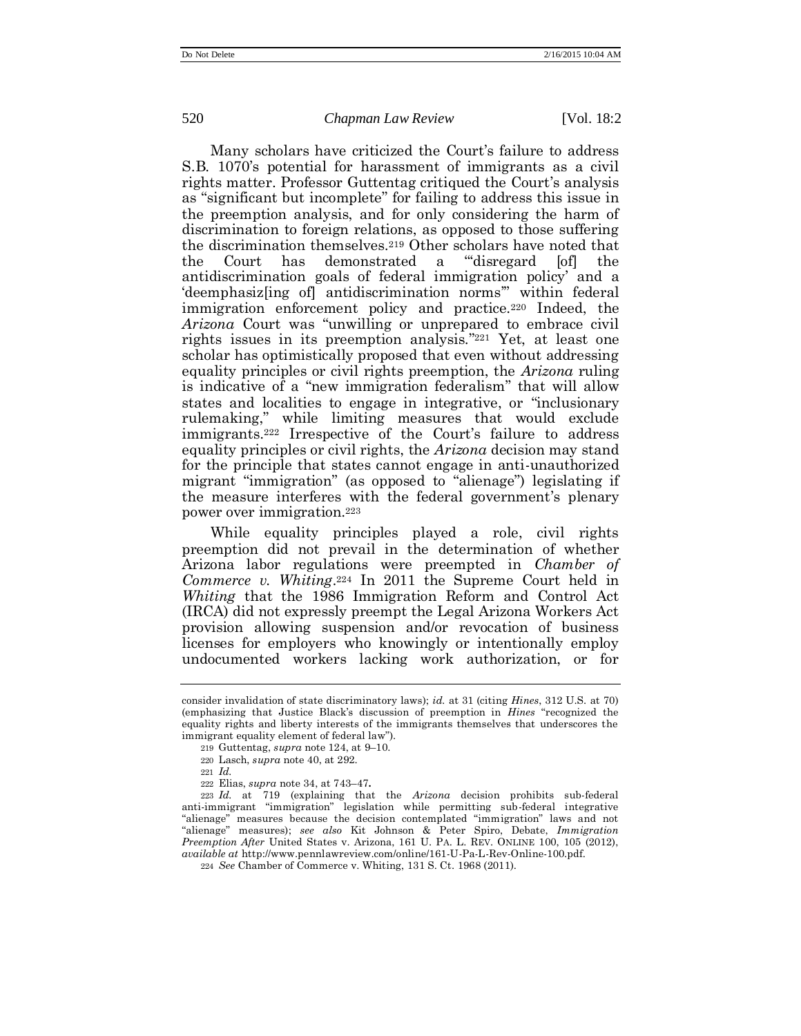Many scholars have criticized the Court's failure to address S.B. 1070's potential for harassment of immigrants as a civil rights matter. Professor Guttentag critiqued the Court's analysis as "significant but incomplete" for failing to address this issue in the preemption analysis, and for only considering the harm of discrimination to foreign relations, as opposed to those suffering the discrimination themselves.[219] Other scholars have noted that the Court has demonstrated a "'disregard [of] the antidiscrimination goals of federal immigration policy' and a 'deemphasiz[ing of] antidiscrimination norms'" within federal immigration enforcement policy and practice.[220] Indeed, the *Arizona* Court was "unwilling or unprepared to embrace civil rights issues in its preemption analysis."[221] Yet, at least one scholar has optimistically proposed that even without addressing equality principles or civil rights preemption, the *Arizona* ruling is indicative of a "new immigration federalism" that will allow states and localities to engage in integrative, or "inclusionary rulemaking," while limiting measures that would exclude immigrants.[222] Irrespective of the Court's failure to address equality principles or civil rights, the *Arizona* decision may stand for the principle that states cannot engage in anti-unauthorized migrant "immigration" (as opposed to "alienage") legislating if the measure interferes with the federal government's plenary power over immigration.[223]

While equality principles played a role, civil rights preemption did not prevail in the determination of whether Arizona labor regulations were preempted in *Chamber of Commerce v. Whiting*.[224] In 2011 the Supreme Court held in *Whiting* that the 1986 Immigration Reform and Control Act (IRCA) did not expressly preempt the Legal Arizona Workers Act provision allowing suspension and/or revocation of business licenses for employers who knowingly or intentionally employ undocumented workers lacking work authorization, or for

---

consider invalidation of state discriminatory laws); *id.* at 31 (citing *Hines*, 312 U.S. at 70) (emphasizing that Justice Black's discussion of preemption in *Hines* "recognized the equality rights and liberty interests of the immigrants themselves that underscores the immigrant equality element of federal law").

[219] Guttentag, *supra* note 124, at 9–10.

[220] Lasch, *supra* note 40, at 292.

[221] *Id.*

[222] Elias, *supra* note 34, at 743–47.

[223] *Id.* at 719 (explaining that the *Arizona* decision prohibits sub-federal anti-immigrant "immigration" legislation while permitting sub-federal integrative "alienage" measures because the decision contemplated "immigration" laws and not "alienage" measures); *see also* Kit Johnson & Peter Spiro, Debate, *Immigration Preemption After* United States v. Arizona, 161 U. PA. L. REV. ONLINE 100, 105 (2012), *available at* http://www.pennlawreview.com/online/161-U-Pa-L-Rev-Online-100.pdf.

[224] *See* Chamber of Commerce v. Whiting, 131 S. Ct. 1968 (2011).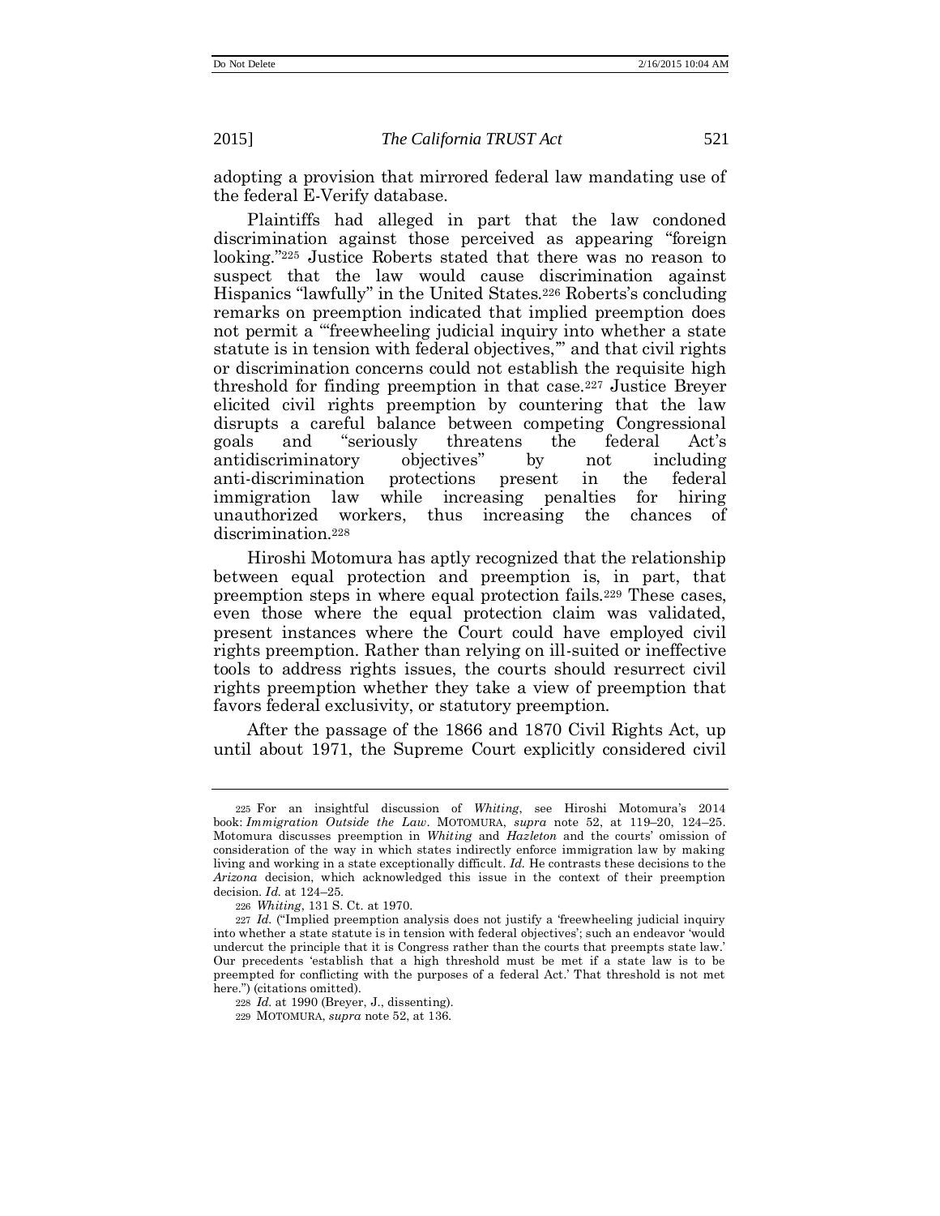adopting a provision that mirrored federal law mandating use of the federal E-Verify database.

Plaintiffs had alleged in part that the law condoned discrimination against those perceived as appearing "foreign looking."[225] Justice Roberts stated that there was no reason to suspect that the law would cause discrimination against Hispanics "lawfully" in the United States.[226] Roberts's concluding remarks on preemption indicated that implied preemption does not permit a "'freewheeling judicial inquiry into whether a state statute is in tension with federal objectives,'" and that civil rights or discrimination concerns could not establish the requisite high threshold for finding preemption in that case.[227] Justice Breyer elicited civil rights preemption by countering that the law disrupts a careful balance between competing Congressional goals and "seriously threatens the federal Act's antidiscriminatory objectives" by not including anti-discrimination protections present in the federal immigration law while increasing penalties for hiring unauthorized workers, thus increasing the chances of discrimination.[228]

Hiroshi Motomura has aptly recognized that the relationship between equal protection and preemption is, in part, that preemption steps in where equal protection fails.[229] These cases, even those where the equal protection claim was validated, present instances where the Court could have employed civil rights preemption. Rather than relying on ill-suited or ineffective tools to address rights issues, the courts should resurrect civil rights preemption whether they take a view of preemption that favors federal exclusivity, or statutory preemption.

After the passage of the 1866 and 1870 Civil Rights Act, up until about 1971, the Supreme Court explicitly considered civil

---

225 For an insightful discussion of *Whiting*, see Hiroshi Motomura's 2014 book: *Immigration Outside the Law*. MOTOMURA, *supra* note 52, at 119–20, 124–25. Motomura discusses preemption in *Whiting* and *Hazleton* and the courts' omission of consideration of the way in which states indirectly enforce immigration law by making living and working in a state exceptionally difficult. *Id.* He contrasts these decisions to the *Arizona* decision, which acknowledged this issue in the context of their preemption decision. *Id.* at 124–25.

226 *Whiting*, 131 S. Ct. at 1970.

227 *Id.* ("Implied preemption analysis does not justify a 'freewheeling judicial inquiry into whether a state statute is in tension with federal objectives'; such an endeavor 'would undercut the principle that it is Congress rather than the courts that preempts state law.' Our precedents 'establish that a high threshold must be met if a state law is to be preempted for conflicting with the purposes of a federal Act.' That threshold is not met here.") (citations omitted).

228 *Id.* at 1990 (Breyer, J., dissenting).

229 MOTOMURA, *supra* note 52, at 136.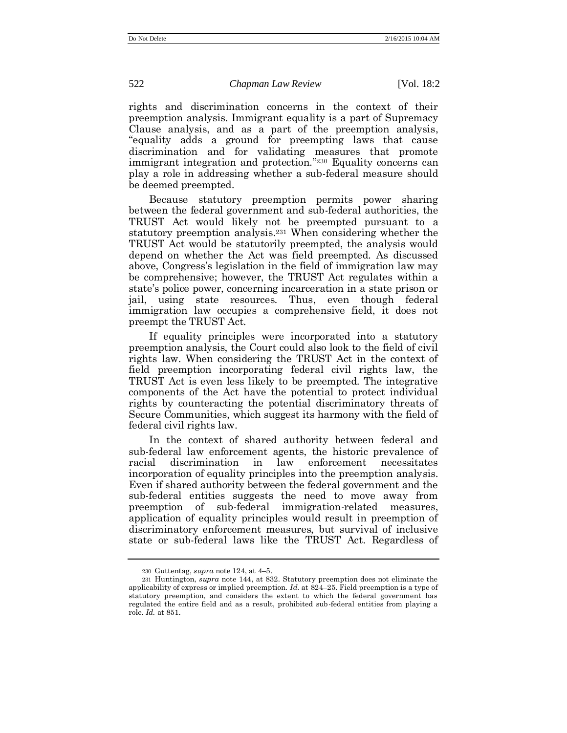rights and discrimination concerns in the context of their preemption analysis. Immigrant equality is a part of Supremacy Clause analysis, and as a part of the preemption analysis, "equality adds a ground for preempting laws that cause discrimination and for validating measures that promote immigrant integration and protection."[230] Equality concerns can play a role in addressing whether a sub-federal measure should be deemed preempted.

Because statutory preemption permits power sharing between the federal government and sub-federal authorities, the TRUST Act would likely not be preempted pursuant to a statutory preemption analysis.[231] When considering whether the TRUST Act would be statutorily preempted, the analysis would depend on whether the Act was field preempted. As discussed above, Congress's legislation in the field of immigration law may be comprehensive; however, the TRUST Act regulates within a state's police power, concerning incarceration in a state prison or jail, using state resources. Thus, even though federal immigration law occupies a comprehensive field, it does not preempt the TRUST Act.

If equality principles were incorporated into a statutory preemption analysis, the Court could also look to the field of civil rights law. When considering the TRUST Act in the context of field preemption incorporating federal civil rights law, the TRUST Act is even less likely to be preempted. The integrative components of the Act have the potential to protect individual rights by counteracting the potential discriminatory threats of Secure Communities, which suggest its harmony with the field of federal civil rights law.

In the context of shared authority between federal and sub-federal law enforcement agents, the historic prevalence of racial discrimination in law enforcement necessitates incorporation of equality principles into the preemption analysis. Even if shared authority between the federal government and the sub-federal entities suggests the need to move away from preemption of sub-federal immigration-related measures, application of equality principles would result in preemption of discriminatory enforcement measures, but survival of inclusive state or sub-federal laws like the TRUST Act. Regardless of

---

[230] Guttentag, *supra* note 124, at 4–5.

[231] Huntington, *supra* note 144, at 832. Statutory preemption does not eliminate the applicability of express or implied preemption. *Id.* at 824–25. Field preemption is a type of statutory preemption, and considers the extent to which the federal government has regulated the entire field and as a result, prohibited sub-federal entities from playing a role. *Id.* at 851.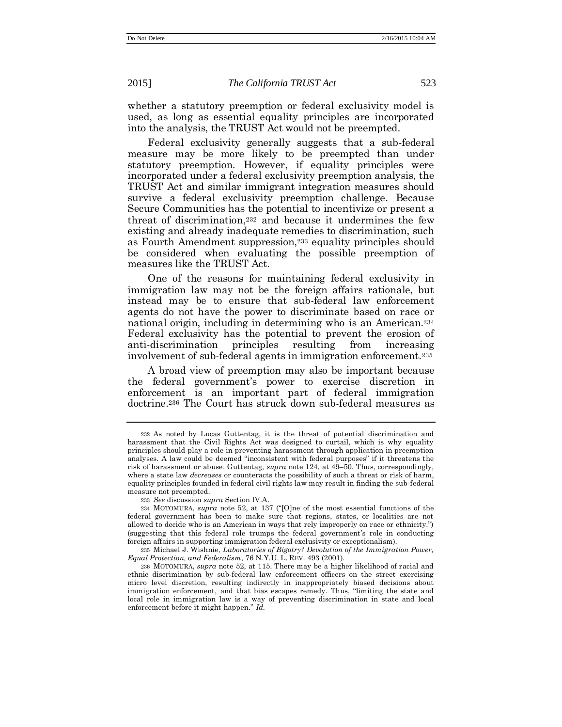whether a statutory preemption or federal exclusivity model is used, as long as essential equality principles are incorporated into the analysis, the TRUST Act would not be preempted.

Federal exclusivity generally suggests that a sub-federal measure may be more likely to be preempted than under statutory preemption. However, if equality principles were incorporated under a federal exclusivity preemption analysis, the TRUST Act and similar immigrant integration measures should survive a federal exclusivity preemption challenge. Because Secure Communities has the potential to incentivize or present a threat of discrimination,[232] and because it undermines the few existing and already inadequate remedies to discrimination, such as Fourth Amendment suppression,[233] equality principles should be considered when evaluating the possible preemption of measures like the TRUST Act.

One of the reasons for maintaining federal exclusivity in immigration law may not be the foreign affairs rationale, but instead may be to ensure that sub-federal law enforcement agents do not have the power to discriminate based on race or national origin, including in determining who is an American.[234] Federal exclusivity has the potential to prevent the erosion of anti-discrimination principles resulting from increasing involvement of sub-federal agents in immigration enforcement.[235]

A broad view of preemption may also be important because the federal government's power to exercise discretion in enforcement is an important part of federal immigration doctrine.[236] The Court has struck down sub-federal measures as

---

232 As noted by Lucas Guttentag, it is the threat of potential discrimination and harassment that the Civil Rights Act was designed to curtail, which is why equality principles should play a role in preventing harassment through application in preemption analyses. A law could be deemed "inconsistent with federal purposes" if it threatens the risk of harassment or abuse. Guttentag, *supra* note 124, at 49–50. Thus, correspondingly, where a state law *decreases* or counteracts the possibility of such a threat or risk of harm, equality principles founded in federal civil rights law may result in finding the sub-federal measure not preempted.

233 *See* discussion *supra* Section IV.A.

234 MOTOMURA, *supra* note 52, at 137 ("[O]ne of the most essential functions of the federal government has been to make sure that regions, states, or localities are not allowed to decide who is an American in ways that rely improperly on race or ethnicity.") (suggesting that this federal role trumps the federal government's role in conducting foreign affairs in supporting immigration federal exclusivity or exceptionalism).

235 Michael J. Wishnie, *Laboratories of Bigotry? Devolution of the Immigration Power, Equal Protection, and Federalism*, 76 N.Y.U. L. REV. 493 (2001).

236 MOTOMURA, *supra* note 52, at 115. There may be a higher likelihood of racial and ethnic discrimination by sub-federal law enforcement officers on the street exercising micro level discretion, resulting indirectly in inappropriately biased decisions about immigration enforcement, and that bias escapes remedy. Thus, "limiting the state and local role in immigration law is a way of preventing discrimination in state and local enforcement before it might happen." *Id.*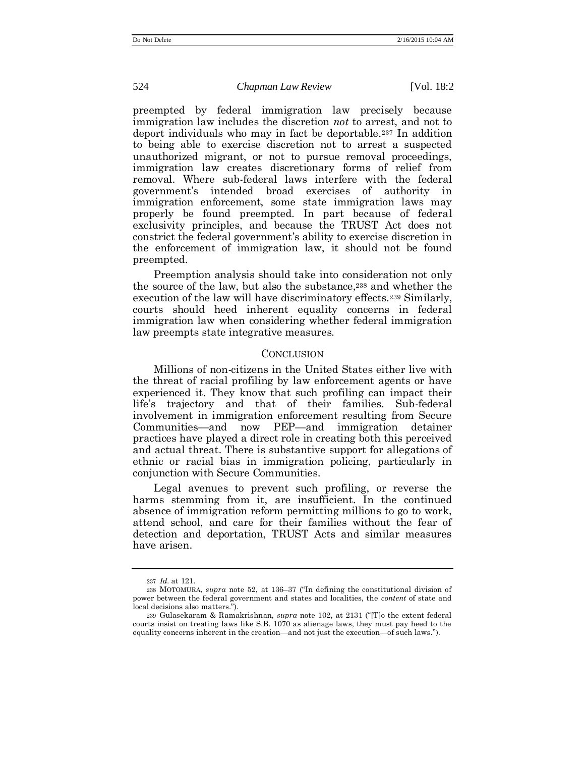preempted by federal immigration law precisely because immigration law includes the discretion *not* to arrest, and not to deport individuals who may in fact be deportable.[237] In addition to being able to exercise discretion not to arrest a suspected unauthorized migrant, or not to pursue removal proceedings, immigration law creates discretionary forms of relief from removal. Where sub-federal laws interfere with the federal government's intended broad exercises of authority in immigration enforcement, some state immigration laws may properly be found preempted. In part because of federal exclusivity principles, and because the TRUST Act does not constrict the federal government's ability to exercise discretion in the enforcement of immigration law, it should not be found preempted.

Preemption analysis should take into consideration not only the source of the law, but also the substance,[238] and whether the execution of the law will have discriminatory effects.[239] Similarly, courts should heed inherent equality concerns in federal immigration law when considering whether federal immigration law preempts state integrative measures.

## CONCLUSION

Millions of non-citizens in the United States either live with the threat of racial profiling by law enforcement agents or have experienced it. They know that such profiling can impact their life's trajectory and that of their families. Sub-federal involvement in immigration enforcement resulting from Secure Communities—and now PEP—and immigration detainer practices have played a direct role in creating both this perceived and actual threat. There is substantive support for allegations of ethnic or racial bias in immigration policing, particularly in conjunction with Secure Communities.

Legal avenues to prevent such profiling, or reverse the harms stemming from it, are insufficient. In the continued absence of immigration reform permitting millions to go to work, attend school, and care for their families without the fear of detection and deportation, TRUST Acts and similar measures have arisen.

---

237 *Id.* at 121.

238 MOTOMURA, *supra* note 52, at 136–37 ("In defining the constitutional division of power between the federal government and states and localities, the *content* of state and local decisions also matters.").

239 Gulasekaram & Ramakrishnan, *supra* note 102, at 2131 ("[T]o the extent federal courts insist on treating laws like S.B. 1070 as alienage laws, they must pay heed to the equality concerns inherent in the creation—and not just the execution—of such laws.").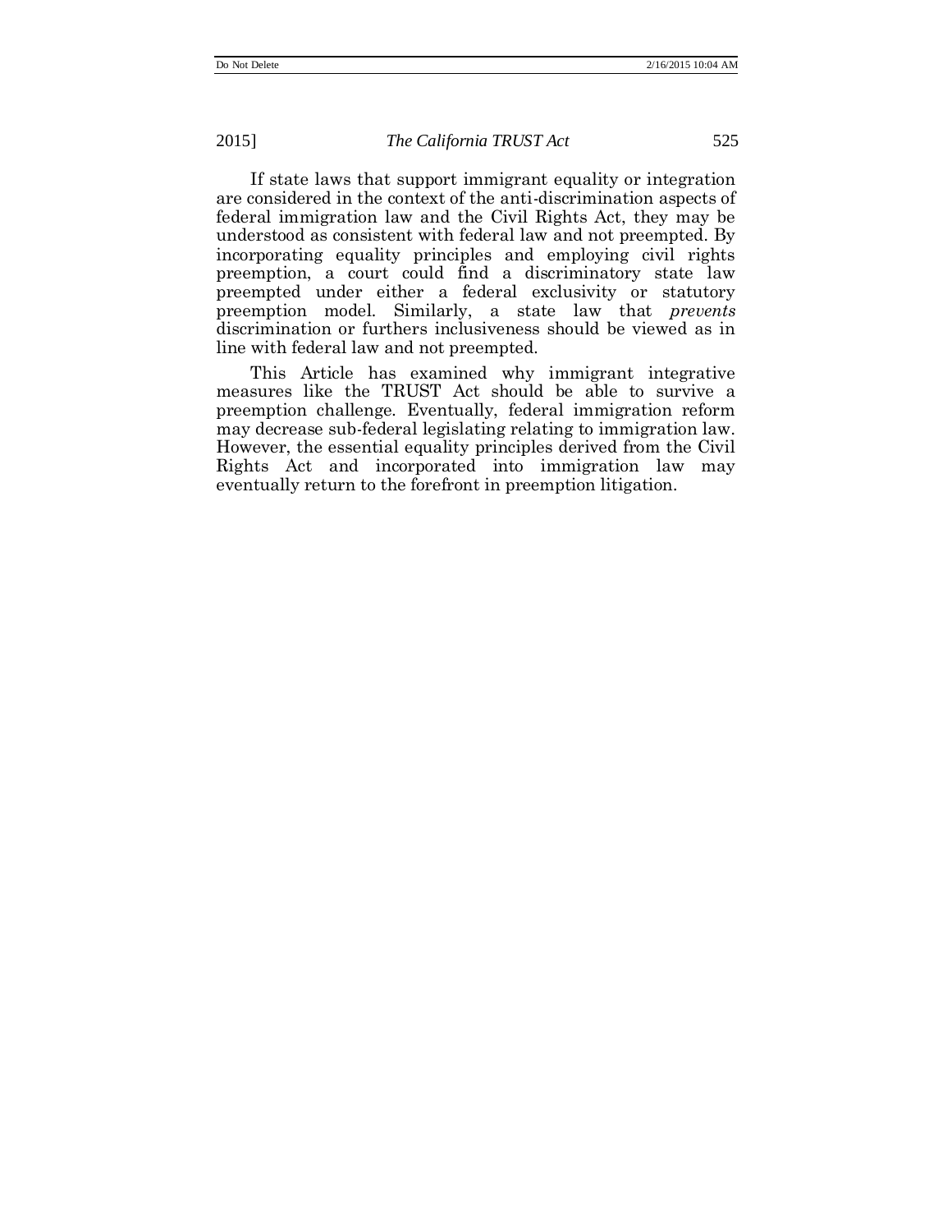If state laws that support immigrant equality or integration are considered in the context of the anti-discrimination aspects of federal immigration law and the Civil Rights Act, they may be understood as consistent with federal law and not preempted. By incorporating equality principles and employing civil rights preemption, a court could find a discriminatory state law preempted under either a federal exclusivity or statutory preemption model. Similarly, a state law that *prevents* discrimination or furthers inclusiveness should be viewed as in line with federal law and not preempted.

This Article has examined why immigrant integrative measures like the TRUST Act should be able to survive a preemption challenge. Eventually, federal immigration reform may decrease sub-federal legislating relating to immigration law. However, the essential equality principles derived from the Civil Rights Act and incorporated into immigration law may eventually return to the forefront in preemption litigation.